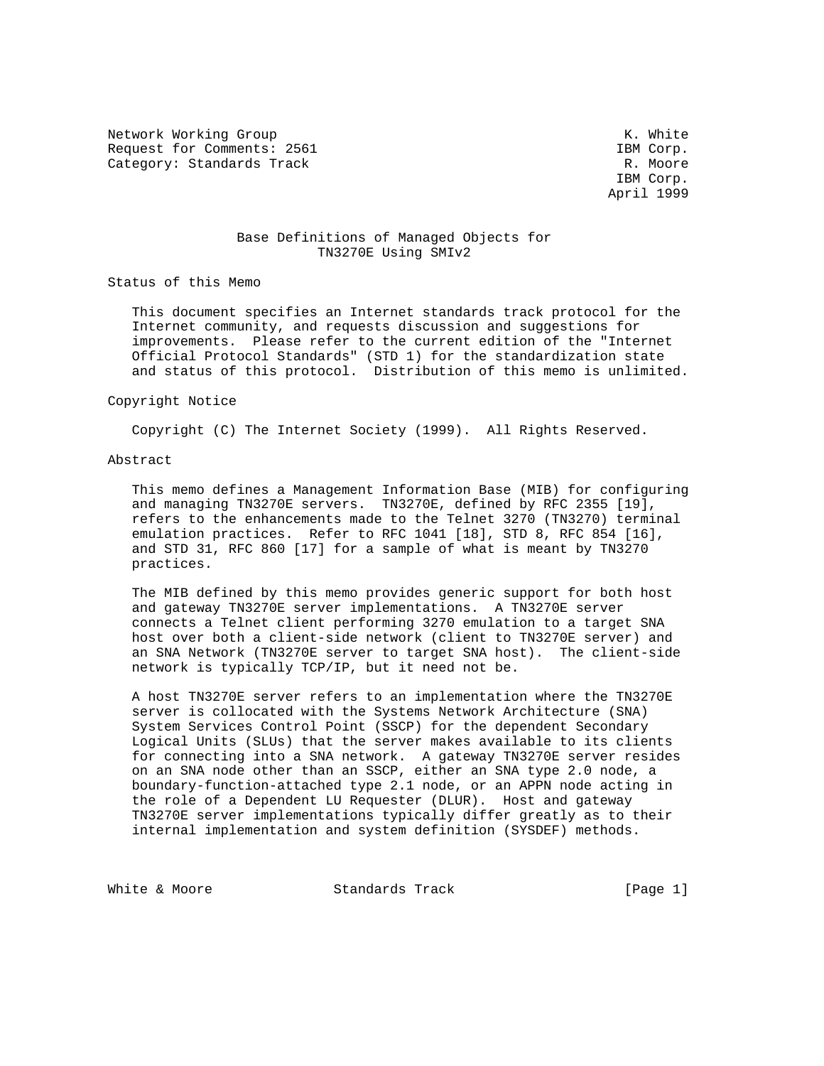Network Working Group K. White
Request for Comments: 2561 IBM Corp.
Category: Standards Track R. Moore
IBM Corp.
April 1999

# Base Definitions of Managed Objects for TN3270E Using SMIv2

## Status of this Memo

This document specifies an Internet standards track protocol for the Internet community, and requests discussion and suggestions for improvements. Please refer to the current edition of the "Internet Official Protocol Standards" (STD 1) for the standardization state and status of this protocol. Distribution of this memo is unlimited.

## Copyright Notice

Copyright (C) The Internet Society (1999). All Rights Reserved.

## Abstract

This memo defines a Management Information Base (MIB) for configuring and managing TN3270E servers. TN3270E, defined by RFC 2355 [19], refers to the enhancements made to the Telnet 3270 (TN3270) terminal emulation practices. Refer to RFC 1041 [18], STD 8, RFC 854 [16], and STD 31, RFC 860 [17] for a sample of what is meant by TN3270 practices.

The MIB defined by this memo provides generic support for both host and gateway TN3270E server implementations. A TN3270E server connects a Telnet client performing 3270 emulation to a target SNA host over both a client-side network (client to TN3270E server) and an SNA Network (TN3270E server to target SNA host). The client-side network is typically TCP/IP, but it need not be.

A host TN3270E server refers to an implementation where the TN3270E server is collocated with the Systems Network Architecture (SNA) System Services Control Point (SSCP) for the dependent Secondary Logical Units (SLUs) that the server makes available to its clients for connecting into a SNA network. A gateway TN3270E server resides on an SNA node other than an SSCP, either an SNA type 2.0 node, a boundary-function-attached type 2.1 node, or an APPN node acting in the role of a Dependent LU Requester (DLUR). Host and gateway TN3270E server implementations typically differ greatly as to their internal implementation and system definition (SYSDEF) methods.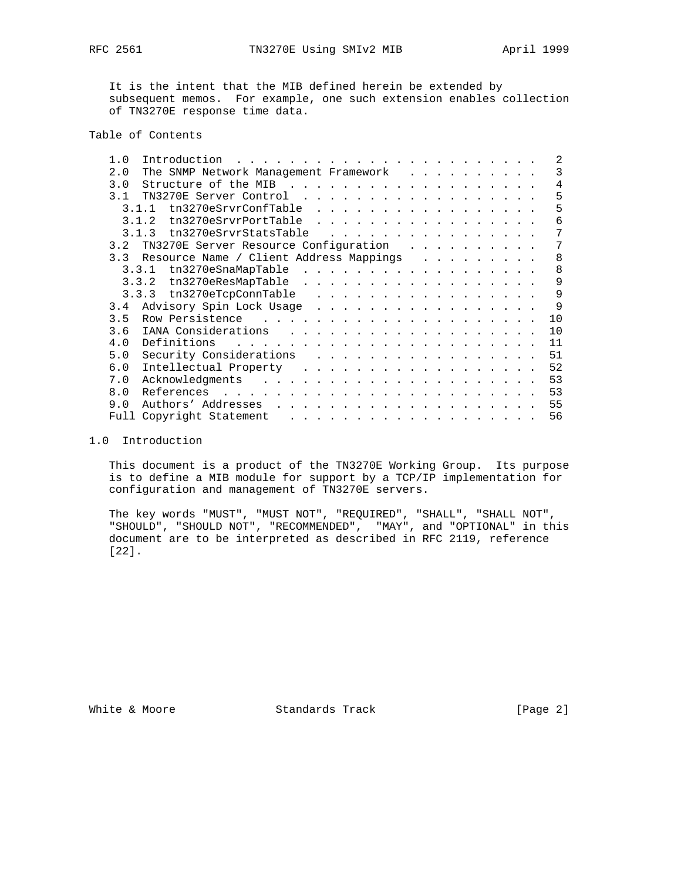It is the intent that the MIB defined herein be extended by subsequent memos. For example, one such extension enables collection of TN3270E response time data.

Table of Contents

```
   1.0  Introduction  . . . . . . . . . . . . . . . . . . . . . . . .  2
   2.0  The SNMP Network Management Framework  . . . . . . . . . . .  3
   3.0  Structure of the MIB . . . . . . . . . . . . . . . . . . . .  4
   3.1  TN3270E Server Control . . . . . . . . . . . . . . . . . . .  5
     3.1.1  tn3270eSrvrConfTable  . . . . . . . . . . . . . . . . .  5
     3.1.2  tn3270eSrvrPortTable  . . . . . . . . . . . . . . . . .  6
     3.1.3  tn3270eSrvrStatsTable   . . . . . . . . . . . . . . . .  7
   3.2  TN3270E Server Resource Configuration  . . . . . . . . . . .  7
   3.3  Resource Name / Client Address Mappings  . . . . . . . . . .  8
     3.3.1  tn3270eSnaMapTable  . . . . . . . . . . . . . . . . . .  8
     3.3.2  tn3270eResMapTable  . . . . . . . . . . . . . . . . . .  9
     3.3.3  tn3270eTcpConnTable   . . . . . . . . . . . . . . . . .  9
   3.4  Advisory Spin Lock Usage  . . . . . . . . . . . . . . . . .  9
   3.5  Row Persistence   . . . . . . . . . . . . . . . . . . . . . 10
   3.6  IANA Considerations   . . . . . . . . . . . . . . . . . . . 10
   4.0  Definitions   . . . . . . . . . . . . . . . . . . . . . . . 11
   5.0  Security Considerations   . . . . . . . . . . . . . . . . . 51
   6.0  Intellectual Property   . . . . . . . . . . . . . . . . . . 52
   7.0  Acknowledgments   . . . . . . . . . . . . . . . . . . . . . 53
   8.0  References  . . . . . . . . . . . . . . . . . . . . . . . . 53
   9.0  Authors' Addresses  . . . . . . . . . . . . . . . . . . . . 55
   Full Copyright Statement   . . . . . . . . . . . . . . . . . . . 56
```

## 1.0 Introduction

This document is a product of the TN3270E Working Group. Its purpose is to define a MIB module for support by a TCP/IP implementation for configuration and management of TN3270E servers.

The key words "MUST", "MUST NOT", "REQUIRED", "SHALL", "SHALL NOT", "SHOULD", "SHOULD NOT", "RECOMMENDED", "MAY", and "OPTIONAL" in this document are to be interpreted as described in RFC 2119, reference [22].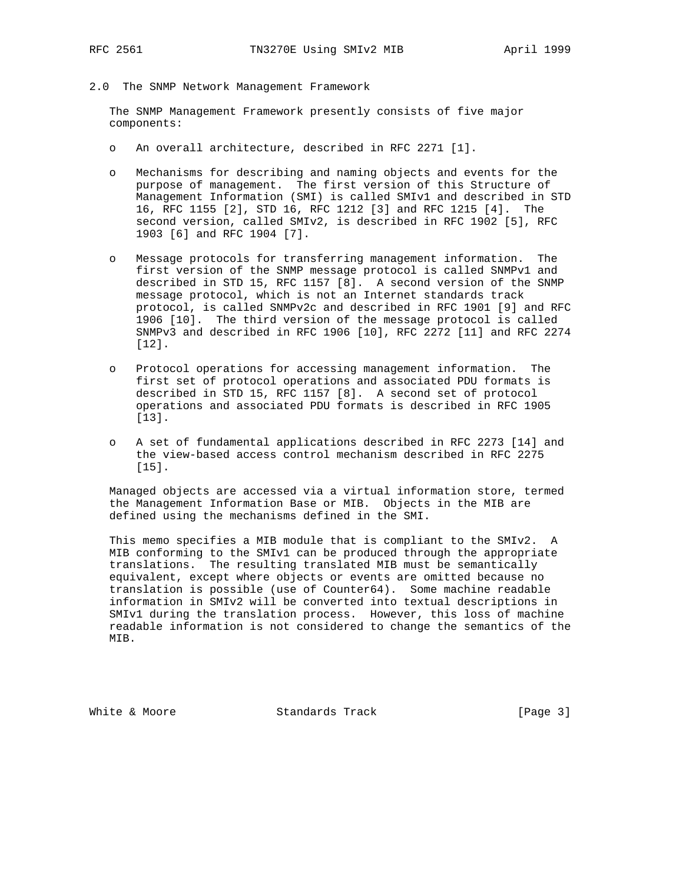## 2.0 The SNMP Network Management Framework

The SNMP Management Framework presently consists of five major components:

- An overall architecture, described in RFC 2271 [1].

- Mechanisms for describing and naming objects and events for the purpose of management. The first version of this Structure of Management Information (SMI) is called SMIv1 and described in STD 16, RFC 1155 [2], STD 16, RFC 1212 [3] and RFC 1215 [4]. The second version, called SMIv2, is described in RFC 1902 [5], RFC 1903 [6] and RFC 1904 [7].

- Message protocols for transferring management information. The first version of the SNMP message protocol is called SNMPv1 and described in STD 15, RFC 1157 [8]. A second version of the SNMP message protocol, which is not an Internet standards track protocol, is called SNMPv2c and described in RFC 1901 [9] and RFC 1906 [10]. The third version of the message protocol is called SNMPv3 and described in RFC 1906 [10], RFC 2272 [11] and RFC 2274 [12].

- Protocol operations for accessing management information. The first set of protocol operations and associated PDU formats is described in STD 15, RFC 1157 [8]. A second set of protocol operations and associated PDU formats is described in RFC 1905 [13].

- A set of fundamental applications described in RFC 2273 [14] and the view-based access control mechanism described in RFC 2275 [15].

Managed objects are accessed via a virtual information store, termed the Management Information Base or MIB. Objects in the MIB are defined using the mechanisms defined in the SMI.

This memo specifies a MIB module that is compliant to the SMIv2. A MIB conforming to the SMIv1 can be produced through the appropriate translations. The resulting translated MIB must be semantically equivalent, except where objects or events are omitted because no translation is possible (use of Counter64). Some machine readable information in SMIv2 will be converted into textual descriptions in SMIv1 during the translation process. However, this loss of machine readable information is not considered to change the semantics of the MIB.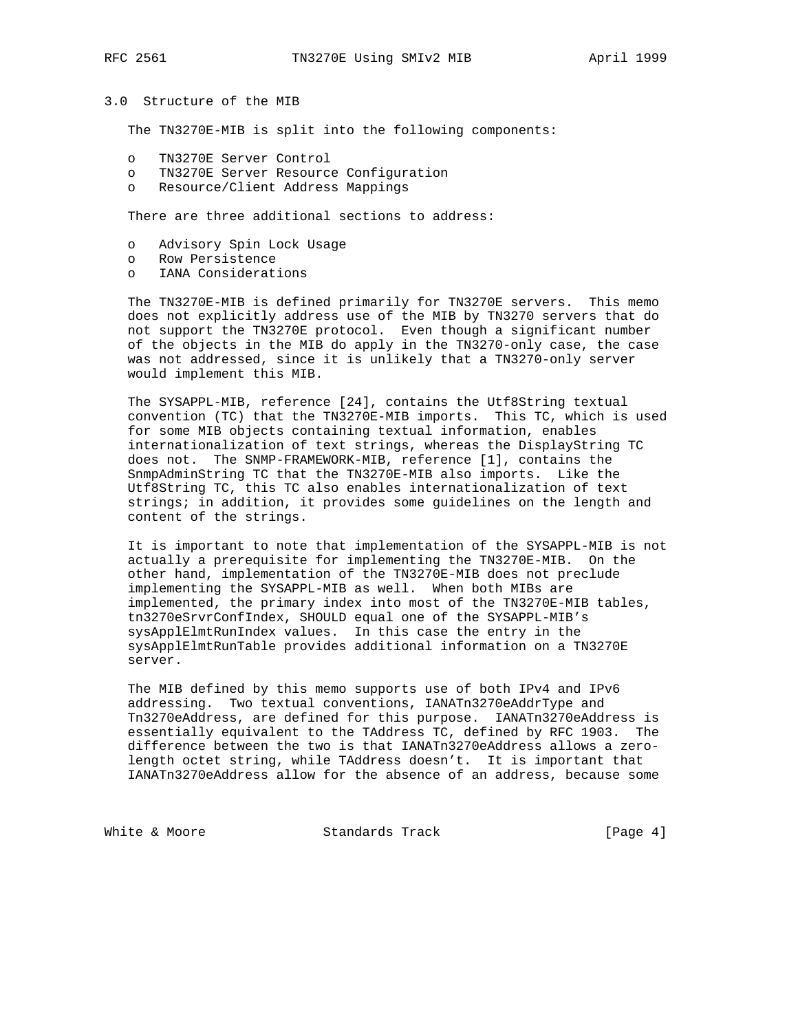## 3.0 Structure of the MIB

The TN3270E-MIB is split into the following components:

- TN3270E Server Control
- TN3270E Server Resource Configuration
- Resource/Client Address Mappings

There are three additional sections to address:

- Advisory Spin Lock Usage
- Row Persistence
- IANA Considerations

The TN3270E-MIB is defined primarily for TN3270E servers. This memo does not explicitly address use of the MIB by TN3270 servers that do not support the TN3270E protocol. Even though a significant number of the objects in the MIB do apply in the TN3270-only case, the case was not addressed, since it is unlikely that a TN3270-only server would implement this MIB.

The SYSAPPL-MIB, reference [24], contains the Utf8String textual convention (TC) that the TN3270E-MIB imports. This TC, which is used for some MIB objects containing textual information, enables internationalization of text strings, whereas the DisplayString TC does not. The SNMP-FRAMEWORK-MIB, reference [1], contains the SnmpAdminString TC that the TN3270E-MIB also imports. Like the Utf8String TC, this TC also enables internationalization of text strings; in addition, it provides some guidelines on the length and content of the strings.

It is important to note that implementation of the SYSAPPL-MIB is not actually a prerequisite for implementing the TN3270E-MIB. On the other hand, implementation of the TN3270E-MIB does not preclude implementing the SYSAPPL-MIB as well. When both MIBs are implemented, the primary index into most of the TN3270E-MIB tables, tn3270eSrvrConfIndex, SHOULD equal one of the SYSAPPL-MIB's sysApplElmtRunIndex values. In this case the entry in the sysApplElmtRunTable provides additional information on a TN3270E server.

The MIB defined by this memo supports use of both IPv4 and IPv6 addressing. Two textual conventions, IANATn3270eAddrType and Tn3270eAddress, are defined for this purpose. IANATn3270eAddress is essentially equivalent to the TAddress TC, defined by RFC 1903. The difference between the two is that IANATn3270eAddress allows a zero-length octet string, while TAddress doesn't. It is important that IANATn3270eAddress allow for the absence of an address, because some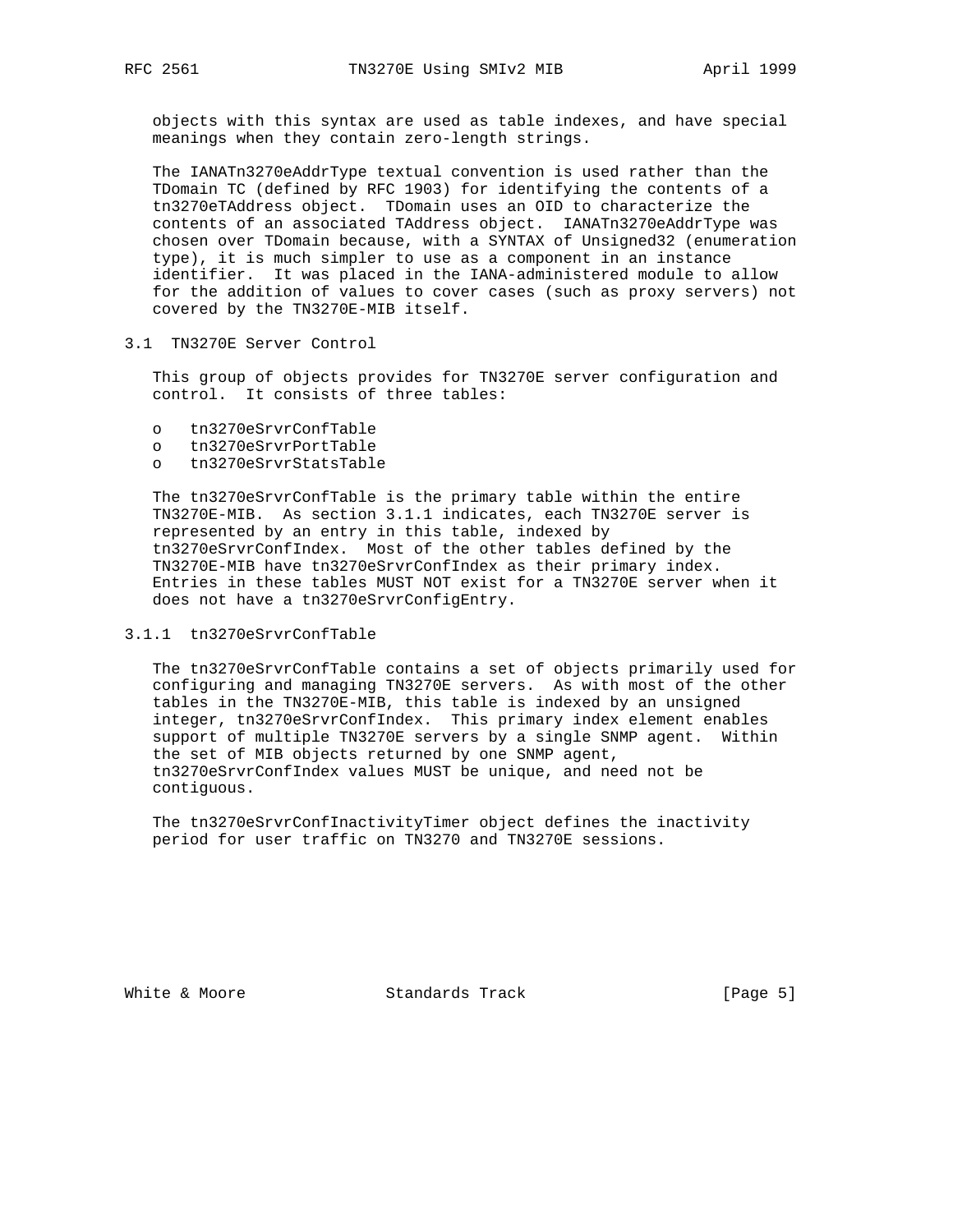objects with this syntax are used as table indexes, and have special meanings when they contain zero-length strings.

The IANATn3270eAddrType textual convention is used rather than the TDomain TC (defined by RFC 1903) for identifying the contents of a tn3270eTAddress object. TDomain uses an OID to characterize the contents of an associated TAddress object. IANATn3270eAddrType was chosen over TDomain because, with a SYNTAX of Unsigned32 (enumeration type), it is much simpler to use as a component in an instance identifier. It was placed in the IANA-administered module to allow for the addition of values to cover cases (such as proxy servers) not covered by the TN3270E-MIB itself.

### 3.1 TN3270E Server Control

This group of objects provides for TN3270E server configuration and control. It consists of three tables:

- tn3270eSrvrConfTable
- tn3270eSrvrPortTable
- tn3270eSrvrStatsTable

The tn3270eSrvrConfTable is the primary table within the entire TN3270E-MIB. As section 3.1.1 indicates, each TN3270E server is represented by an entry in this table, indexed by tn3270eSrvrConfIndex. Most of the other tables defined by the TN3270E-MIB have tn3270eSrvrConfIndex as their primary index. Entries in these tables MUST NOT exist for a TN3270E server when it does not have a tn3270eSrvrConfigEntry.

#### 3.1.1 tn3270eSrvrConfTable

The tn3270eSrvrConfTable contains a set of objects primarily used for configuring and managing TN3270E servers. As with most of the other tables in the TN3270E-MIB, this table is indexed by an unsigned integer, tn3270eSrvrConfIndex. This primary index element enables support of multiple TN3270E servers by a single SNMP agent. Within the set of MIB objects returned by one SNMP agent, tn3270eSrvrConfIndex values MUST be unique, and need not be contiguous.

The tn3270eSrvrConfInactivityTimer object defines the inactivity period for user traffic on TN3270 and TN3270E sessions.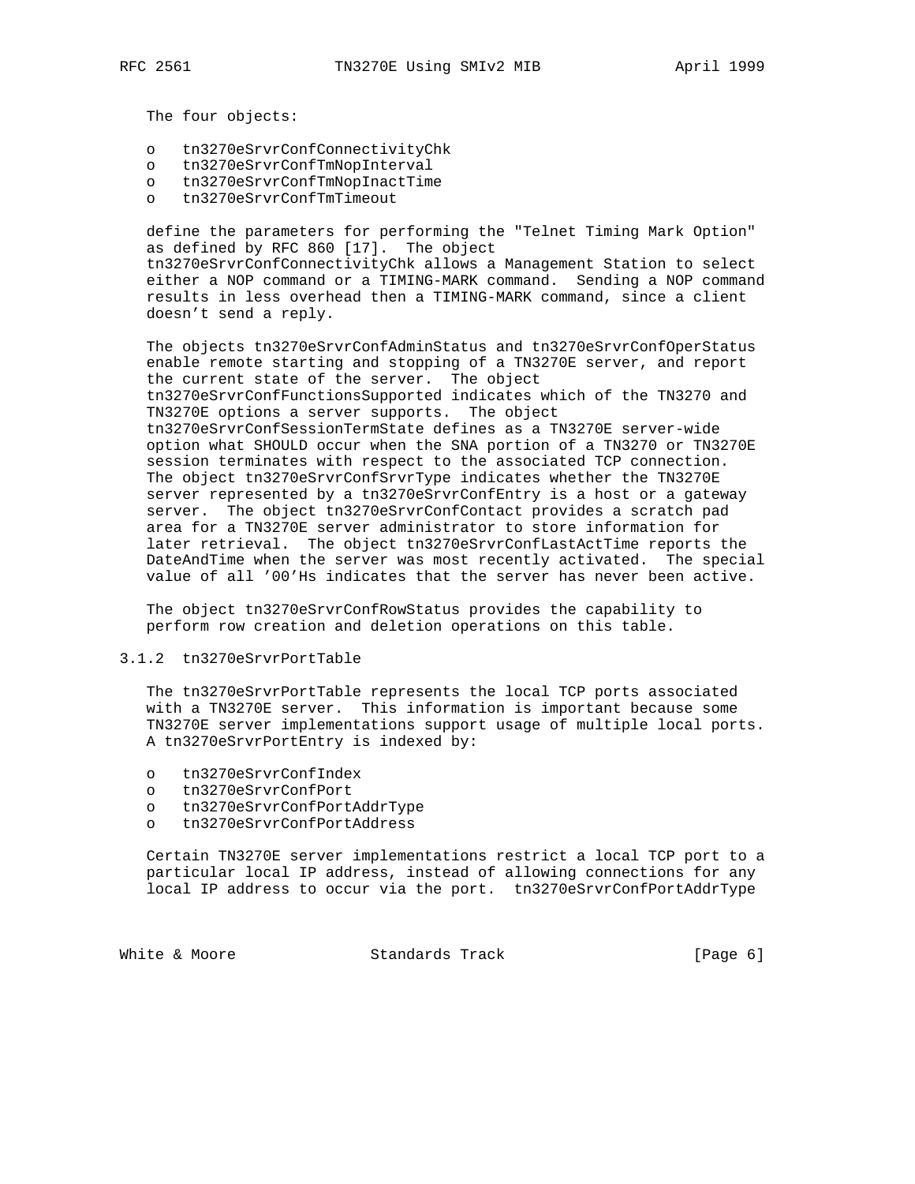The four objects:

- o tn3270eSrvrConfConnectivityChk
- o tn3270eSrvrConfTmNopInterval
- o tn3270eSrvrConfTmNopInactTime
- o tn3270eSrvrConfTmTimeout

define the parameters for performing the "Telnet Timing Mark Option" as defined by RFC 860 [17]. The object tn3270eSrvrConfConnectivityChk allows a Management Station to select either a NOP command or a TIMING-MARK command. Sending a NOP command results in less overhead then a TIMING-MARK command, since a client doesn't send a reply.

The objects tn3270eSrvrConfAdminStatus and tn3270eSrvrConfOperStatus enable remote starting and stopping of a TN3270E server, and report the current state of the server. The object tn3270eSrvrConfFunctionsSupported indicates which of the TN3270 and TN3270E options a server supports. The object tn3270eSrvrConfSessionTermState defines as a TN3270E server-wide option what SHOULD occur when the SNA portion of a TN3270 or TN3270E session terminates with respect to the associated TCP connection. The object tn3270eSrvrConfSrvrType indicates whether the TN3270E server represented by a tn3270eSrvrConfEntry is a host or a gateway server. The object tn3270eSrvrConfContact provides a scratch pad area for a TN3270E server administrator to store information for later retrieval. The object tn3270eSrvrConfLastActTime reports the DateAndTime when the server was most recently activated. The special value of all '00'Hs indicates that the server has never been active.

The object tn3270eSrvrConfRowStatus provides the capability to perform row creation and deletion operations on this table.

### 3.1.2 tn3270eSrvrPortTable

The tn3270eSrvrPortTable represents the local TCP ports associated with a TN3270E server. This information is important because some TN3270E server implementations support usage of multiple local ports. A tn3270eSrvrPortEntry is indexed by:

- o tn3270eSrvrConfIndex
- o tn3270eSrvrConfPort
- o tn3270eSrvrConfPortAddrType
- o tn3270eSrvrConfPortAddress

Certain TN3270E server implementations restrict a local TCP port to a particular local IP address, instead of allowing connections for any local IP address to occur via the port. tn3270eSrvrConfPortAddrType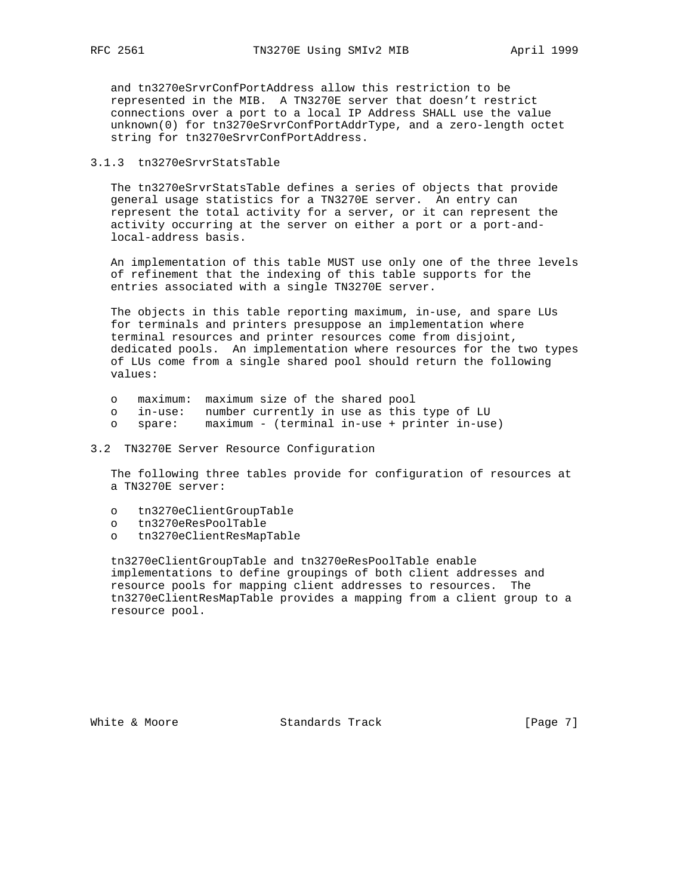and tn3270eSrvrConfPortAddress allow this restriction to be represented in the MIB. A TN3270E server that doesn't restrict connections over a port to a local IP Address SHALL use the value unknown(0) for tn3270eSrvrConfPortAddrType, and a zero-length octet string for tn3270eSrvrConfPortAddress.

### 3.1.3 tn3270eSrvrStatsTable

The tn3270eSrvrStatsTable defines a series of objects that provide general usage statistics for a TN3270E server. An entry can represent the total activity for a server, or it can represent the activity occurring at the server on either a port or a port-and-local-address basis.

An implementation of this table MUST use only one of the three levels of refinement that the indexing of this table supports for the entries associated with a single TN3270E server.

The objects in this table reporting maximum, in-use, and spare LUs for terminals and printers presuppose an implementation where terminal resources and printer resources come from disjoint, dedicated pools. An implementation where resources for the two types of LUs come from a single shared pool should return the following values:

- maximum: maximum size of the shared pool
- in-use: number currently in use as this type of LU
- spare: maximum - (terminal in-use + printer in-use)

## 3.2 TN3270E Server Resource Configuration

The following three tables provide for configuration of resources at a TN3270E server:

- tn3270eClientGroupTable
- tn3270eResPoolTable
- tn3270eClientResMapTable

tn3270eClientGroupTable and tn3270eResPoolTable enable implementations to define groupings of both client addresses and resource pools for mapping client addresses to resources. The tn3270eClientResMapTable provides a mapping from a client group to a resource pool.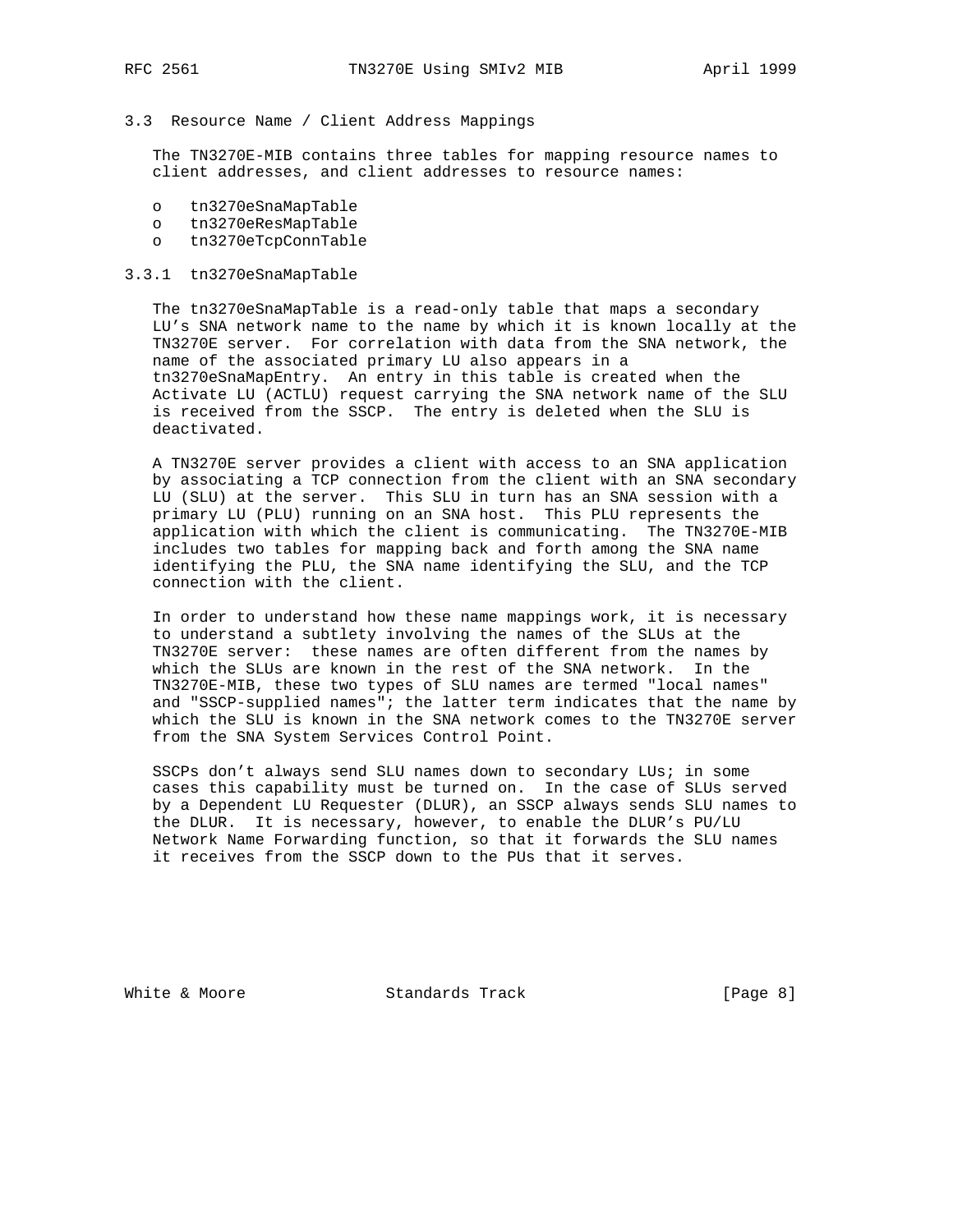### 3.3 Resource Name / Client Address Mappings

The TN3270E-MIB contains three tables for mapping resource names to client addresses, and client addresses to resource names:

- tn3270eSnaMapTable
- tn3270eResMapTable
- tn3270eTcpConnTable

#### 3.3.1 tn3270eSnaMapTable

The tn3270eSnaMapTable is a read-only table that maps a secondary LU's SNA network name to the name by which it is known locally at the TN3270E server. For correlation with data from the SNA network, the name of the associated primary LU also appears in a tn3270eSnaMapEntry. An entry in this table is created when the Activate LU (ACTLU) request carrying the SNA network name of the SLU is received from the SSCP. The entry is deleted when the SLU is deactivated.

A TN3270E server provides a client with access to an SNA application by associating a TCP connection from the client with an SNA secondary LU (SLU) at the server. This SLU in turn has an SNA session with a primary LU (PLU) running on an SNA host. This PLU represents the application with which the client is communicating. The TN3270E-MIB includes two tables for mapping back and forth among the SNA name identifying the PLU, the SNA name identifying the SLU, and the TCP connection with the client.

In order to understand how these name mappings work, it is necessary to understand a subtlety involving the names of the SLUs at the TN3270E server: these names are often different from the names by which the SLUs are known in the rest of the SNA network. In the TN3270E-MIB, these two types of SLU names are termed "local names" and "SSCP-supplied names"; the latter term indicates that the name by which the SLU is known in the SNA network comes to the TN3270E server from the SNA System Services Control Point.

SSCPs don't always send SLU names down to secondary LUs; in some cases this capability must be turned on. In the case of SLUs served by a Dependent LU Requester (DLUR), an SSCP always sends SLU names to the DLUR. It is necessary, however, to enable the DLUR's PU/LU Network Name Forwarding function, so that it forwards the SLU names it receives from the SSCP down to the PUs that it serves.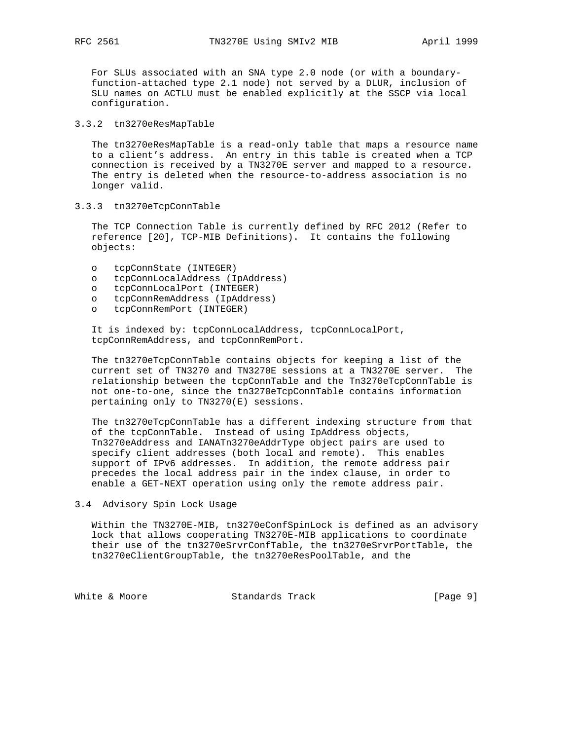For SLUs associated with an SNA type 2.0 node (or with a boundary-function-attached type 2.1 node) not served by a DLUR, inclusion of SLU names on ACTLU must be enabled explicitly at the SSCP via local configuration.

### 3.3.2 tn3270eResMapTable

The tn3270eResMapTable is a read-only table that maps a resource name to a client's address. An entry in this table is created when a TCP connection is received by a TN3270E server and mapped to a resource. The entry is deleted when the resource-to-address association is no longer valid.

### 3.3.3 tn3270eTcpConnTable

The TCP Connection Table is currently defined by RFC 2012 (Refer to reference [20], TCP-MIB Definitions). It contains the following objects:

- tcpConnState (INTEGER)
- tcpConnLocalAddress (IpAddress)
- tcpConnLocalPort (INTEGER)
- tcpConnRemAddress (IpAddress)
- tcpConnRemPort (INTEGER)

It is indexed by: tcpConnLocalAddress, tcpConnLocalPort, tcpConnRemAddress, and tcpConnRemPort.

The tn3270eTcpConnTable contains objects for keeping a list of the current set of TN3270 and TN3270E sessions at a TN3270E server. The relationship between the tcpConnTable and the Tn3270eTcpConnTable is not one-to-one, since the tn3270eTcpConnTable contains information pertaining only to TN3270(E) sessions.

The tn3270eTcpConnTable has a different indexing structure from that of the tcpConnTable. Instead of using IpAddress objects, Tn3270eAddress and IANATn3270eAddrType object pairs are used to specify client addresses (both local and remote). This enables support of IPv6 addresses. In addition, the remote address pair precedes the local address pair in the index clause, in order to enable a GET-NEXT operation using only the remote address pair.

## 3.4 Advisory Spin Lock Usage

Within the TN3270E-MIB, tn3270eConfSpinLock is defined as an advisory lock that allows cooperating TN3270E-MIB applications to coordinate their use of the tn3270eSrvrConfTable, the tn3270eSrvrPortTable, the tn3270eClientGroupTable, the tn3270eResPoolTable, and the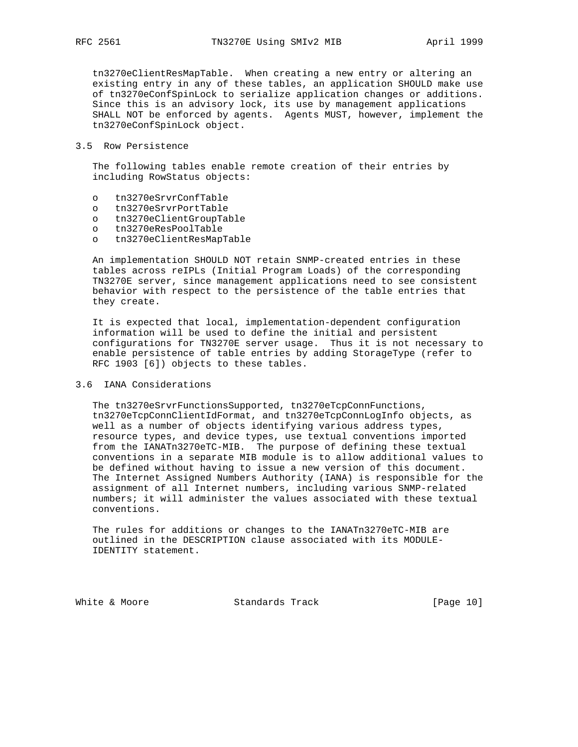tn3270eClientResMapTable. When creating a new entry or altering an existing entry in any of these tables, an application SHOULD make use of tn3270eConfSpinLock to serialize application changes or additions. Since this is an advisory lock, its use by management applications SHALL NOT be enforced by agents. Agents MUST, however, implement the tn3270eConfSpinLock object.

## 3.5 Row Persistence

The following tables enable remote creation of their entries by including RowStatus objects:

- tn3270eSrvrConfTable
- tn3270eSrvrPortTable
- tn3270eClientGroupTable
- tn3270eResPoolTable
- tn3270eClientResMapTable

An implementation SHOULD NOT retain SNMP-created entries in these tables across reIPLs (Initial Program Loads) of the corresponding TN3270E server, since management applications need to see consistent behavior with respect to the persistence of the table entries that they create.

It is expected that local, implementation-dependent configuration information will be used to define the initial and persistent configurations for TN3270E server usage. Thus it is not necessary to enable persistence of table entries by adding StorageType (refer to RFC 1903 [6]) objects to these tables.

## 3.6 IANA Considerations

The tn3270eSrvrFunctionsSupported, tn3270eTcpConnFunctions, tn3270eTcpConnClientIdFormat, and tn3270eTcpConnLogInfo objects, as well as a number of objects identifying various address types, resource types, and device types, use textual conventions imported from the IANATn3270eTC-MIB. The purpose of defining these textual conventions in a separate MIB module is to allow additional values to be defined without having to issue a new version of this document. The Internet Assigned Numbers Authority (IANA) is responsible for the assignment of all Internet numbers, including various SNMP-related numbers; it will administer the values associated with these textual conventions.

The rules for additions or changes to the IANATn3270eTC-MIB are outlined in the DESCRIPTION clause associated with its MODULE-IDENTITY statement.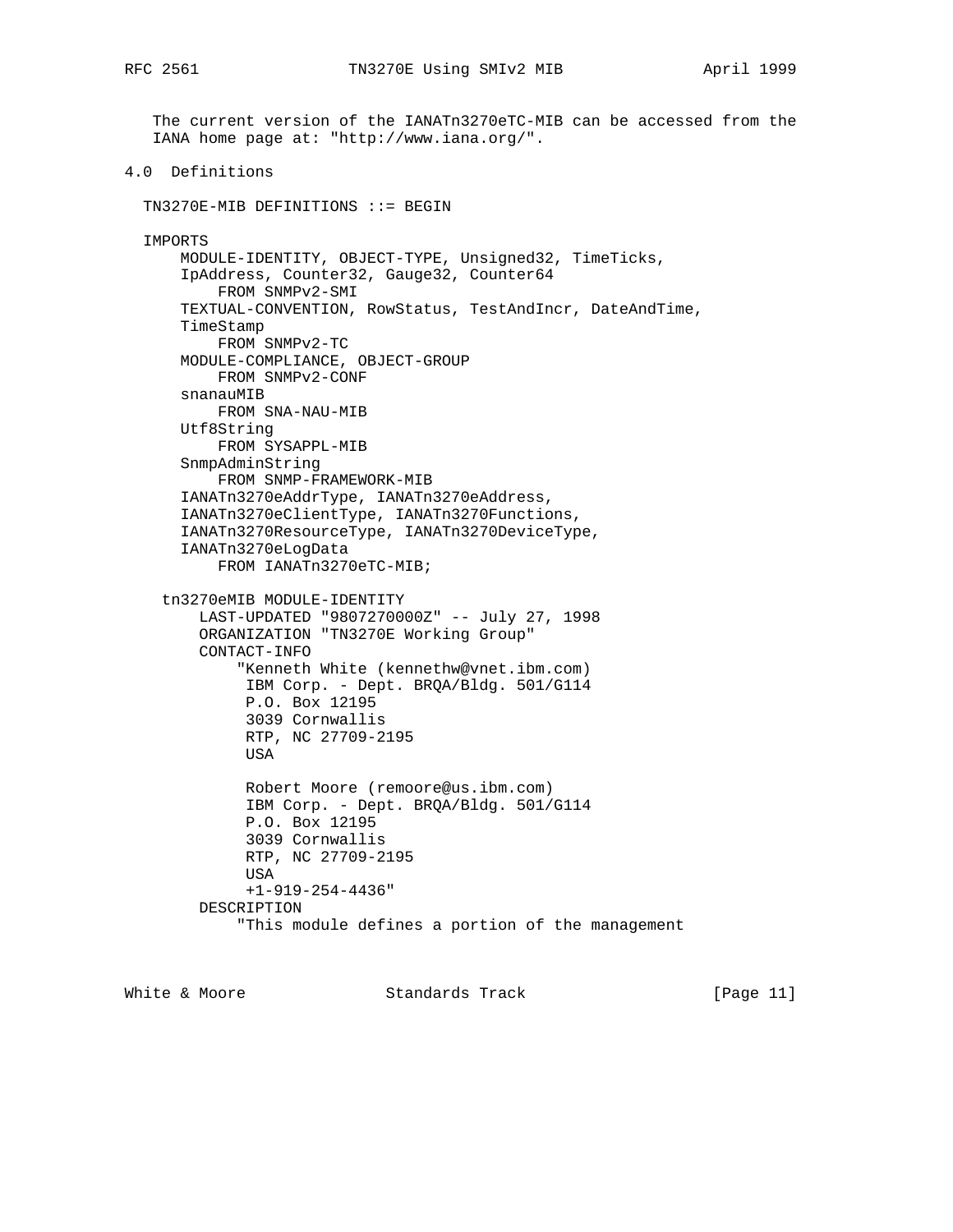The current version of the IANATn3270eTC-MIB can be accessed from the IANA home page at: "http://www.iana.org/".

## 4.0 Definitions

```
  TN3270E-MIB DEFINITIONS ::= BEGIN

  IMPORTS
      MODULE-IDENTITY, OBJECT-TYPE, Unsigned32, TimeTicks,
      IpAddress, Counter32, Gauge32, Counter64
          FROM SNMPv2-SMI
      TEXTUAL-CONVENTION, RowStatus, TestAndIncr, DateAndTime,
      TimeStamp
          FROM SNMPv2-TC
      MODULE-COMPLIANCE, OBJECT-GROUP
          FROM SNMPv2-CONF
      snanauMIB
          FROM SNA-NAU-MIB
      Utf8String
          FROM SYSAPPL-MIB
      SnmpAdminString
          FROM SNMP-FRAMEWORK-MIB
      IANATn3270eAddrType, IANATn3270eAddress,
      IANATn3270eClientType, IANATn3270Functions,
      IANATn3270ResourceType, IANATn3270DeviceType,
      IANATn3270eLogData
          FROM IANATn3270eTC-MIB;

    tn3270eMIB MODULE-IDENTITY
        LAST-UPDATED "9807270000Z" -- July 27, 1998
        ORGANIZATION "TN3270E Working Group"
        CONTACT-INFO
            "Kenneth White (kennethw@vnet.ibm.com)
             IBM Corp. - Dept. BRQA/Bldg. 501/G114
             P.O. Box 12195
             3039 Cornwallis
             RTP, NC 27709-2195
             USA

             Robert Moore (remoore@us.ibm.com)
             IBM Corp. - Dept. BRQA/Bldg. 501/G114
             P.O. Box 12195
             3039 Cornwallis
             RTP, NC 27709-2195
             USA
             +1-919-254-4436"
        DESCRIPTION
            "This module defines a portion of the management
```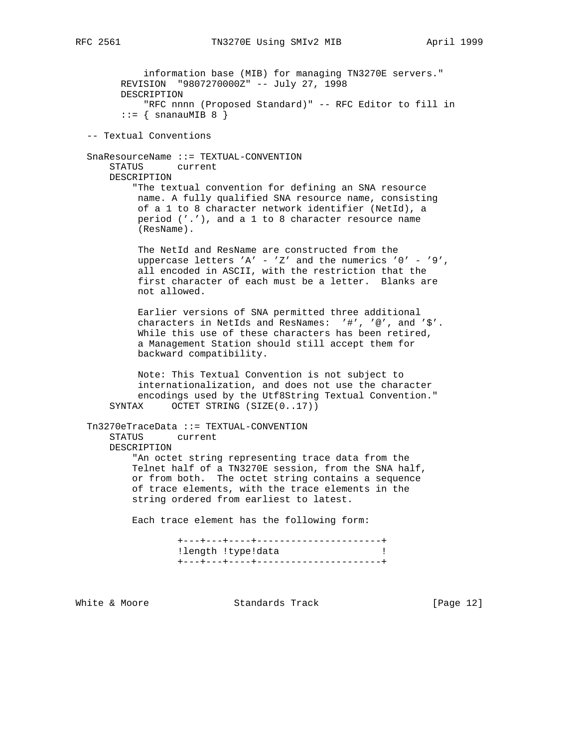```
            information base (MIB) for managing TN3270E servers."
        REVISION  "9807270000Z" -- July 27, 1998
        DESCRIPTION
            "RFC nnnn (Proposed Standard)" -- RFC Editor to fill in
        ::= { snanauMIB 8 }

  -- Textual Conventions

  SnaResourceName ::= TEXTUAL-CONVENTION
      STATUS      current
      DESCRIPTION
          "The textual convention for defining an SNA resource
           name. A fully qualified SNA resource name, consisting
           of a 1 to 8 character network identifier (NetId), a
           period ('.'), and a 1 to 8 character resource name
           (ResName).

           The NetId and ResName are constructed from the
           uppercase letters 'A' - 'Z' and the numerics '0' - '9',
           all encoded in ASCII, with the restriction that the
           first character of each must be a letter.  Blanks are
           not allowed.

           Earlier versions of SNA permitted three additional
           characters in NetIds and ResNames:  '#', '@', and '$'.
           While this use of these characters has been retired,
           a Management Station should still accept them for
           backward compatibility.

           Note: This Textual Convention is not subject to
           internationalization, and does not use the character
           encodings used by the Utf8String Textual Convention."
      SYNTAX     OCTET STRING (SIZE(0..17))

  Tn3270eTraceData ::= TEXTUAL-CONVENTION
      STATUS      current
      DESCRIPTION
          "An octet string representing trace data from the
          Telnet half of a TN3270E session, from the SNA half,
          or from both.  The octet string contains a sequence
          of trace elements, with the trace elements in the
          string ordered from earliest to latest.

          Each trace element has the following form:

                  +---+---+----+----------------------+
                  !length !type!data                  !
                  +---+---+----+----------------------+
```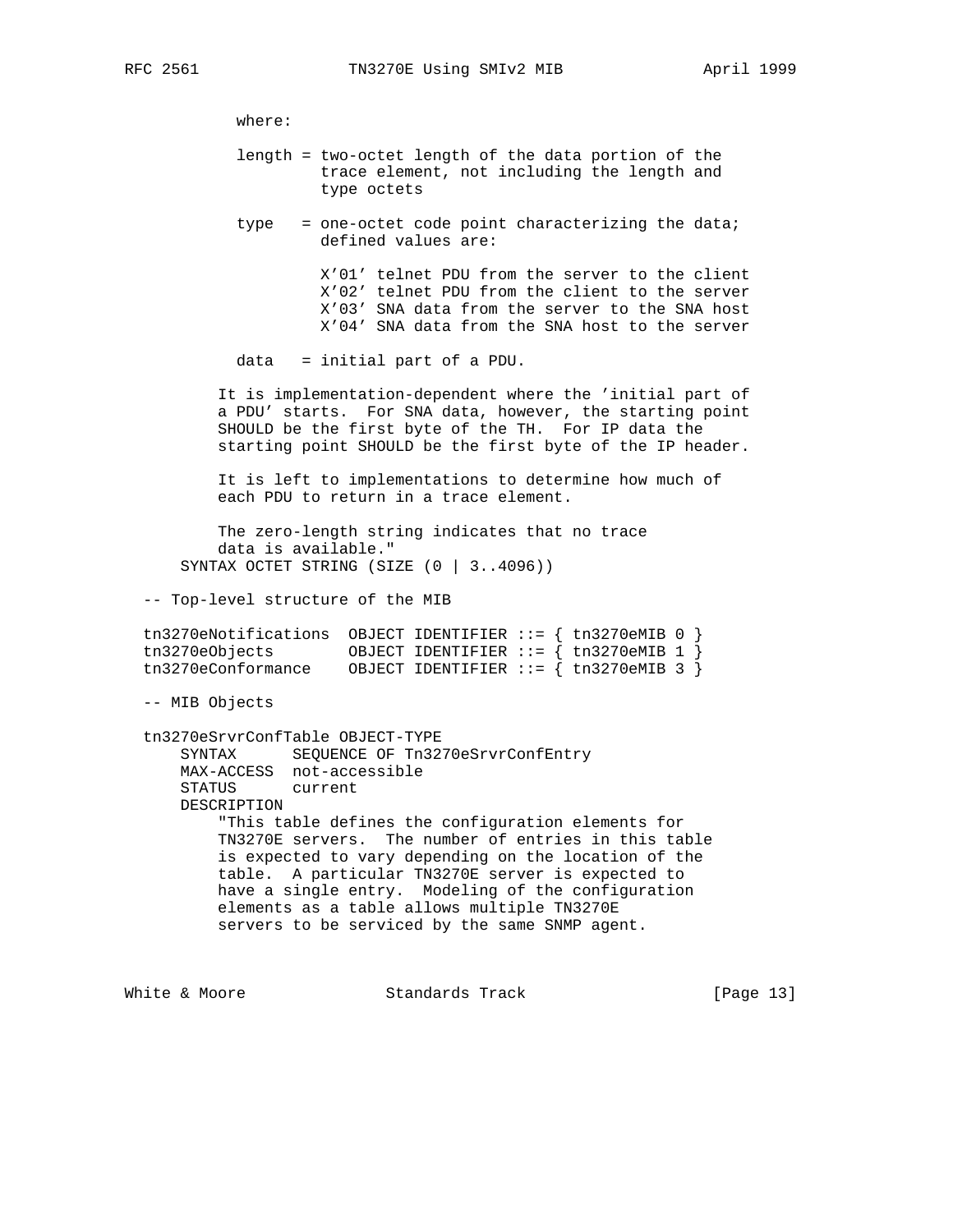```
          where:

          length = two-octet length of the data portion of the
                   trace element, not including the length and
                   type octets

          type   = one-octet code point characterizing the data;
                   defined values are:

                   X'01' telnet PDU from the server to the client
                   X'02' telnet PDU from the client to the server
                   X'03' SNA data from the server to the SNA host
                   X'04' SNA data from the SNA host to the server

          data   = initial part of a PDU.

        It is implementation-dependent where the 'initial part of
        a PDU' starts.  For SNA data, however, the starting point
        SHOULD be the first byte of the TH.  For IP data the
        starting point SHOULD be the first byte of the IP header.

        It is left to implementations to determine how much of
        each PDU to return in a trace element.

        The zero-length string indicates that no trace
        data is available."
    SYNTAX OCTET STRING (SIZE (0 | 3..4096))

-- Top-level structure of the MIB

tn3270eNotifications  OBJECT IDENTIFIER ::= { tn3270eMIB 0 }
tn3270eObjects        OBJECT IDENTIFIER ::= { tn3270eMIB 1 }
tn3270eConformance    OBJECT IDENTIFIER ::= { tn3270eMIB 3 }

-- MIB Objects

tn3270eSrvrConfTable OBJECT-TYPE
    SYNTAX      SEQUENCE OF Tn3270eSrvrConfEntry
    MAX-ACCESS  not-accessible
    STATUS      current
    DESCRIPTION
        "This table defines the configuration elements for
        TN3270E servers.  The number of entries in this table
        is expected to vary depending on the location of the
        table.  A particular TN3270E server is expected to
        have a single entry.  Modeling of the configuration
        elements as a table allows multiple TN3270E
        servers to be serviced by the same SNMP agent.
```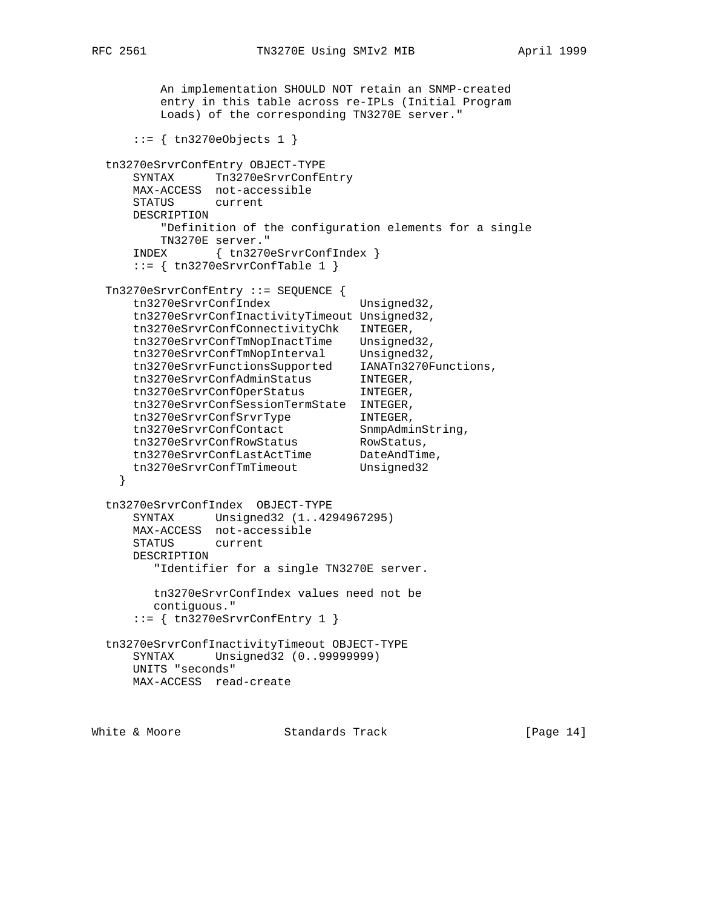```
          An implementation SHOULD NOT retain an SNMP-created
          entry in this table across re-IPLs (Initial Program
          Loads) of the corresponding TN3270E server."

      ::= { tn3270eObjects 1 }

  tn3270eSrvrConfEntry OBJECT-TYPE
      SYNTAX      Tn3270eSrvrConfEntry
      MAX-ACCESS  not-accessible
      STATUS      current
      DESCRIPTION
          "Definition of the configuration elements for a single
          TN3270E server."
      INDEX       { tn3270eSrvrConfIndex }
      ::= { tn3270eSrvrConfTable 1 }

  Tn3270eSrvrConfEntry ::= SEQUENCE {
      tn3270eSrvrConfIndex             Unsigned32,
      tn3270eSrvrConfInactivityTimeout Unsigned32,
      tn3270eSrvrConfConnectivityChk   INTEGER,
      tn3270eSrvrConfTmNopInactTime    Unsigned32,
      tn3270eSrvrConfTmNopInterval     Unsigned32,
      tn3270eSrvrFunctionsSupported    IANATn3270Functions,
      tn3270eSrvrConfAdminStatus       INTEGER,
      tn3270eSrvrConfOperStatus        INTEGER,
      tn3270eSrvrConfSessionTermState  INTEGER,
      tn3270eSrvrConfSrvrType          INTEGER,
      tn3270eSrvrConfContact           SnmpAdminString,
      tn3270eSrvrConfRowStatus         RowStatus,
      tn3270eSrvrConfLastActTime       DateAndTime,
      tn3270eSrvrConfTmTimeout         Unsigned32
    }

  tn3270eSrvrConfIndex  OBJECT-TYPE
      SYNTAX      Unsigned32 (1..4294967295)
      MAX-ACCESS  not-accessible
      STATUS      current
      DESCRIPTION
         "Identifier for a single TN3270E server.

         tn3270eSrvrConfIndex values need not be
         contiguous."
      ::= { tn3270eSrvrConfEntry 1 }

  tn3270eSrvrConfInactivityTimeout OBJECT-TYPE
      SYNTAX      Unsigned32 (0..99999999)
      UNITS "seconds"
      MAX-ACCESS  read-create
```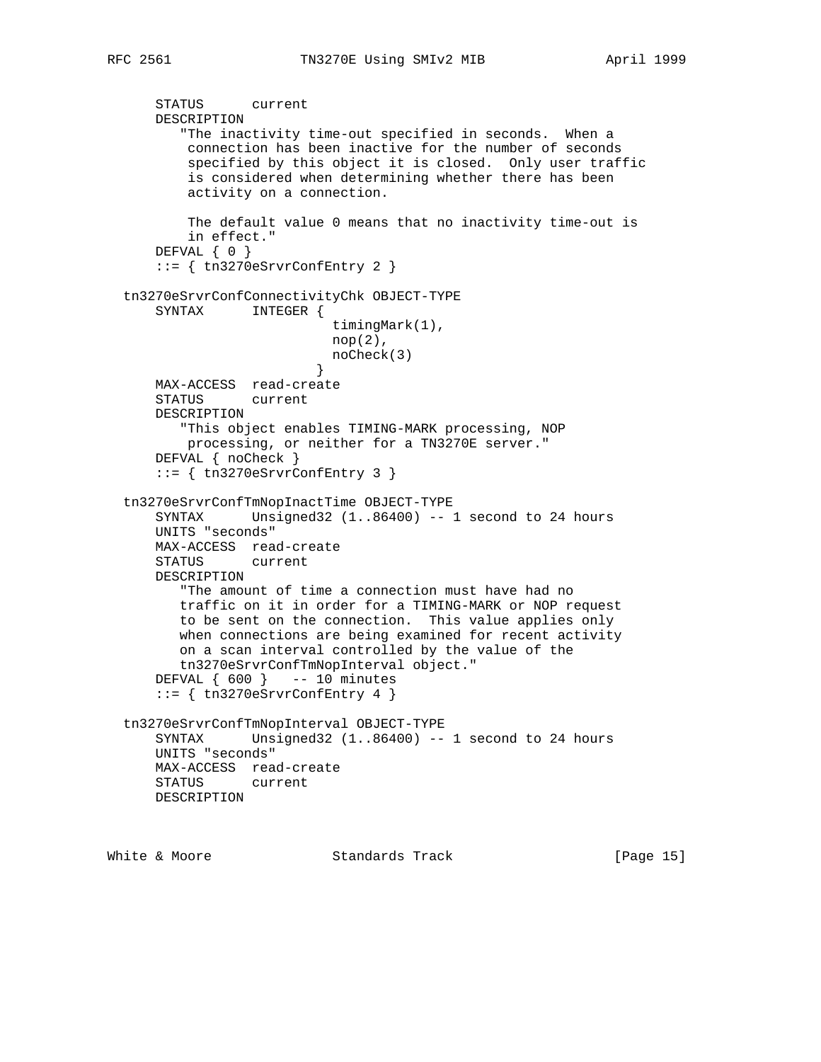```
      STATUS      current
      DESCRIPTION
         "The inactivity time-out specified in seconds.  When a
          connection has been inactive for the number of seconds
          specified by this object it is closed.  Only user traffic
          is considered when determining whether there has been
          activity on a connection.

          The default value 0 means that no inactivity time-out is
          in effect."
      DEFVAL { 0 }
      ::= { tn3270eSrvrConfEntry 2 }

  tn3270eSrvrConfConnectivityChk OBJECT-TYPE
      SYNTAX      INTEGER {
                          timingMark(1),
                          nop(2),
                          noCheck(3)
                        }
      MAX-ACCESS  read-create
      STATUS      current
      DESCRIPTION
         "This object enables TIMING-MARK processing, NOP
          processing, or neither for a TN3270E server."
      DEFVAL { noCheck }
      ::= { tn3270eSrvrConfEntry 3 }

  tn3270eSrvrConfTmNopInactTime OBJECT-TYPE
      SYNTAX      Unsigned32 (1..86400) -- 1 second to 24 hours
      UNITS "seconds"
      MAX-ACCESS  read-create
      STATUS      current
      DESCRIPTION
         "The amount of time a connection must have had no
         traffic on it in order for a TIMING-MARK or NOP request
         to be sent on the connection.  This value applies only
         when connections are being examined for recent activity
         on a scan interval controlled by the value of the
         tn3270eSrvrConfTmNopInterval object."
      DEFVAL { 600 }   -- 10 minutes
      ::= { tn3270eSrvrConfEntry 4 }

  tn3270eSrvrConfTmNopInterval OBJECT-TYPE
      SYNTAX      Unsigned32 (1..86400) -- 1 second to 24 hours
      UNITS "seconds"
      MAX-ACCESS  read-create
      STATUS      current
      DESCRIPTION
```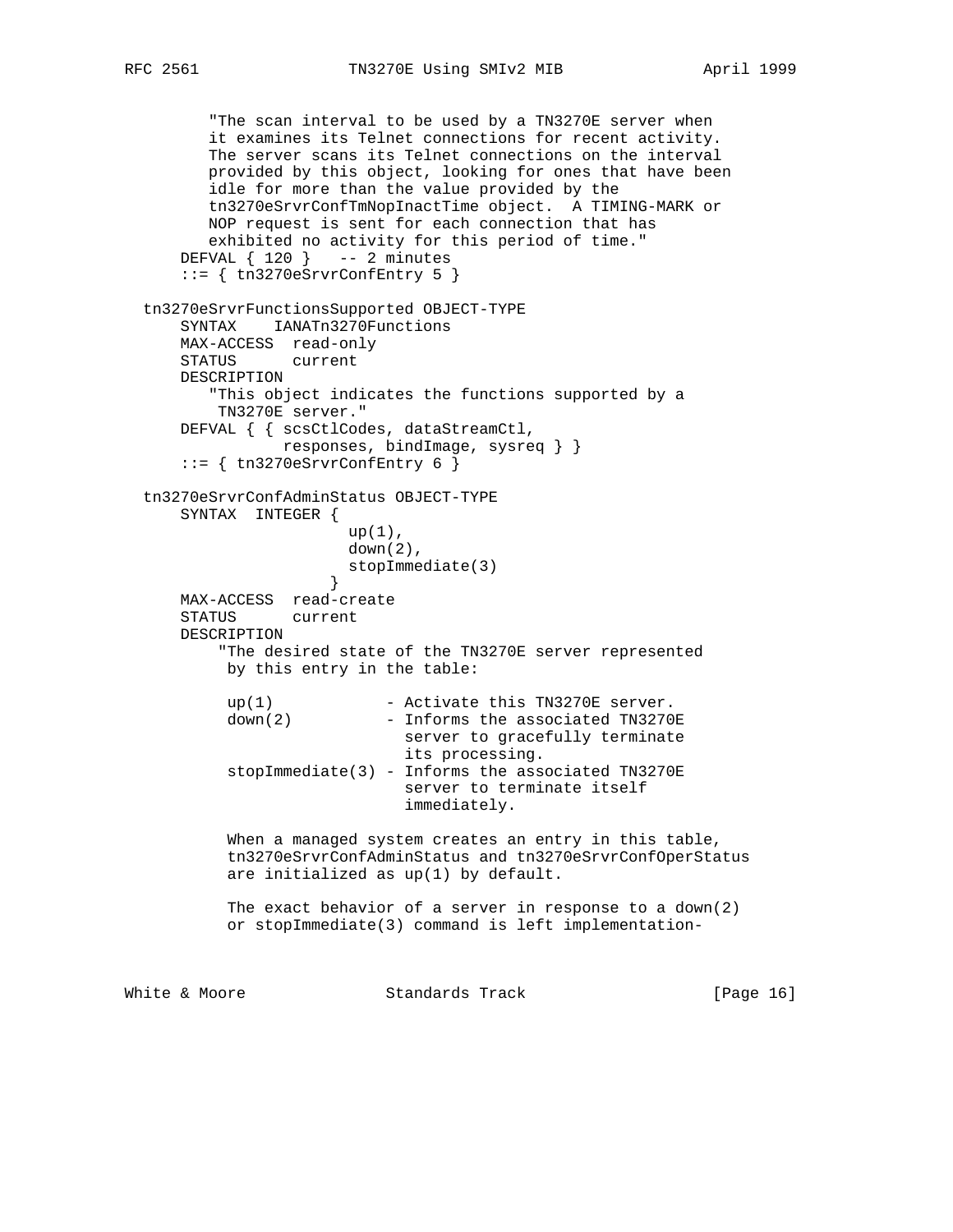```
        "The scan interval to be used by a TN3270E server when
        it examines its Telnet connections for recent activity.
        The server scans its Telnet connections on the interval
        provided by this object, looking for ones that have been
        idle for more than the value provided by the
        tn3270eSrvrConfTmNopInactTime object.  A TIMING-MARK or
        NOP request is sent for each connection that has
        exhibited no activity for this period of time."
    DEFVAL { 120 }   -- 2 minutes
    ::= { tn3270eSrvrConfEntry 5 }

tn3270eSrvrFunctionsSupported OBJECT-TYPE
    SYNTAX    IANATn3270Functions
    MAX-ACCESS  read-only
    STATUS      current
    DESCRIPTION
        "This object indicates the functions supported by a
         TN3270E server."
    DEFVAL { { scsCtlCodes, dataStreamCtl,
               responses, bindImage, sysreq } }
    ::= { tn3270eSrvrConfEntry 6 }

tn3270eSrvrConfAdminStatus OBJECT-TYPE
    SYNTAX  INTEGER {
                      up(1),
                      down(2),
                      stopImmediate(3)
                    }
    MAX-ACCESS  read-create
    STATUS      current
    DESCRIPTION
         "The desired state of the TN3270E server represented
          by this entry in the table:

          up(1)            - Activate this TN3270E server.
          down(2)          - Informs the associated TN3270E
                             server to gracefully terminate
                             its processing.
          stopImmediate(3) - Informs the associated TN3270E
                             server to terminate itself
                             immediately.

          When a managed system creates an entry in this table,
          tn3270eSrvrConfAdminStatus and tn3270eSrvrConfOperStatus
          are initialized as up(1) by default.

          The exact behavior of a server in response to a down(2)
          or stopImmediate(3) command is left implementation-
```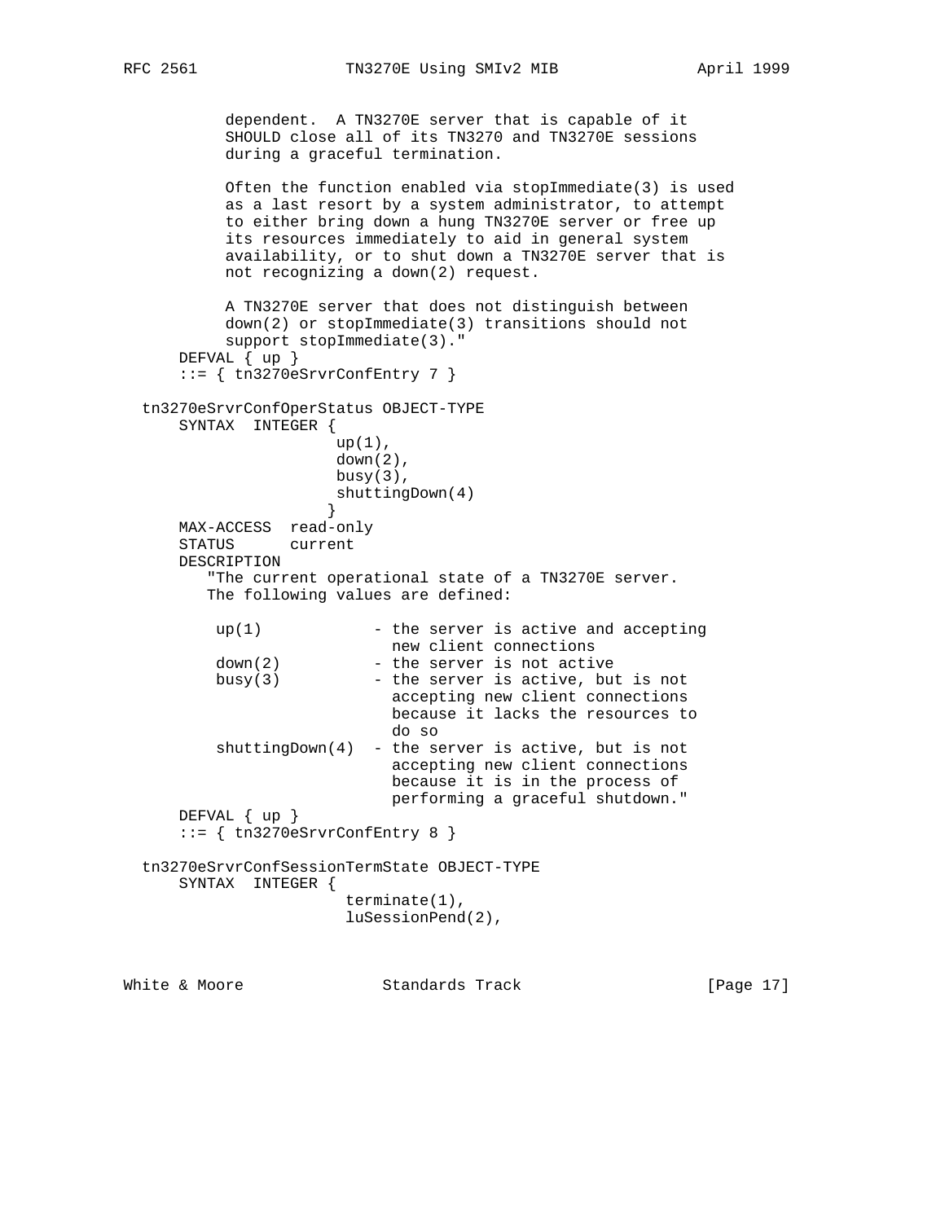```
          dependent.  A TN3270E server that is capable of it
          SHOULD close all of its TN3270 and TN3270E sessions
          during a graceful termination.

          Often the function enabled via stopImmediate(3) is used
          as a last resort by a system administrator, to attempt
          to either bring down a hung TN3270E server or free up
          its resources immediately to aid in general system
          availability, or to shut down a TN3270E server that is
          not recognizing a down(2) request.

          A TN3270E server that does not distinguish between
          down(2) or stopImmediate(3) transitions should not
          support stopImmediate(3)."
      DEFVAL { up }
      ::= { tn3270eSrvrConfEntry 7 }

  tn3270eSrvrConfOperStatus OBJECT-TYPE
      SYNTAX  INTEGER {
                       up(1),
                       down(2),
                       busy(3),
                       shuttingDown(4)
                      }
      MAX-ACCESS  read-only
      STATUS      current
      DESCRIPTION
         "The current operational state of a TN3270E server.
         The following values are defined:

          up(1)            - the server is active and accepting
                             new client connections
          down(2)          - the server is not active
          busy(3)          - the server is active, but is not
                             accepting new client connections
                             because it lacks the resources to
                             do so
          shuttingDown(4)  - the server is active, but is not
                             accepting new client connections
                             because it is in the process of
                             performing a graceful shutdown."
      DEFVAL { up }
      ::= { tn3270eSrvrConfEntry 8 }

  tn3270eSrvrConfSessionTermState OBJECT-TYPE
      SYNTAX  INTEGER {
                        terminate(1),
                        luSessionPend(2),
```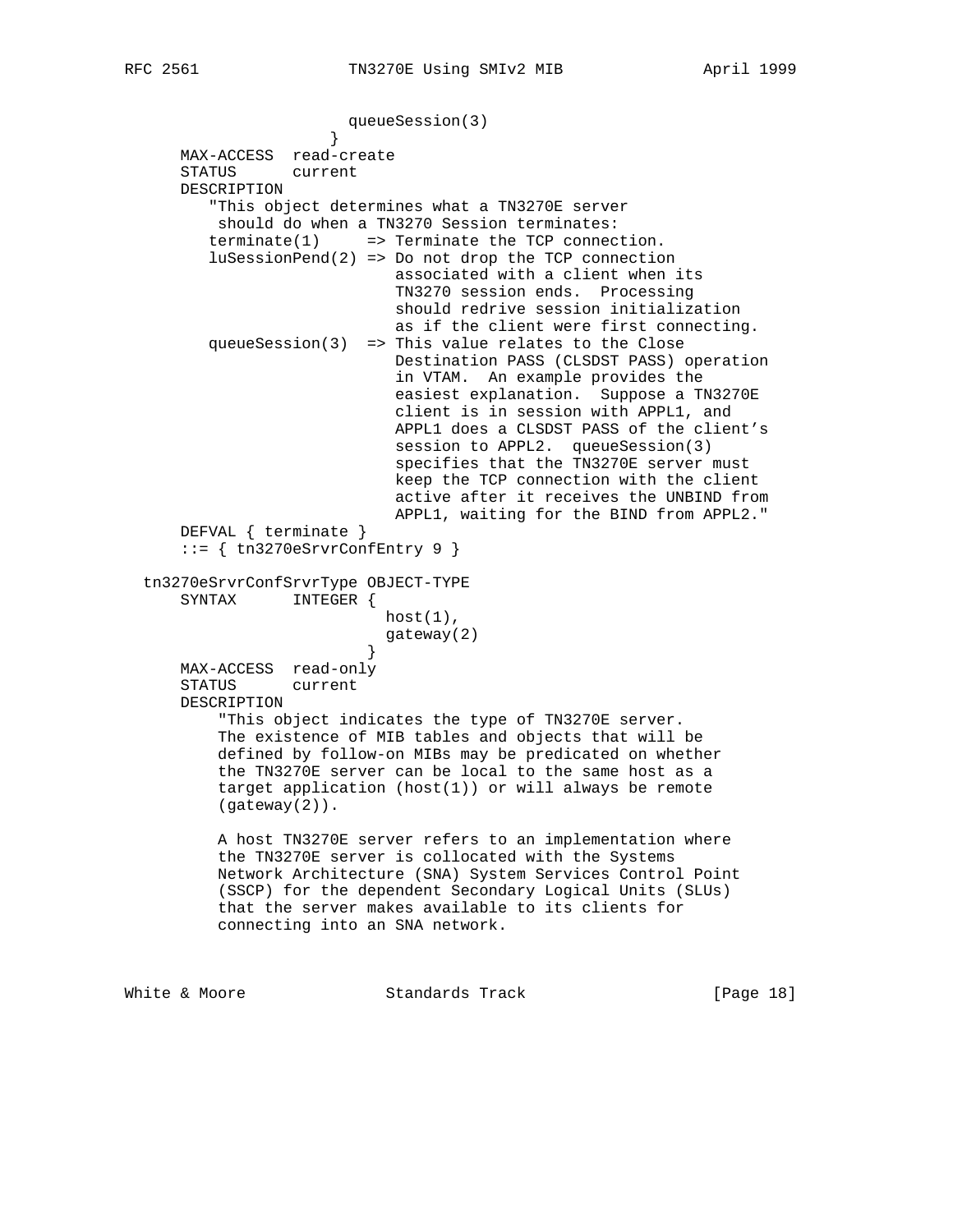```
                        queueSession(3)
                      }
      MAX-ACCESS  read-create
      STATUS      current
      DESCRIPTION
         "This object determines what a TN3270E server
          should do when a TN3270 Session terminates:
         terminate(1)     => Terminate the TCP connection.
         luSessionPend(2) => Do not drop the TCP connection
                             associated with a client when its
                             TN3270 session ends.  Processing
                             should redrive session initialization
                             as if the client were first connecting.
         queueSession(3)  => This value relates to the Close
                             Destination PASS (CLSDST PASS) operation
                             in VTAM.  An example provides the
                             easiest explanation.  Suppose a TN3270E
                             client is in session with APPL1, and
                             APPL1 does a CLSDST PASS of the client's
                             session to APPL2.  queueSession(3)
                             specifies that the TN3270E server must
                             keep the TCP connection with the client
                             active after it receives the UNBIND from
                             APPL1, waiting for the BIND from APPL2."
      DEFVAL { terminate }
      ::= { tn3270eSrvrConfEntry 9 }

  tn3270eSrvrConfSrvrType OBJECT-TYPE
      SYNTAX      INTEGER {
                          host(1),
                          gateway(2)
                        }
      MAX-ACCESS  read-only
      STATUS      current
      DESCRIPTION
          "This object indicates the type of TN3270E server.
          The existence of MIB tables and objects that will be
          defined by follow-on MIBs may be predicated on whether
          the TN3270E server can be local to the same host as a
          target application (host(1)) or will always be remote
          (gateway(2)).

          A host TN3270E server refers to an implementation where
          the TN3270E server is collocated with the Systems
          Network Architecture (SNA) System Services Control Point
          (SSCP) for the dependent Secondary Logical Units (SLUs)
          that the server makes available to its clients for
          connecting into an SNA network.
```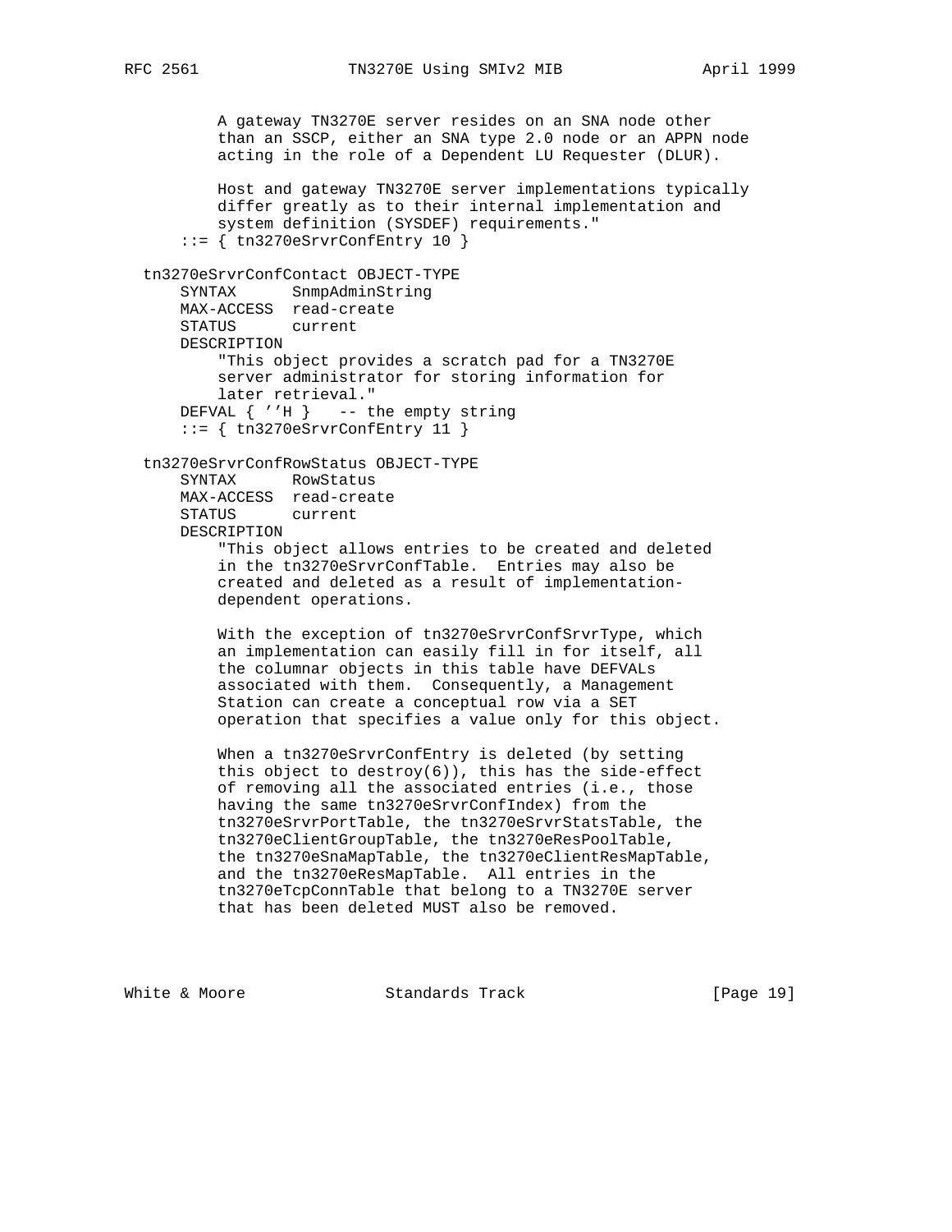```
          A gateway TN3270E server resides on an SNA node other
          than an SSCP, either an SNA type 2.0 node or an APPN node
          acting in the role of a Dependent LU Requester (DLUR).

          Host and gateway TN3270E server implementations typically
          differ greatly as to their internal implementation and
          system definition (SYSDEF) requirements."
      ::= { tn3270eSrvrConfEntry 10 }

  tn3270eSrvrConfContact OBJECT-TYPE
      SYNTAX      SnmpAdminString
      MAX-ACCESS  read-create
      STATUS      current
      DESCRIPTION
          "This object provides a scratch pad for a TN3270E
          server administrator for storing information for
          later retrieval."
      DEFVAL { ''H }   -- the empty string
      ::= { tn3270eSrvrConfEntry 11 }

  tn3270eSrvrConfRowStatus OBJECT-TYPE
      SYNTAX      RowStatus
      MAX-ACCESS  read-create
      STATUS      current
      DESCRIPTION
          "This object allows entries to be created and deleted
          in the tn3270eSrvrConfTable.  Entries may also be
          created and deleted as a result of implementation-
          dependent operations.

          With the exception of tn3270eSrvrConfSrvrType, which
          an implementation can easily fill in for itself, all
          the columnar objects in this table have DEFVALs
          associated with them.  Consequently, a Management
          Station can create a conceptual row via a SET
          operation that specifies a value only for this object.

          When a tn3270eSrvrConfEntry is deleted (by setting
          this object to destroy(6)), this has the side-effect
          of removing all the associated entries (i.e., those
          having the same tn3270eSrvrConfIndex) from the
          tn3270eSrvrPortTable, the tn3270eSrvrStatsTable, the
          tn3270eClientGroupTable, the tn3270eResPoolTable,
          the tn3270eSnaMapTable, the tn3270eClientResMapTable,
          and the tn3270eResMapTable.  All entries in the
          tn3270eTcpConnTable that belong to a TN3270E server
          that has been deleted MUST also be removed.
```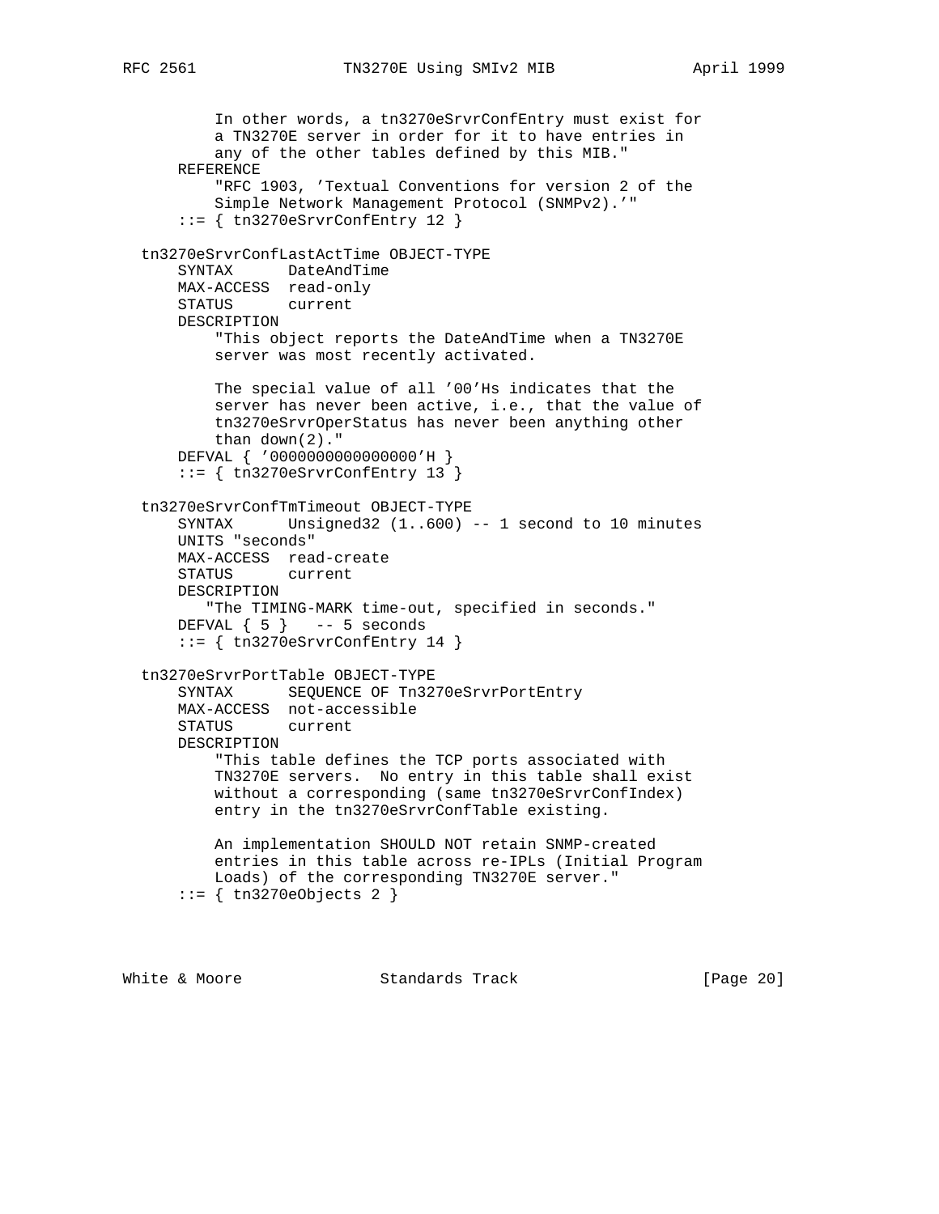```
          In other words, a tn3270eSrvrConfEntry must exist for
          a TN3270E server in order for it to have entries in
          any of the other tables defined by this MIB."
      REFERENCE
          "RFC 1903, 'Textual Conventions for version 2 of the
          Simple Network Management Protocol (SNMPv2).'"
      ::= { tn3270eSrvrConfEntry 12 }

  tn3270eSrvrConfLastActTime OBJECT-TYPE
      SYNTAX      DateAndTime
      MAX-ACCESS  read-only
      STATUS      current
      DESCRIPTION
          "This object reports the DateAndTime when a TN3270E
          server was most recently activated.

          The special value of all '00'Hs indicates that the
          server has never been active, i.e., that the value of
          tn3270eSrvrOperStatus has never been anything other
          than down(2)."
      DEFVAL { '0000000000000000'H }
      ::= { tn3270eSrvrConfEntry 13 }

  tn3270eSrvrConfTmTimeout OBJECT-TYPE
      SYNTAX      Unsigned32 (1..600) -- 1 second to 10 minutes
      UNITS "seconds"
      MAX-ACCESS  read-create
      STATUS      current
      DESCRIPTION
         "The TIMING-MARK time-out, specified in seconds."
      DEFVAL { 5 }   -- 5 seconds
      ::= { tn3270eSrvrConfEntry 14 }

  tn3270eSrvrPortTable OBJECT-TYPE
      SYNTAX      SEQUENCE OF Tn3270eSrvrPortEntry
      MAX-ACCESS  not-accessible
      STATUS      current
      DESCRIPTION
          "This table defines the TCP ports associated with
          TN3270E servers.  No entry in this table shall exist
          without a corresponding (same tn3270eSrvrConfIndex)
          entry in the tn3270eSrvrConfTable existing.

          An implementation SHOULD NOT retain SNMP-created
          entries in this table across re-IPLs (Initial Program
          Loads) of the corresponding TN3270E server."
      ::= { tn3270eObjects 2 }
```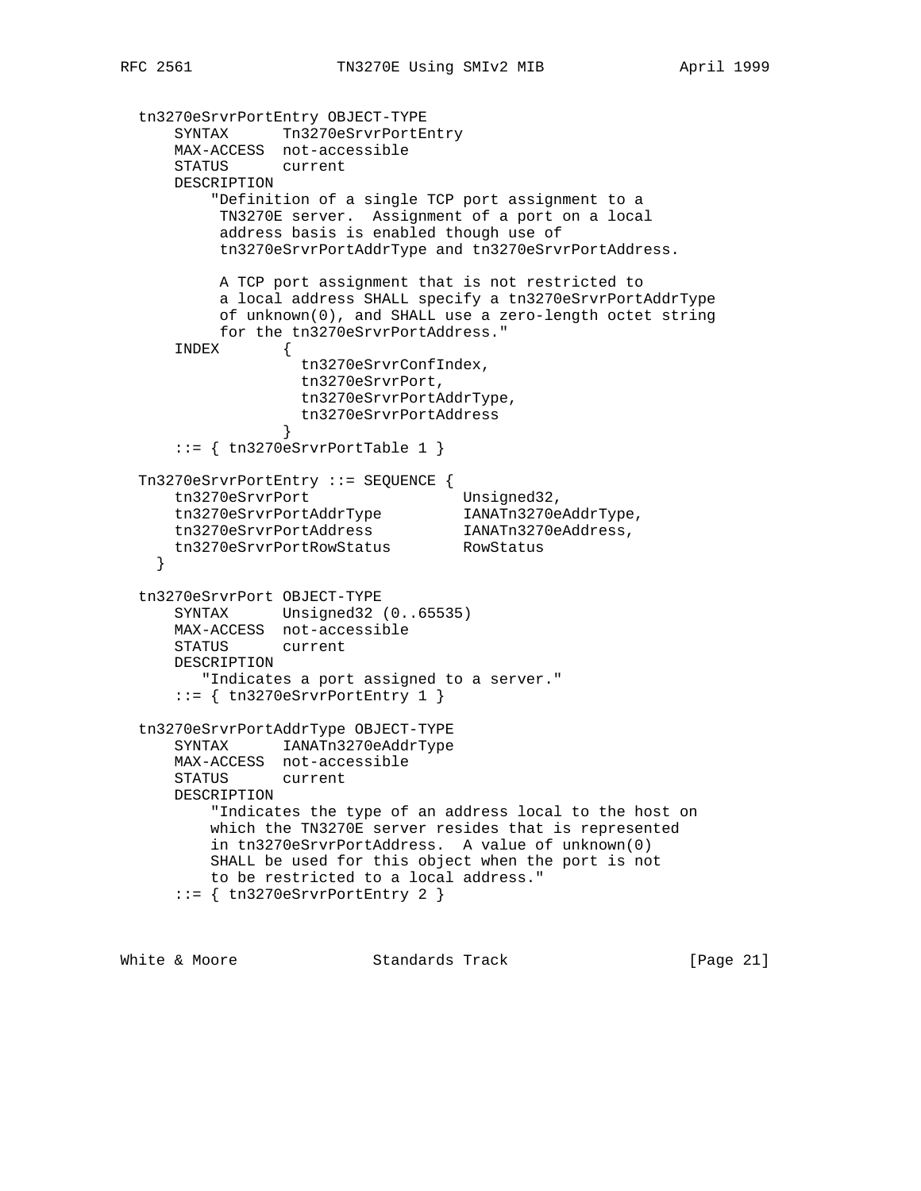```
   tn3270eSrvrPortEntry OBJECT-TYPE
       SYNTAX      Tn3270eSrvrPortEntry
       MAX-ACCESS  not-accessible
       STATUS      current
       DESCRIPTION
           "Definition of a single TCP port assignment to a
            TN3270E server.  Assignment of a port on a local
            address basis is enabled though use of
            tn3270eSrvrPortAddrType and tn3270eSrvrPortAddress.

            A TCP port assignment that is not restricted to
            a local address SHALL specify a tn3270eSrvrPortAddrType
            of unknown(0), and SHALL use a zero-length octet string
            for the tn3270eSrvrPortAddress."
       INDEX       {
                     tn3270eSrvrConfIndex,
                     tn3270eSrvrPort,
                     tn3270eSrvrPortAddrType,
                     tn3270eSrvrPortAddress
                   }
       ::= { tn3270eSrvrPortTable 1 }

   Tn3270eSrvrPortEntry ::= SEQUENCE {
       tn3270eSrvrPort                 Unsigned32,
       tn3270eSrvrPortAddrType         IANATn3270eAddrType,
       tn3270eSrvrPortAddress          IANATn3270eAddress,
       tn3270eSrvrPortRowStatus        RowStatus
     }

   tn3270eSrvrPort OBJECT-TYPE
       SYNTAX      Unsigned32 (0..65535)
       MAX-ACCESS  not-accessible
       STATUS      current
       DESCRIPTION
          "Indicates a port assigned to a server."
       ::= { tn3270eSrvrPortEntry 1 }

   tn3270eSrvrPortAddrType OBJECT-TYPE
       SYNTAX      IANATn3270eAddrType
       MAX-ACCESS  not-accessible
       STATUS      current
       DESCRIPTION
           "Indicates the type of an address local to the host on
           which the TN3270E server resides that is represented
           in tn3270eSrvrPortAddress.  A value of unknown(0)
           SHALL be used for this object when the port is not
           to be restricted to a local address."
       ::= { tn3270eSrvrPortEntry 2 }
```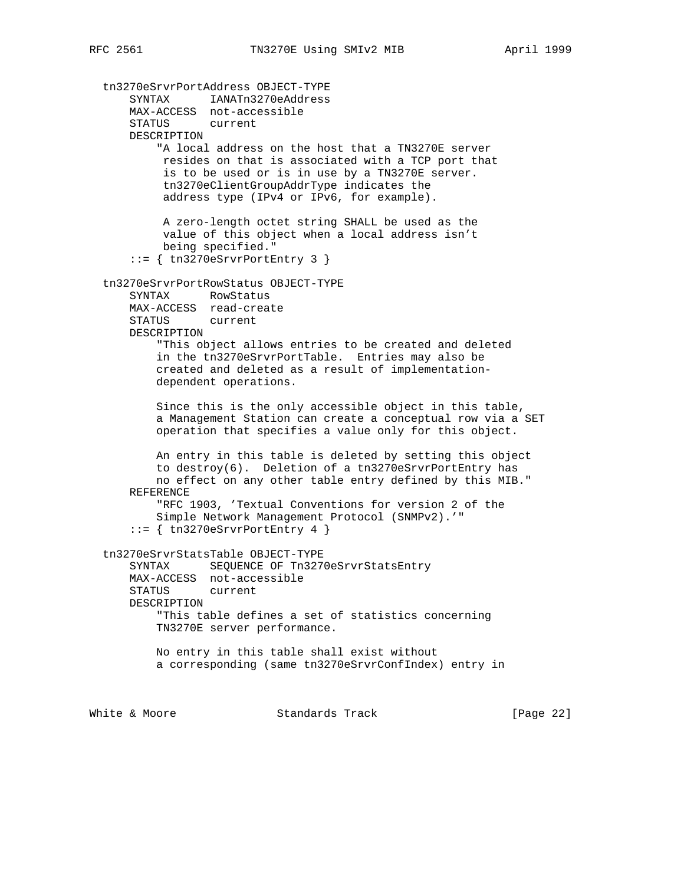```
   tn3270eSrvrPortAddress OBJECT-TYPE
       SYNTAX      IANATn3270eAddress
       MAX-ACCESS  not-accessible
       STATUS      current
       DESCRIPTION
           "A local address on the host that a TN3270E server
            resides on that is associated with a TCP port that
            is to be used or is in use by a TN3270E server.
            tn3270eClientGroupAddrType indicates the
            address type (IPv4 or IPv6, for example).

            A zero-length octet string SHALL be used as the
            value of this object when a local address isn't
            being specified."
       ::= { tn3270eSrvrPortEntry 3 }

   tn3270eSrvrPortRowStatus OBJECT-TYPE
       SYNTAX      RowStatus
       MAX-ACCESS  read-create
       STATUS      current
       DESCRIPTION
           "This object allows entries to be created and deleted
           in the tn3270eSrvrPortTable.  Entries may also be
           created and deleted as a result of implementation-
           dependent operations.

           Since this is the only accessible object in this table,
           a Management Station can create a conceptual row via a SET
           operation that specifies a value only for this object.

           An entry in this table is deleted by setting this object
           to destroy(6).  Deletion of a tn3270eSrvrPortEntry has
           no effect on any other table entry defined by this MIB."
       REFERENCE
           "RFC 1903, 'Textual Conventions for version 2 of the
           Simple Network Management Protocol (SNMPv2).'"
       ::= { tn3270eSrvrPortEntry 4 }

   tn3270eSrvrStatsTable OBJECT-TYPE
       SYNTAX      SEQUENCE OF Tn3270eSrvrStatsEntry
       MAX-ACCESS  not-accessible
       STATUS      current
       DESCRIPTION
           "This table defines a set of statistics concerning
           TN3270E server performance.

           No entry in this table shall exist without
           a corresponding (same tn3270eSrvrConfIndex) entry in
```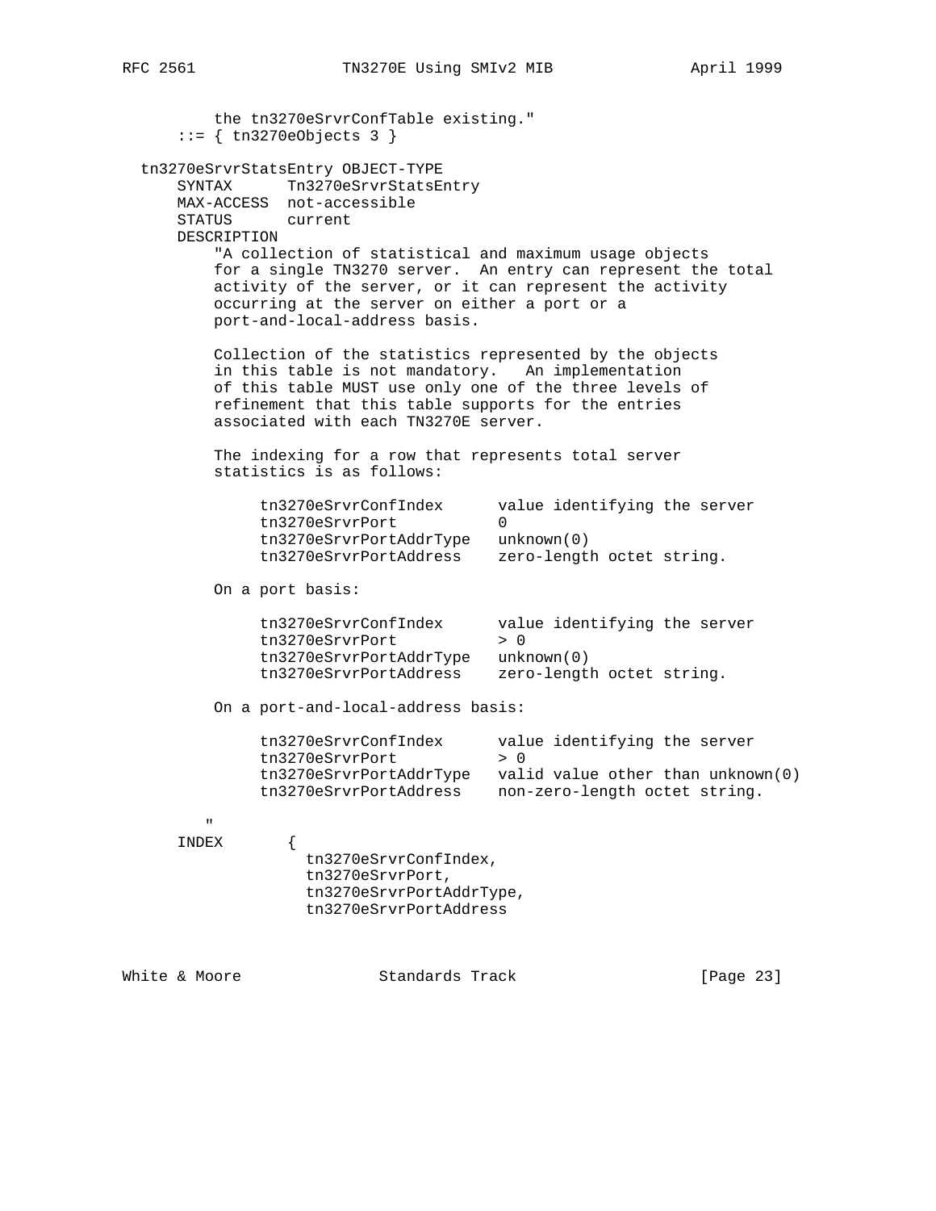```
         the tn3270eSrvrConfTable existing."
     ::= { tn3270eObjects 3 }

 tn3270eSrvrStatsEntry OBJECT-TYPE
     SYNTAX      Tn3270eSrvrStatsEntry
     MAX-ACCESS  not-accessible
     STATUS      current
     DESCRIPTION
         "A collection of statistical and maximum usage objects
         for a single TN3270 server.  An entry can represent the total
         activity of the server, or it can represent the activity
         occurring at the server on either a port or a
         port-and-local-address basis.

         Collection of the statistics represented by the objects
         in this table is not mandatory.   An implementation
         of this table MUST use only one of the three levels of
         refinement that this table supports for the entries
         associated with each TN3270E server.

         The indexing for a row that represents total server
         statistics is as follows:

              tn3270eSrvrConfIndex      value identifying the server
              tn3270eSrvrPort           0
              tn3270eSrvrPortAddrType   unknown(0)
              tn3270eSrvrPortAddress    zero-length octet string.

         On a port basis:

              tn3270eSrvrConfIndex      value identifying the server
              tn3270eSrvrPort           > 0
              tn3270eSrvrPortAddrType   unknown(0)
              tn3270eSrvrPortAddress    zero-length octet string.

         On a port-and-local-address basis:

              tn3270eSrvrConfIndex      value identifying the server
              tn3270eSrvrPort           > 0
              tn3270eSrvrPortAddrType   valid value other than unknown(0)
              tn3270eSrvrPortAddress    non-zero-length octet string.

         "
     INDEX       {
                   tn3270eSrvrConfIndex,
                   tn3270eSrvrPort,
                   tn3270eSrvrPortAddrType,
                   tn3270eSrvrPortAddress
```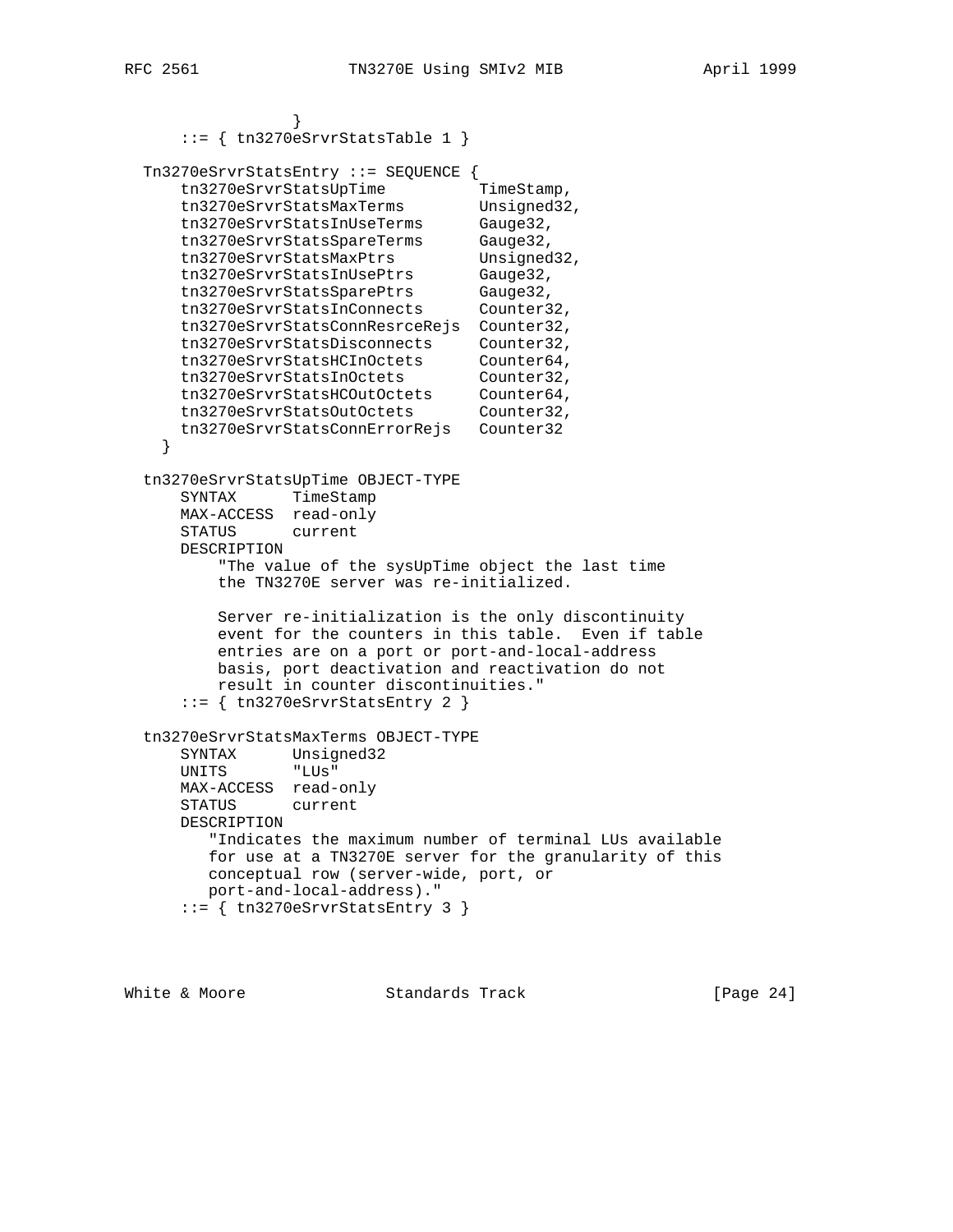```
                }
      ::= { tn3270eSrvrStatsTable 1 }

  Tn3270eSrvrStatsEntry ::= SEQUENCE {
      tn3270eSrvrStatsUpTime          TimeStamp,
      tn3270eSrvrStatsMaxTerms        Unsigned32,
      tn3270eSrvrStatsInUseTerms      Gauge32,
      tn3270eSrvrStatsSpareTerms      Gauge32,
      tn3270eSrvrStatsMaxPtrs         Unsigned32,
      tn3270eSrvrStatsInUsePtrs       Gauge32,
      tn3270eSrvrStatsSparePtrs       Gauge32,
      tn3270eSrvrStatsInConnects      Counter32,
      tn3270eSrvrStatsConnResrceRejs  Counter32,
      tn3270eSrvrStatsDisconnects     Counter32,
      tn3270eSrvrStatsHCInOctets      Counter64,
      tn3270eSrvrStatsInOctets        Counter32,
      tn3270eSrvrStatsHCOutOctets     Counter64,
      tn3270eSrvrStatsOutOctets       Counter32,
      tn3270eSrvrStatsConnErrorRejs   Counter32
    }

  tn3270eSrvrStatsUpTime OBJECT-TYPE
      SYNTAX      TimeStamp
      MAX-ACCESS  read-only
      STATUS      current
      DESCRIPTION
          "The value of the sysUpTime object the last time
          the TN3270E server was re-initialized.

          Server re-initialization is the only discontinuity
          event for the counters in this table.  Even if table
          entries are on a port or port-and-local-address
          basis, port deactivation and reactivation do not
          result in counter discontinuities."
      ::= { tn3270eSrvrStatsEntry 2 }

  tn3270eSrvrStatsMaxTerms OBJECT-TYPE
      SYNTAX      Unsigned32
      UNITS       "LUs"
      MAX-ACCESS  read-only
      STATUS      current
      DESCRIPTION
         "Indicates the maximum number of terminal LUs available
         for use at a TN3270E server for the granularity of this
         conceptual row (server-wide, port, or
         port-and-local-address)."
      ::= { tn3270eSrvrStatsEntry 3 }
```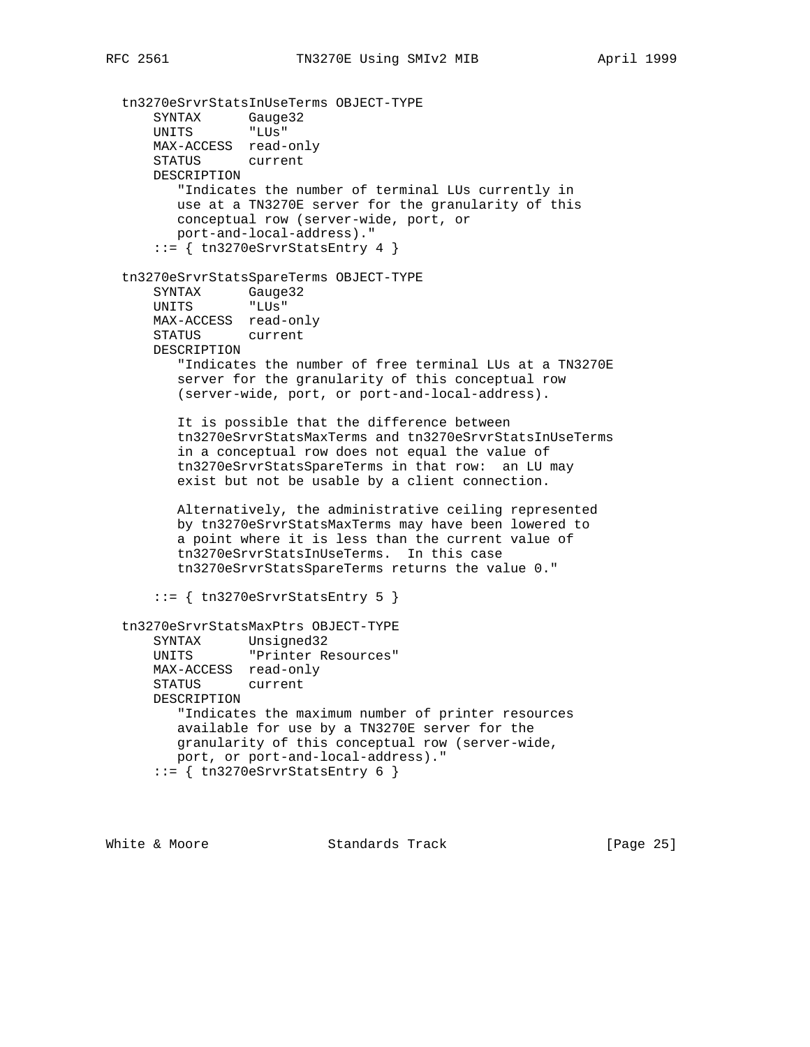```
   tn3270eSrvrStatsInUseTerms OBJECT-TYPE
       SYNTAX      Gauge32
       UNITS       "LUs"
       MAX-ACCESS  read-only
       STATUS      current
       DESCRIPTION
          "Indicates the number of terminal LUs currently in
          use at a TN3270E server for the granularity of this
          conceptual row (server-wide, port, or
          port-and-local-address)."
       ::= { tn3270eSrvrStatsEntry 4 }

   tn3270eSrvrStatsSpareTerms OBJECT-TYPE
       SYNTAX      Gauge32
       UNITS       "LUs"
       MAX-ACCESS  read-only
       STATUS      current
       DESCRIPTION
          "Indicates the number of free terminal LUs at a TN3270E
          server for the granularity of this conceptual row
          (server-wide, port, or port-and-local-address).

          It is possible that the difference between
          tn3270eSrvrStatsMaxTerms and tn3270eSrvrStatsInUseTerms
          in a conceptual row does not equal the value of
          tn3270eSrvrStatsSpareTerms in that row:  an LU may
          exist but not be usable by a client connection.

          Alternatively, the administrative ceiling represented
          by tn3270eSrvrStatsMaxTerms may have been lowered to
          a point where it is less than the current value of
          tn3270eSrvrStatsInUseTerms.  In this case
          tn3270eSrvrStatsSpareTerms returns the value 0."

       ::= { tn3270eSrvrStatsEntry 5 }

   tn3270eSrvrStatsMaxPtrs OBJECT-TYPE
       SYNTAX      Unsigned32
       UNITS       "Printer Resources"
       MAX-ACCESS  read-only
       STATUS      current
       DESCRIPTION
          "Indicates the maximum number of printer resources
          available for use by a TN3270E server for the
          granularity of this conceptual row (server-wide,
          port, or port-and-local-address)."
       ::= { tn3270eSrvrStatsEntry 6 }
```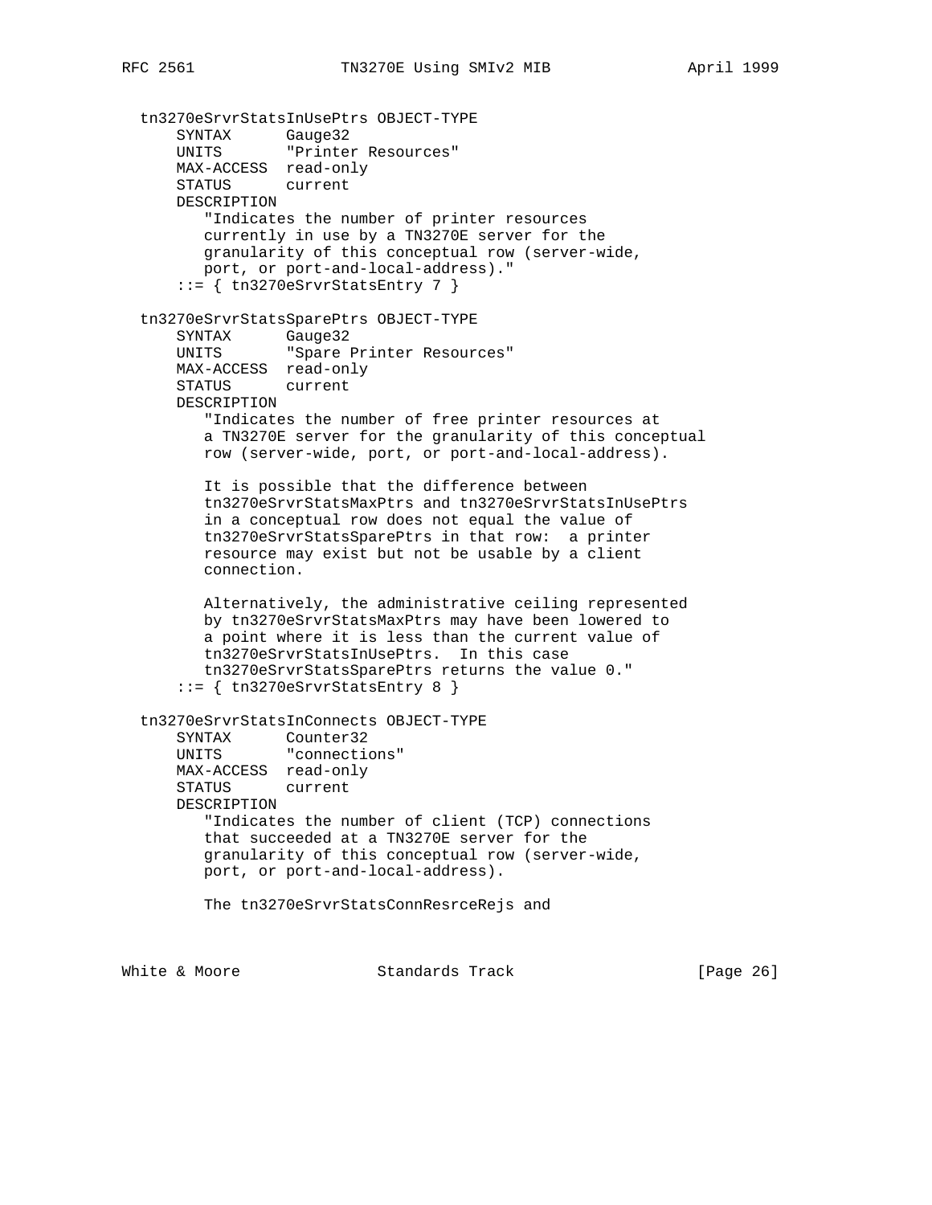```
   tn3270eSrvrStatsInUsePtrs OBJECT-TYPE
       SYNTAX      Gauge32
       UNITS       "Printer Resources"
       MAX-ACCESS  read-only
       STATUS      current
       DESCRIPTION
          "Indicates the number of printer resources
          currently in use by a TN3270E server for the
          granularity of this conceptual row (server-wide,
          port, or port-and-local-address)."
       ::= { tn3270eSrvrStatsEntry 7 }

   tn3270eSrvrStatsSparePtrs OBJECT-TYPE
       SYNTAX      Gauge32
       UNITS       "Spare Printer Resources"
       MAX-ACCESS  read-only
       STATUS      current
       DESCRIPTION
          "Indicates the number of free printer resources at
          a TN3270E server for the granularity of this conceptual
          row (server-wide, port, or port-and-local-address).

          It is possible that the difference between
          tn3270eSrvrStatsMaxPtrs and tn3270eSrvrStatsInUsePtrs
          in a conceptual row does not equal the value of
          tn3270eSrvrStatsSparePtrs in that row:  a printer
          resource may exist but not be usable by a client
          connection.

          Alternatively, the administrative ceiling represented
          by tn3270eSrvrStatsMaxPtrs may have been lowered to
          a point where it is less than the current value of
          tn3270eSrvrStatsInUsePtrs.  In this case
          tn3270eSrvrStatsSparePtrs returns the value 0."
       ::= { tn3270eSrvrStatsEntry 8 }

   tn3270eSrvrStatsInConnects OBJECT-TYPE
       SYNTAX      Counter32
       UNITS       "connections"
       MAX-ACCESS  read-only
       STATUS      current
       DESCRIPTION
          "Indicates the number of client (TCP) connections
          that succeeded at a TN3270E server for the
          granularity of this conceptual row (server-wide,
          port, or port-and-local-address).

          The tn3270eSrvrStatsConnResrceRejs and
```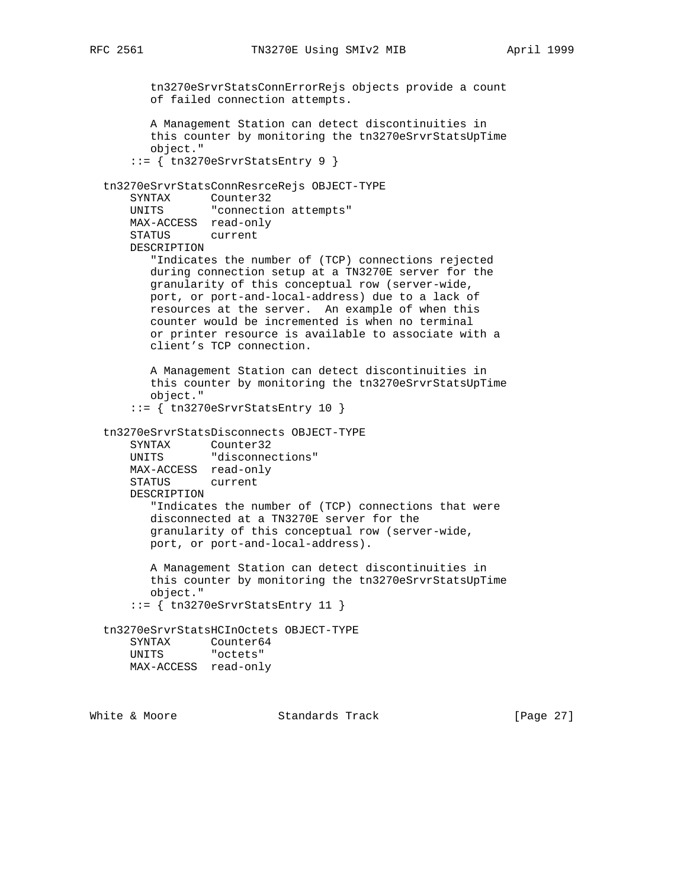```
        tn3270eSrvrStatsConnErrorRejs objects provide a count
        of failed connection attempts.

        A Management Station can detect discontinuities in
        this counter by monitoring the tn3270eSrvrStatsUpTime
        object."
     ::= { tn3270eSrvrStatsEntry 9 }

 tn3270eSrvrStatsConnResrceRejs OBJECT-TYPE
     SYNTAX      Counter32
     UNITS       "connection attempts"
     MAX-ACCESS  read-only
     STATUS      current
     DESCRIPTION
        "Indicates the number of (TCP) connections rejected
        during connection setup at a TN3270E server for the
        granularity of this conceptual row (server-wide,
        port, or port-and-local-address) due to a lack of
        resources at the server.  An example of when this
        counter would be incremented is when no terminal
        or printer resource is available to associate with a
        client's TCP connection.

        A Management Station can detect discontinuities in
        this counter by monitoring the tn3270eSrvrStatsUpTime
        object."
     ::= { tn3270eSrvrStatsEntry 10 }

 tn3270eSrvrStatsDisconnects OBJECT-TYPE
     SYNTAX      Counter32
     UNITS       "disconnections"
     MAX-ACCESS  read-only
     STATUS      current
     DESCRIPTION
        "Indicates the number of (TCP) connections that were
        disconnected at a TN3270E server for the
        granularity of this conceptual row (server-wide,
        port, or port-and-local-address).

        A Management Station can detect discontinuities in
        this counter by monitoring the tn3270eSrvrStatsUpTime
        object."
     ::= { tn3270eSrvrStatsEntry 11 }

 tn3270eSrvrStatsHCInOctets OBJECT-TYPE
     SYNTAX      Counter64
     UNITS       "octets"
     MAX-ACCESS  read-only
```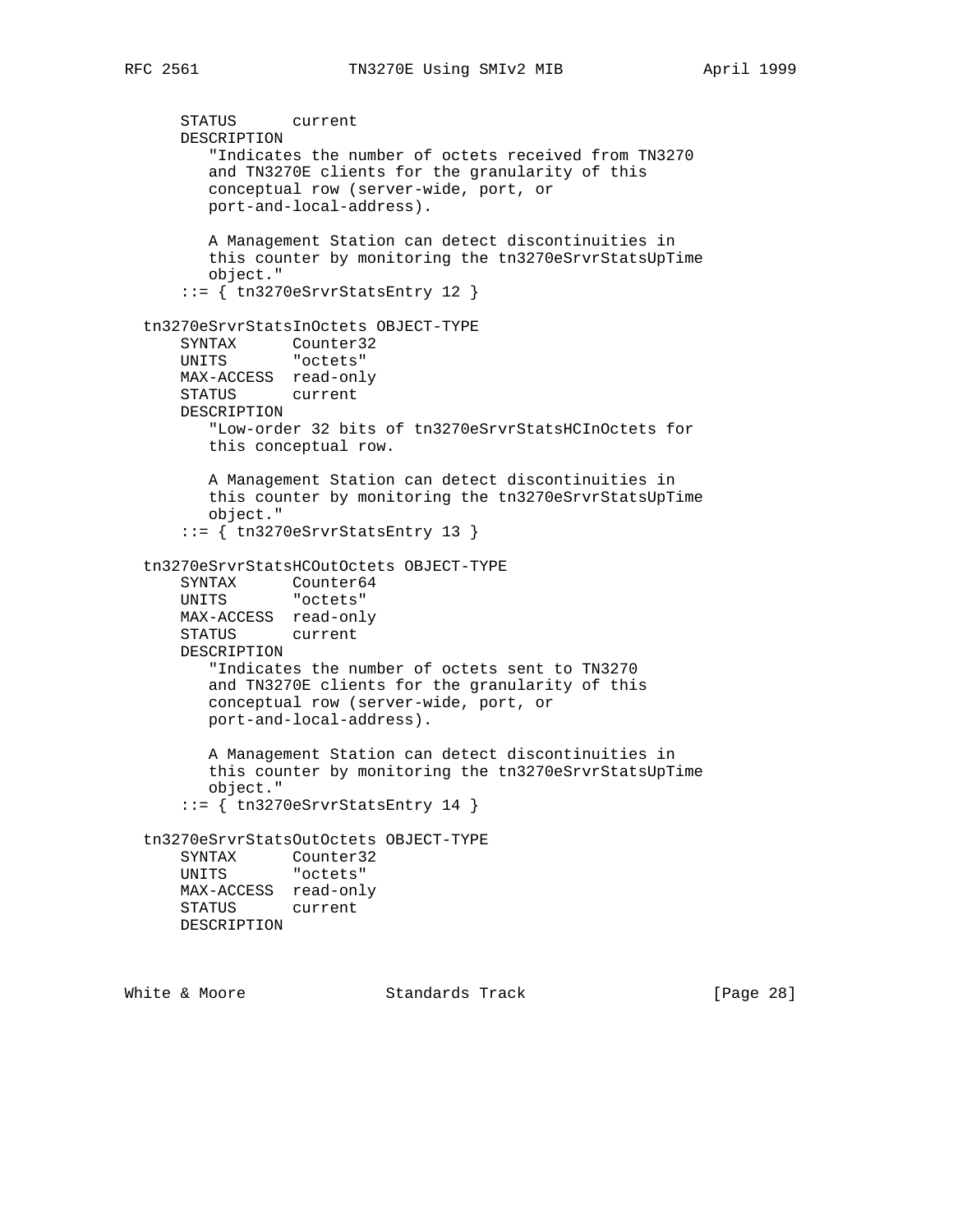```
      STATUS      current
      DESCRIPTION
         "Indicates the number of octets received from TN3270
         and TN3270E clients for the granularity of this
         conceptual row (server-wide, port, or
         port-and-local-address).

         A Management Station can detect discontinuities in
         this counter by monitoring the tn3270eSrvrStatsUpTime
         object."
      ::= { tn3270eSrvrStatsEntry 12 }

  tn3270eSrvrStatsInOctets OBJECT-TYPE
      SYNTAX      Counter32
      UNITS       "octets"
      MAX-ACCESS  read-only
      STATUS      current
      DESCRIPTION
         "Low-order 32 bits of tn3270eSrvrStatsHCInOctets for
         this conceptual row.

         A Management Station can detect discontinuities in
         this counter by monitoring the tn3270eSrvrStatsUpTime
         object."
      ::= { tn3270eSrvrStatsEntry 13 }

  tn3270eSrvrStatsHCOutOctets OBJECT-TYPE
      SYNTAX      Counter64
      UNITS       "octets"
      MAX-ACCESS  read-only
      STATUS      current
      DESCRIPTION
         "Indicates the number of octets sent to TN3270
         and TN3270E clients for the granularity of this
         conceptual row (server-wide, port, or
         port-and-local-address).

         A Management Station can detect discontinuities in
         this counter by monitoring the tn3270eSrvrStatsUpTime
         object."
      ::= { tn3270eSrvrStatsEntry 14 }

  tn3270eSrvrStatsOutOctets OBJECT-TYPE
      SYNTAX      Counter32
      UNITS       "octets"
      MAX-ACCESS  read-only
      STATUS      current
      DESCRIPTION
```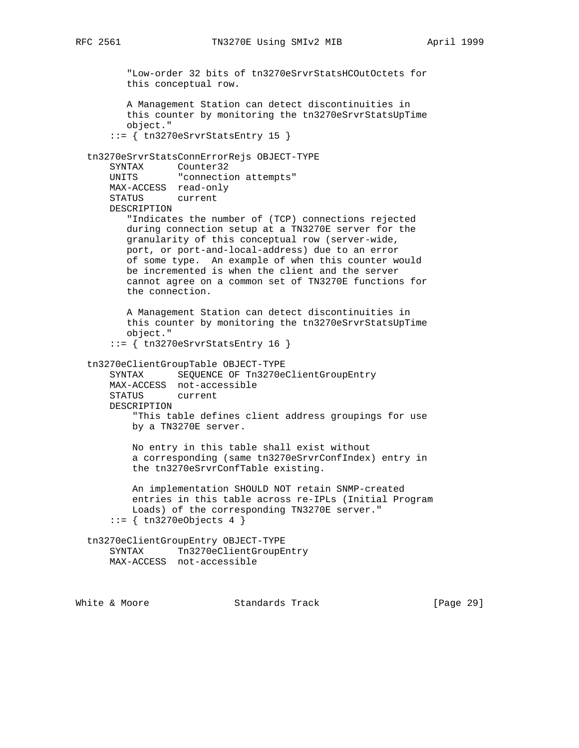```
         "Low-order 32 bits of tn3270eSrvrStatsHCOutOctets for
         this conceptual row.

         A Management Station can detect discontinuities in
         this counter by monitoring the tn3270eSrvrStatsUpTime
         object."
      ::= { tn3270eSrvrStatsEntry 15 }

  tn3270eSrvrStatsConnErrorRejs OBJECT-TYPE
      SYNTAX      Counter32
      UNITS       "connection attempts"
      MAX-ACCESS  read-only
      STATUS      current
      DESCRIPTION
         "Indicates the number of (TCP) connections rejected
         during connection setup at a TN3270E server for the
         granularity of this conceptual row (server-wide,
         port, or port-and-local-address) due to an error
         of some type.  An example of when this counter would
         be incremented is when the client and the server
         cannot agree on a common set of TN3270E functions for
         the connection.

         A Management Station can detect discontinuities in
         this counter by monitoring the tn3270eSrvrStatsUpTime
         object."
      ::= { tn3270eSrvrStatsEntry 16 }

  tn3270eClientGroupTable OBJECT-TYPE
      SYNTAX      SEQUENCE OF Tn3270eClientGroupEntry
      MAX-ACCESS  not-accessible
      STATUS      current
      DESCRIPTION
          "This table defines client address groupings for use
          by a TN3270E server.

          No entry in this table shall exist without
          a corresponding (same tn3270eSrvrConfIndex) entry in
          the tn3270eSrvrConfTable existing.

          An implementation SHOULD NOT retain SNMP-created
          entries in this table across re-IPLs (Initial Program
          Loads) of the corresponding TN3270E server."
      ::= { tn3270eObjects 4 }

  tn3270eClientGroupEntry OBJECT-TYPE
      SYNTAX      Tn3270eClientGroupEntry
      MAX-ACCESS  not-accessible
```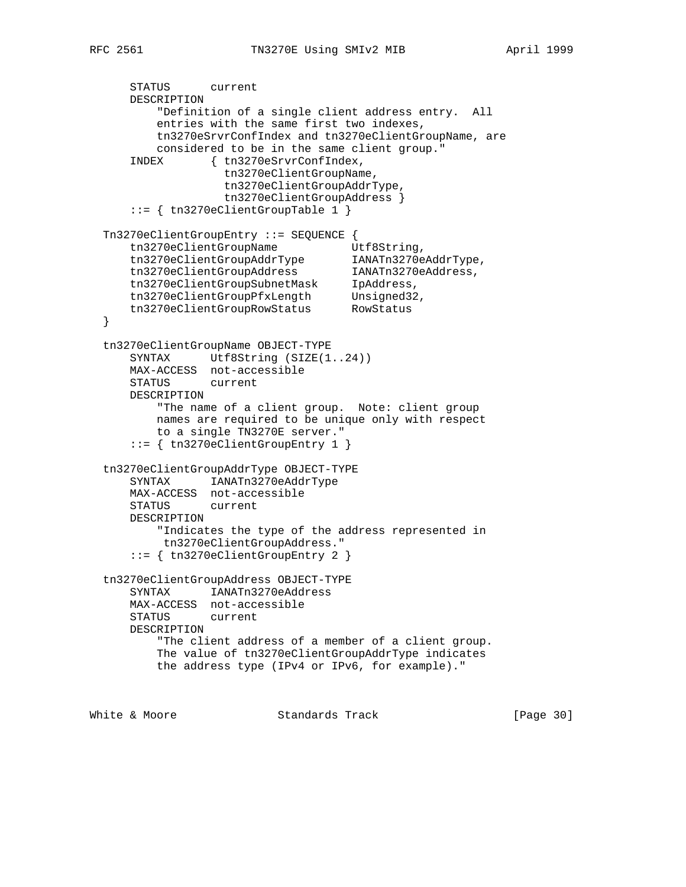```
    STATUS      current
    DESCRIPTION
        "Definition of a single client address entry.  All
        entries with the same first two indexes,
        tn3270eSrvrConfIndex and tn3270eClientGroupName, are
        considered to be in the same client group."
    INDEX       { tn3270eSrvrConfIndex,
                  tn3270eClientGroupName,
                  tn3270eClientGroupAddrType,
                  tn3270eClientGroupAddress }
    ::= { tn3270eClientGroupTable 1 }

Tn3270eClientGroupEntry ::= SEQUENCE {
    tn3270eClientGroupName           Utf8String,
    tn3270eClientGroupAddrType       IANATn3270eAddrType,
    tn3270eClientGroupAddress        IANATn3270eAddress,
    tn3270eClientGroupSubnetMask     IpAddress,
    tn3270eClientGroupPfxLength      Unsigned32,
    tn3270eClientGroupRowStatus      RowStatus
}

tn3270eClientGroupName OBJECT-TYPE
    SYNTAX      Utf8String (SIZE(1..24))
    MAX-ACCESS  not-accessible
    STATUS      current
    DESCRIPTION
        "The name of a client group.  Note: client group
        names are required to be unique only with respect
        to a single TN3270E server."
    ::= { tn3270eClientGroupEntry 1 }

tn3270eClientGroupAddrType OBJECT-TYPE
    SYNTAX      IANATn3270eAddrType
    MAX-ACCESS  not-accessible
    STATUS      current
    DESCRIPTION
        "Indicates the type of the address represented in
         tn3270eClientGroupAddress."
    ::= { tn3270eClientGroupEntry 2 }

tn3270eClientGroupAddress OBJECT-TYPE
    SYNTAX      IANATn3270eAddress
    MAX-ACCESS  not-accessible
    STATUS      current
    DESCRIPTION
        "The client address of a member of a client group.
        The value of tn3270eClientGroupAddrType indicates
        the address type (IPv4 or IPv6, for example)."
```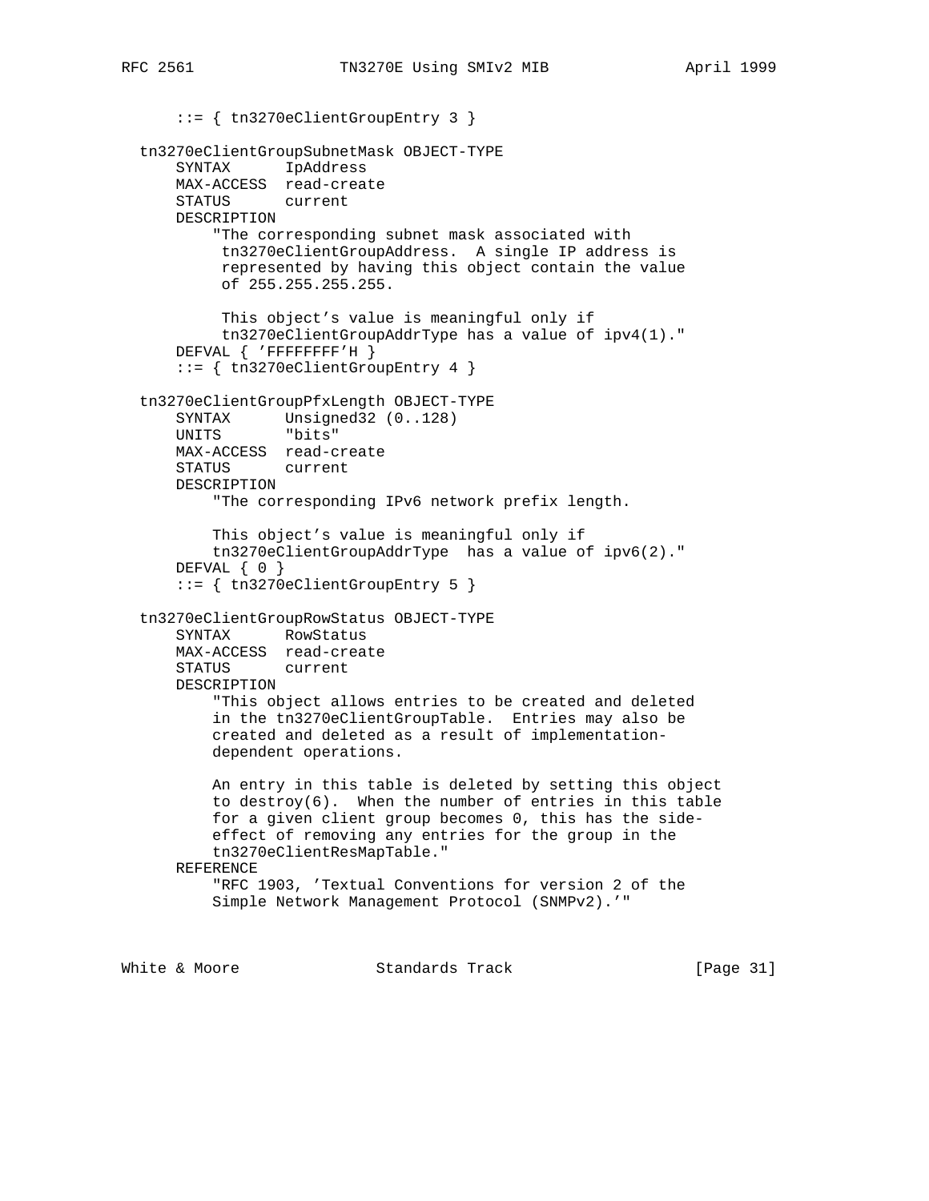```
       ::= { tn3270eClientGroupEntry 3 }

   tn3270eClientGroupSubnetMask OBJECT-TYPE
       SYNTAX      IpAddress
       MAX-ACCESS  read-create
       STATUS      current
       DESCRIPTION
           "The corresponding subnet mask associated with
            tn3270eClientGroupAddress.  A single IP address is
            represented by having this object contain the value
            of 255.255.255.255.

            This object's value is meaningful only if
            tn3270eClientGroupAddrType has a value of ipv4(1)."
       DEFVAL { 'FFFFFFFF'H }
       ::= { tn3270eClientGroupEntry 4 }

   tn3270eClientGroupPfxLength OBJECT-TYPE
       SYNTAX      Unsigned32 (0..128)
       UNITS       "bits"
       MAX-ACCESS  read-create
       STATUS      current
       DESCRIPTION
           "The corresponding IPv6 network prefix length.

           This object's value is meaningful only if
           tn3270eClientGroupAddrType  has a value of ipv6(2)."
       DEFVAL { 0 }
       ::= { tn3270eClientGroupEntry 5 }

   tn3270eClientGroupRowStatus OBJECT-TYPE
       SYNTAX      RowStatus
       MAX-ACCESS  read-create
       STATUS      current
       DESCRIPTION
           "This object allows entries to be created and deleted
           in the tn3270eClientGroupTable.  Entries may also be
           created and deleted as a result of implementation-
           dependent operations.

           An entry in this table is deleted by setting this object
           to destroy(6).  When the number of entries in this table
           for a given client group becomes 0, this has the side-
           effect of removing any entries for the group in the
           tn3270eClientResMapTable."
       REFERENCE
           "RFC 1903, 'Textual Conventions for version 2 of the
           Simple Network Management Protocol (SNMPv2).'"
```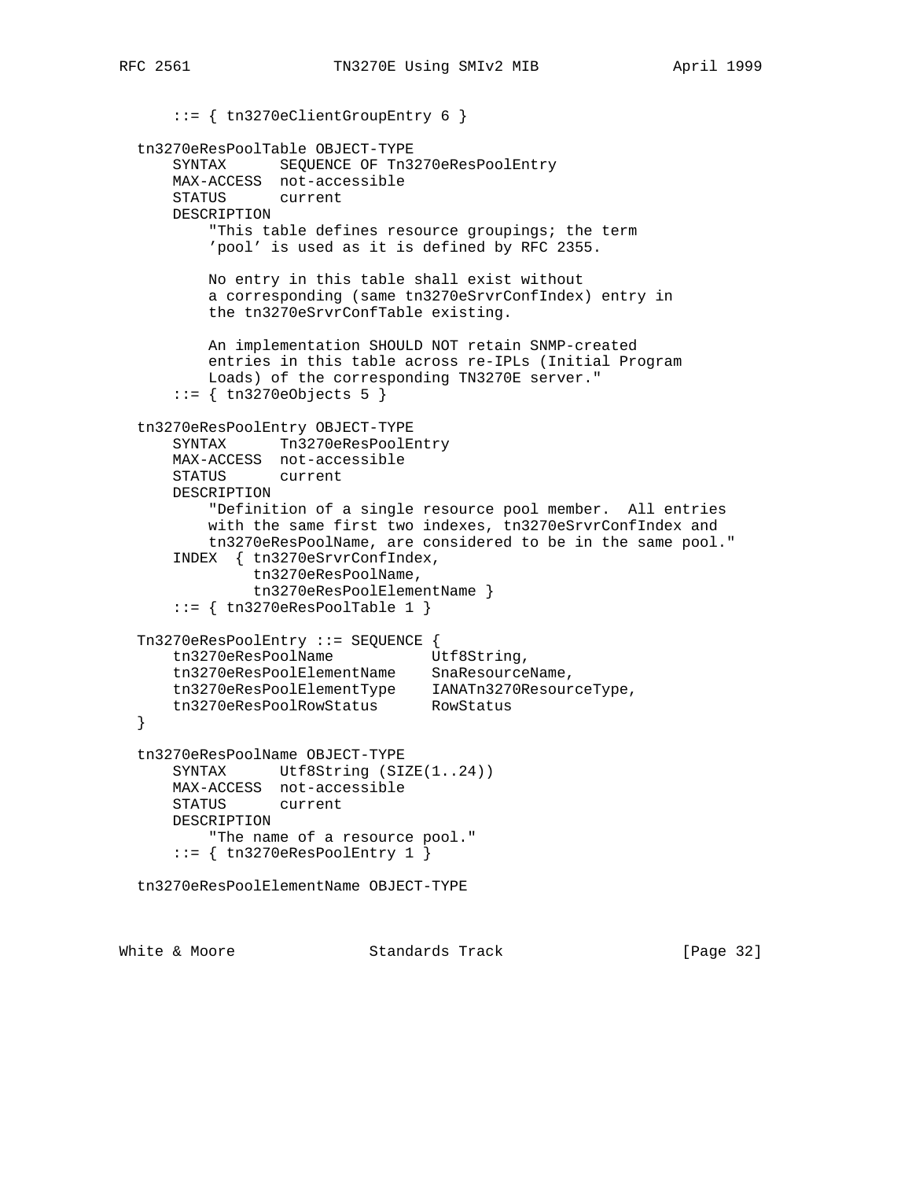```
      ::= { tn3270eClientGroupEntry 6 }

  tn3270eResPoolTable OBJECT-TYPE
      SYNTAX      SEQUENCE OF Tn3270eResPoolEntry
      MAX-ACCESS  not-accessible
      STATUS      current
      DESCRIPTION
          "This table defines resource groupings; the term
          'pool' is used as it is defined by RFC 2355.

          No entry in this table shall exist without
          a corresponding (same tn3270eSrvrConfIndex) entry in
          the tn3270eSrvrConfTable existing.

          An implementation SHOULD NOT retain SNMP-created
          entries in this table across re-IPLs (Initial Program
          Loads) of the corresponding TN3270E server."
      ::= { tn3270eObjects 5 }

  tn3270eResPoolEntry OBJECT-TYPE
      SYNTAX      Tn3270eResPoolEntry
      MAX-ACCESS  not-accessible
      STATUS      current
      DESCRIPTION
          "Definition of a single resource pool member.  All entries
          with the same first two indexes, tn3270eSrvrConfIndex and
          tn3270eResPoolName, are considered to be in the same pool."
      INDEX  { tn3270eSrvrConfIndex,
               tn3270eResPoolName,
               tn3270eResPoolElementName }
      ::= { tn3270eResPoolTable 1 }

  Tn3270eResPoolEntry ::= SEQUENCE {
      tn3270eResPoolName           Utf8String,
      tn3270eResPoolElementName    SnaResourceName,
      tn3270eResPoolElementType    IANATn3270ResourceType,
      tn3270eResPoolRowStatus      RowStatus
  }

  tn3270eResPoolName OBJECT-TYPE
      SYNTAX      Utf8String (SIZE(1..24))
      MAX-ACCESS  not-accessible
      STATUS      current
      DESCRIPTION
          "The name of a resource pool."
      ::= { tn3270eResPoolEntry 1 }

  tn3270eResPoolElementName OBJECT-TYPE
```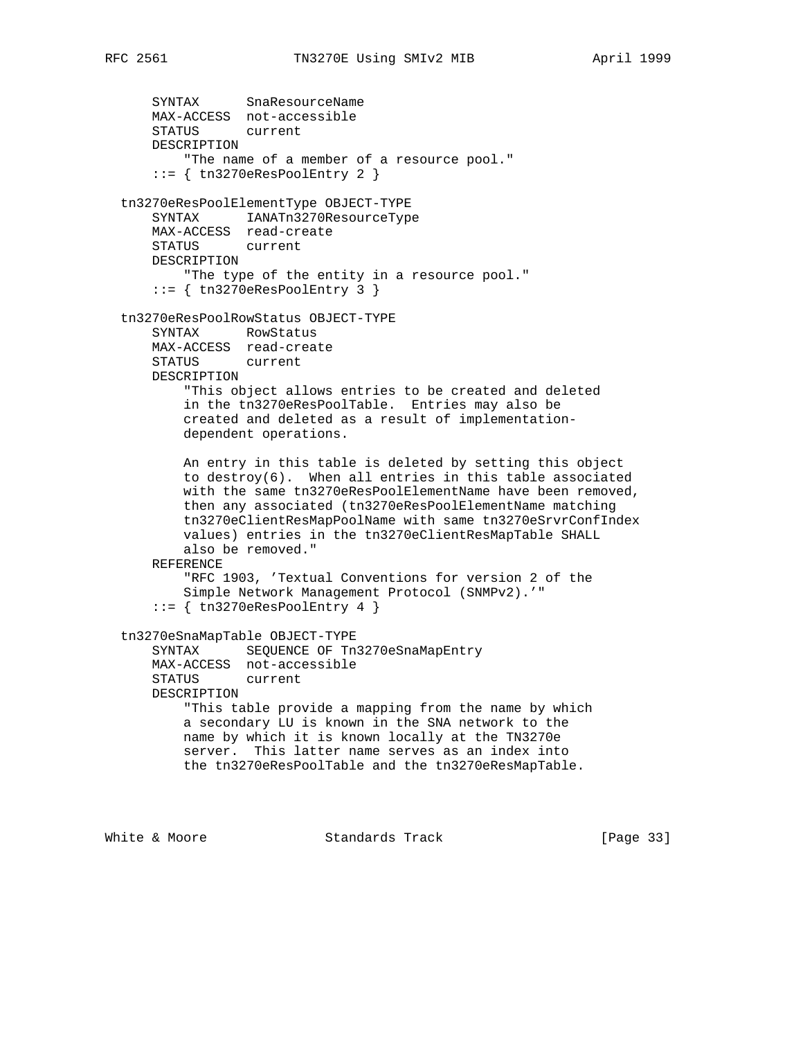```
    SYNTAX      SnaResourceName
    MAX-ACCESS  not-accessible
    STATUS      current
    DESCRIPTION
        "The name of a member of a resource pool."
    ::= { tn3270eResPoolEntry 2 }

tn3270eResPoolElementType OBJECT-TYPE
    SYNTAX      IANATn3270ResourceType
    MAX-ACCESS  read-create
    STATUS      current
    DESCRIPTION
        "The type of the entity in a resource pool."
    ::= { tn3270eResPoolEntry 3 }

tn3270eResPoolRowStatus OBJECT-TYPE
    SYNTAX      RowStatus
    MAX-ACCESS  read-create
    STATUS      current
    DESCRIPTION
        "This object allows entries to be created and deleted
        in the tn3270eResPoolTable.  Entries may also be
        created and deleted as a result of implementation-
        dependent operations.

        An entry in this table is deleted by setting this object
        to destroy(6).  When all entries in this table associated
        with the same tn3270eResPoolElementName have been removed,
        then any associated (tn3270eResPoolElementName matching
        tn3270eClientResMapPoolName with same tn3270eSrvrConfIndex
        values) entries in the tn3270eClientResMapTable SHALL
        also be removed."
    REFERENCE
        "RFC 1903, 'Textual Conventions for version 2 of the
        Simple Network Management Protocol (SNMPv2).'"
    ::= { tn3270eResPoolEntry 4 }

tn3270eSnaMapTable OBJECT-TYPE
    SYNTAX      SEQUENCE OF Tn3270eSnaMapEntry
    MAX-ACCESS  not-accessible
    STATUS      current
    DESCRIPTION
        "This table provide a mapping from the name by which
        a secondary LU is known in the SNA network to the
        name by which it is known locally at the TN3270e
        server.  This latter name serves as an index into
        the tn3270eResPoolTable and the tn3270eResMapTable.
```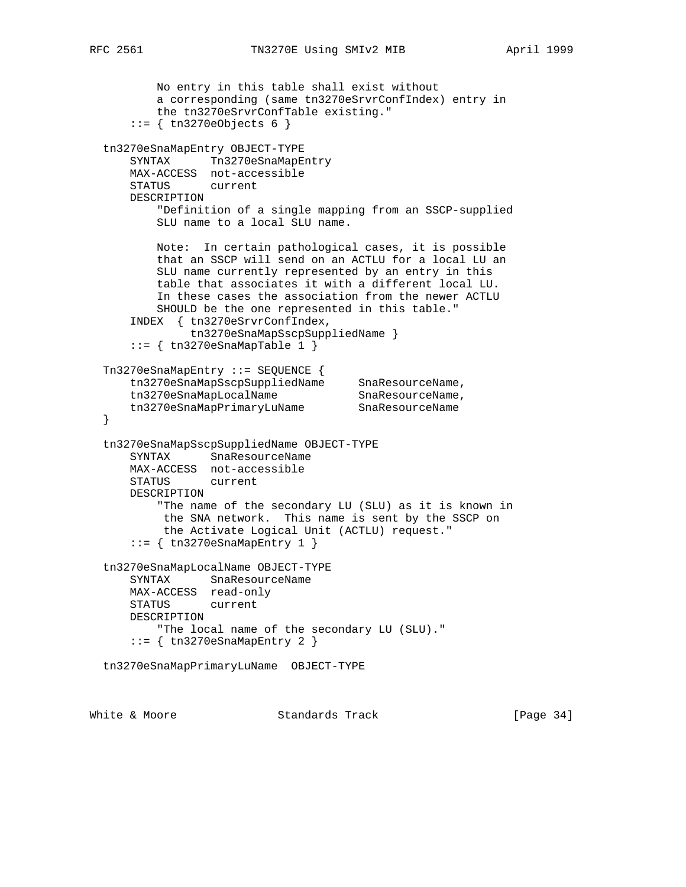```
          No entry in this table shall exist without
          a corresponding (same tn3270eSrvrConfIndex) entry in
          the tn3270eSrvrConfTable existing."
      ::= { tn3270eObjects 6 }

  tn3270eSnaMapEntry OBJECT-TYPE
      SYNTAX      Tn3270eSnaMapEntry
      MAX-ACCESS  not-accessible
      STATUS      current
      DESCRIPTION
          "Definition of a single mapping from an SSCP-supplied
          SLU name to a local SLU name.

          Note:  In certain pathological cases, it is possible
          that an SSCP will send on an ACTLU for a local LU an
          SLU name currently represented by an entry in this
          table that associates it with a different local LU.
          In these cases the association from the newer ACTLU
          SHOULD be the one represented in this table."
      INDEX  { tn3270eSrvrConfIndex,
               tn3270eSnaMapSscpSuppliedName }
      ::= { tn3270eSnaMapTable 1 }

  Tn3270eSnaMapEntry ::= SEQUENCE {
      tn3270eSnaMapSscpSuppliedName     SnaResourceName,
      tn3270eSnaMapLocalName            SnaResourceName,
      tn3270eSnaMapPrimaryLuName        SnaResourceName
  }

  tn3270eSnaMapSscpSuppliedName OBJECT-TYPE
      SYNTAX      SnaResourceName
      MAX-ACCESS  not-accessible
      STATUS      current
      DESCRIPTION
          "The name of the secondary LU (SLU) as it is known in
           the SNA network.  This name is sent by the SSCP on
           the Activate Logical Unit (ACTLU) request."
      ::= { tn3270eSnaMapEntry 1 }

  tn3270eSnaMapLocalName OBJECT-TYPE
      SYNTAX      SnaResourceName
      MAX-ACCESS  read-only
      STATUS      current
      DESCRIPTION
          "The local name of the secondary LU (SLU)."
      ::= { tn3270eSnaMapEntry 2 }

  tn3270eSnaMapPrimaryLuName  OBJECT-TYPE
```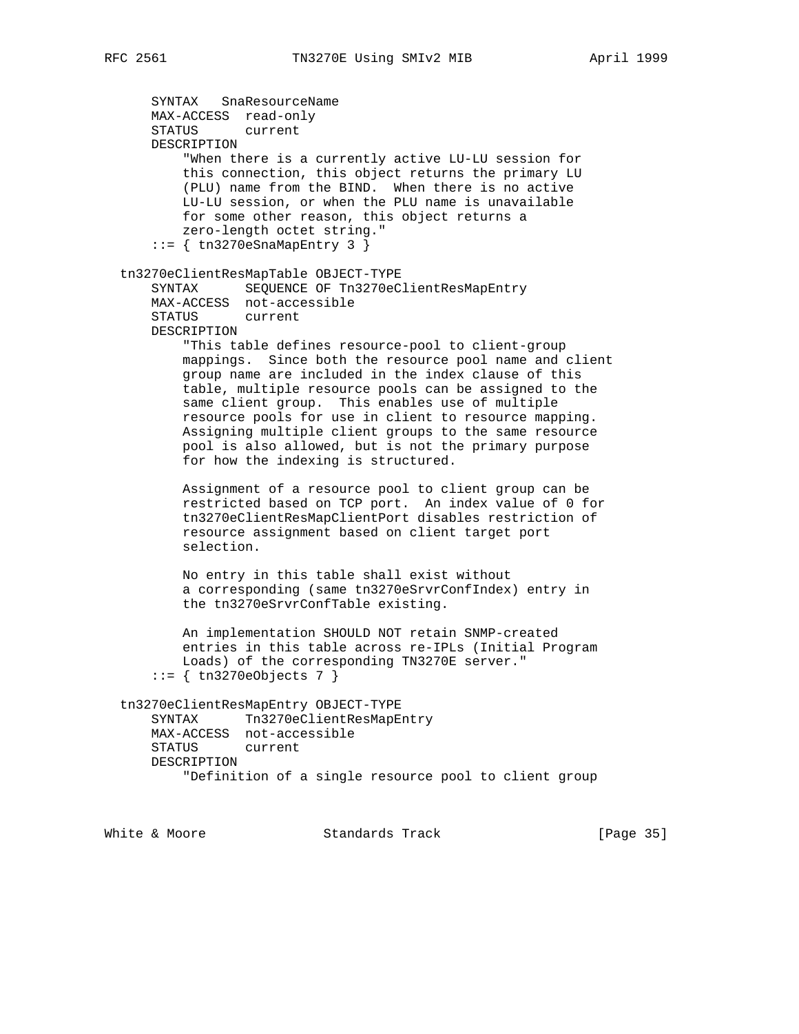```
      SYNTAX   SnaResourceName
      MAX-ACCESS  read-only
      STATUS      current
      DESCRIPTION
          "When there is a currently active LU-LU session for
          this connection, this object returns the primary LU
          (PLU) name from the BIND.  When there is no active
          LU-LU session, or when the PLU name is unavailable
          for some other reason, this object returns a
          zero-length octet string."
      ::= { tn3270eSnaMapEntry 3 }

  tn3270eClientResMapTable OBJECT-TYPE
      SYNTAX      SEQUENCE OF Tn3270eClientResMapEntry
      MAX-ACCESS  not-accessible
      STATUS      current
      DESCRIPTION
          "This table defines resource-pool to client-group
          mappings.  Since both the resource pool name and client
          group name are included in the index clause of this
          table, multiple resource pools can be assigned to the
          same client group.  This enables use of multiple
          resource pools for use in client to resource mapping.
          Assigning multiple client groups to the same resource
          pool is also allowed, but is not the primary purpose
          for how the indexing is structured.

          Assignment of a resource pool to client group can be
          restricted based on TCP port.  An index value of 0 for
          tn3270eClientResMapClientPort disables restriction of
          resource assignment based on client target port
          selection.

          No entry in this table shall exist without
          a corresponding (same tn3270eSrvrConfIndex) entry in
          the tn3270eSrvrConfTable existing.

          An implementation SHOULD NOT retain SNMP-created
          entries in this table across re-IPLs (Initial Program
          Loads) of the corresponding TN3270E server."
      ::= { tn3270eObjects 7 }

  tn3270eClientResMapEntry OBJECT-TYPE
      SYNTAX      Tn3270eClientResMapEntry
      MAX-ACCESS  not-accessible
      STATUS      current
      DESCRIPTION
          "Definition of a single resource pool to client group
```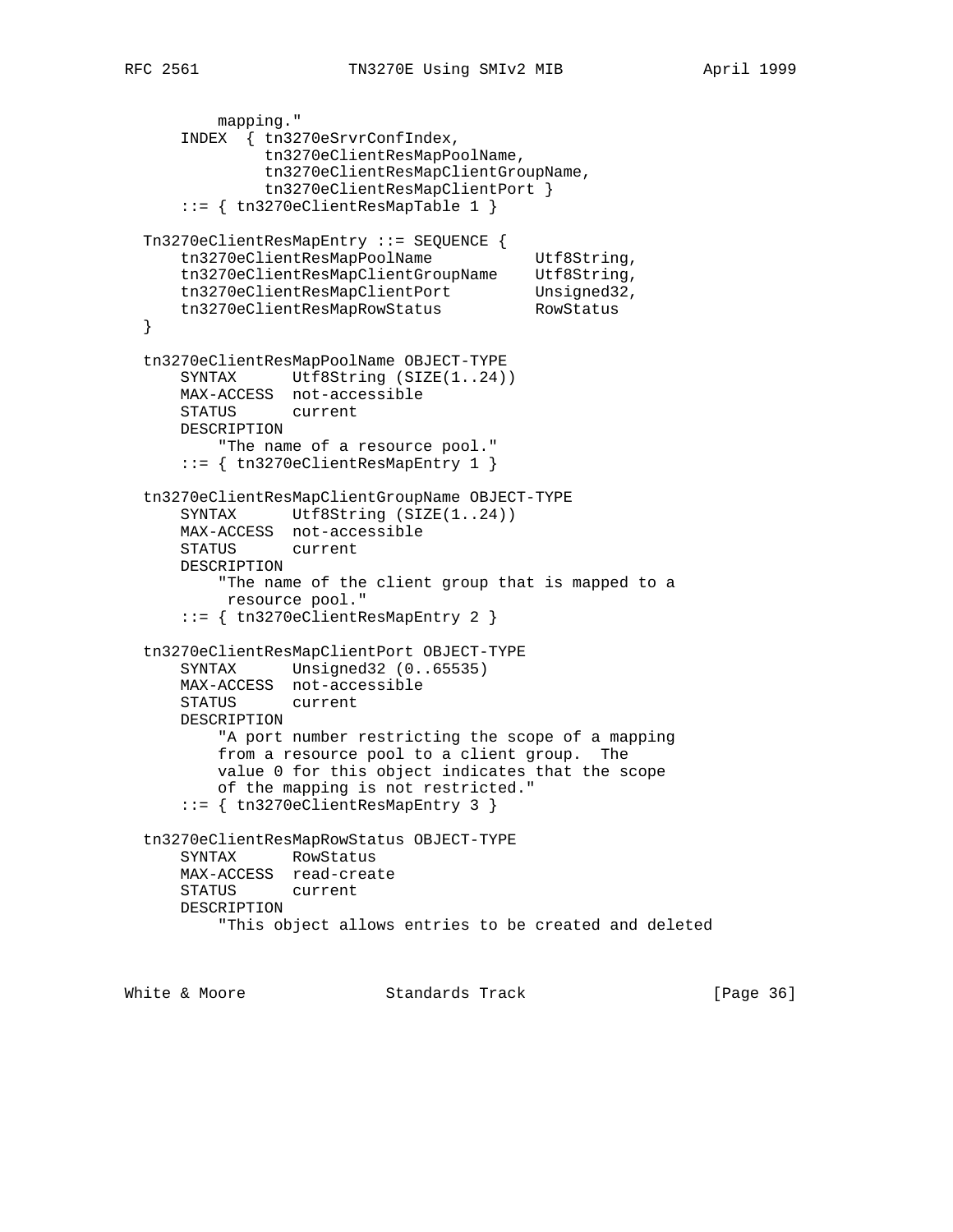```
          mapping."
      INDEX  { tn3270eSrvrConfIndex,
               tn3270eClientResMapPoolName,
               tn3270eClientResMapClientGroupName,
               tn3270eClientResMapClientPort }
      ::= { tn3270eClientResMapTable 1 }

  Tn3270eClientResMapEntry ::= SEQUENCE {
      tn3270eClientResMapPoolName           Utf8String,
      tn3270eClientResMapClientGroupName    Utf8String,
      tn3270eClientResMapClientPort         Unsigned32,
      tn3270eClientResMapRowStatus          RowStatus
  }

  tn3270eClientResMapPoolName OBJECT-TYPE
      SYNTAX      Utf8String (SIZE(1..24))
      MAX-ACCESS  not-accessible
      STATUS      current
      DESCRIPTION
          "The name of a resource pool."
      ::= { tn3270eClientResMapEntry 1 }

  tn3270eClientResMapClientGroupName OBJECT-TYPE
      SYNTAX      Utf8String (SIZE(1..24))
      MAX-ACCESS  not-accessible
      STATUS      current
      DESCRIPTION
          "The name of the client group that is mapped to a
           resource pool."
      ::= { tn3270eClientResMapEntry 2 }

  tn3270eClientResMapClientPort OBJECT-TYPE
      SYNTAX      Unsigned32 (0..65535)
      MAX-ACCESS  not-accessible
      STATUS      current
      DESCRIPTION
          "A port number restricting the scope of a mapping
          from a resource pool to a client group.  The
          value 0 for this object indicates that the scope
          of the mapping is not restricted."
      ::= { tn3270eClientResMapEntry 3 }

  tn3270eClientResMapRowStatus OBJECT-TYPE
      SYNTAX      RowStatus
      MAX-ACCESS  read-create
      STATUS      current
      DESCRIPTION
          "This object allows entries to be created and deleted
```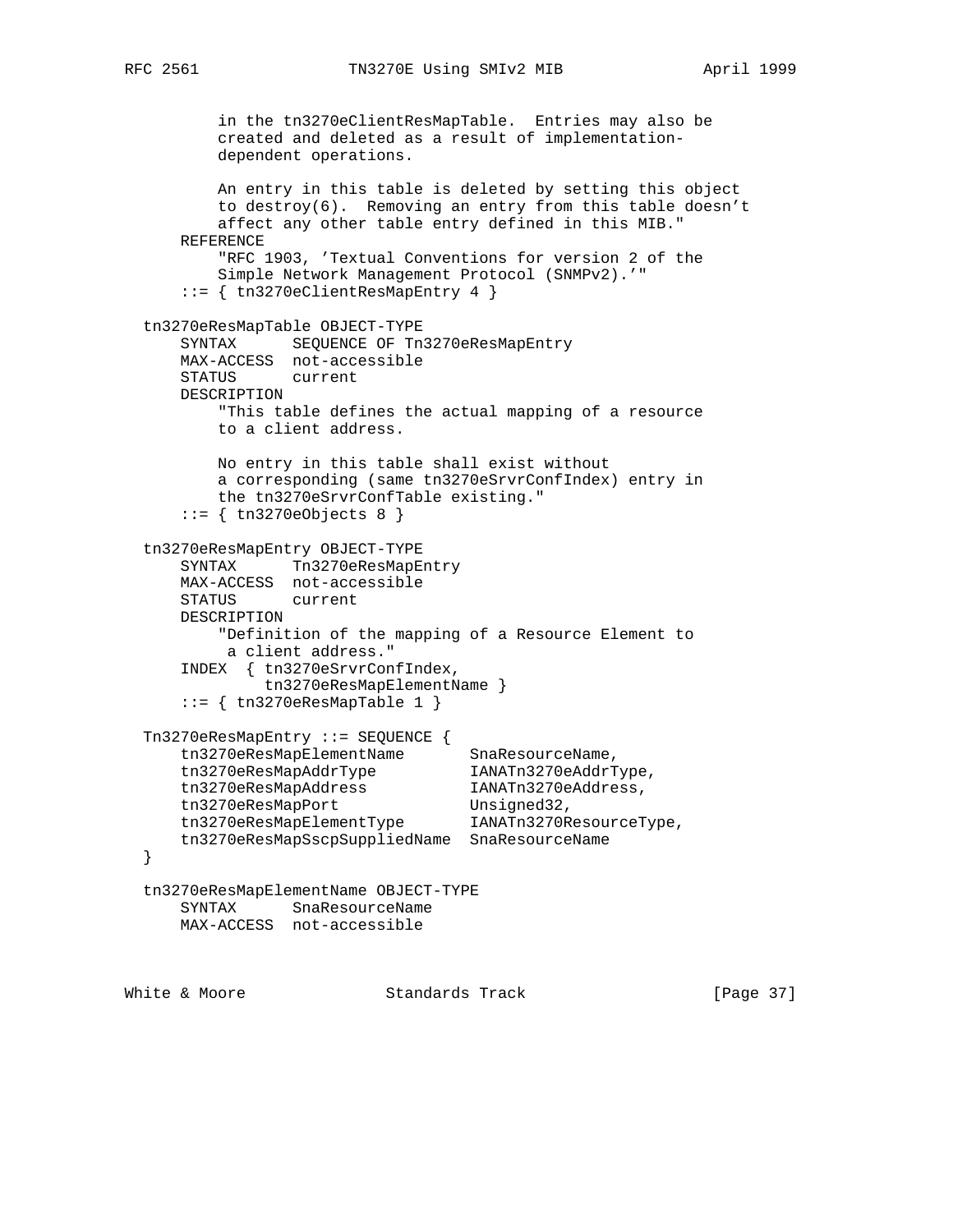```
          in the tn3270eClientResMapTable.  Entries may also be
          created and deleted as a result of implementation-
          dependent operations.

          An entry in this table is deleted by setting this object
          to destroy(6).  Removing an entry from this table doesn't
          affect any other table entry defined in this MIB."
      REFERENCE
          "RFC 1903, 'Textual Conventions for version 2 of the
          Simple Network Management Protocol (SNMPv2).'"
      ::= { tn3270eClientResMapEntry 4 }

  tn3270eResMapTable OBJECT-TYPE
      SYNTAX      SEQUENCE OF Tn3270eResMapEntry
      MAX-ACCESS  not-accessible
      STATUS      current
      DESCRIPTION
          "This table defines the actual mapping of a resource
          to a client address.

          No entry in this table shall exist without
          a corresponding (same tn3270eSrvrConfIndex) entry in
          the tn3270eSrvrConfTable existing."
      ::= { tn3270eObjects 8 }

  tn3270eResMapEntry OBJECT-TYPE
      SYNTAX      Tn3270eResMapEntry
      MAX-ACCESS  not-accessible
      STATUS      current
      DESCRIPTION
          "Definition of the mapping of a Resource Element to
           a client address."
      INDEX  { tn3270eSrvrConfIndex,
               tn3270eResMapElementName }
      ::= { tn3270eResMapTable 1 }

  Tn3270eResMapEntry ::= SEQUENCE {
      tn3270eResMapElementName       SnaResourceName,
      tn3270eResMapAddrType          IANATn3270eAddrType,
      tn3270eResMapAddress           IANATn3270eAddress,
      tn3270eResMapPort              Unsigned32,
      tn3270eResMapElementType       IANATn3270ResourceType,
      tn3270eResMapSscpSuppliedName  SnaResourceName
  }

  tn3270eResMapElementName OBJECT-TYPE
      SYNTAX      SnaResourceName
      MAX-ACCESS  not-accessible
```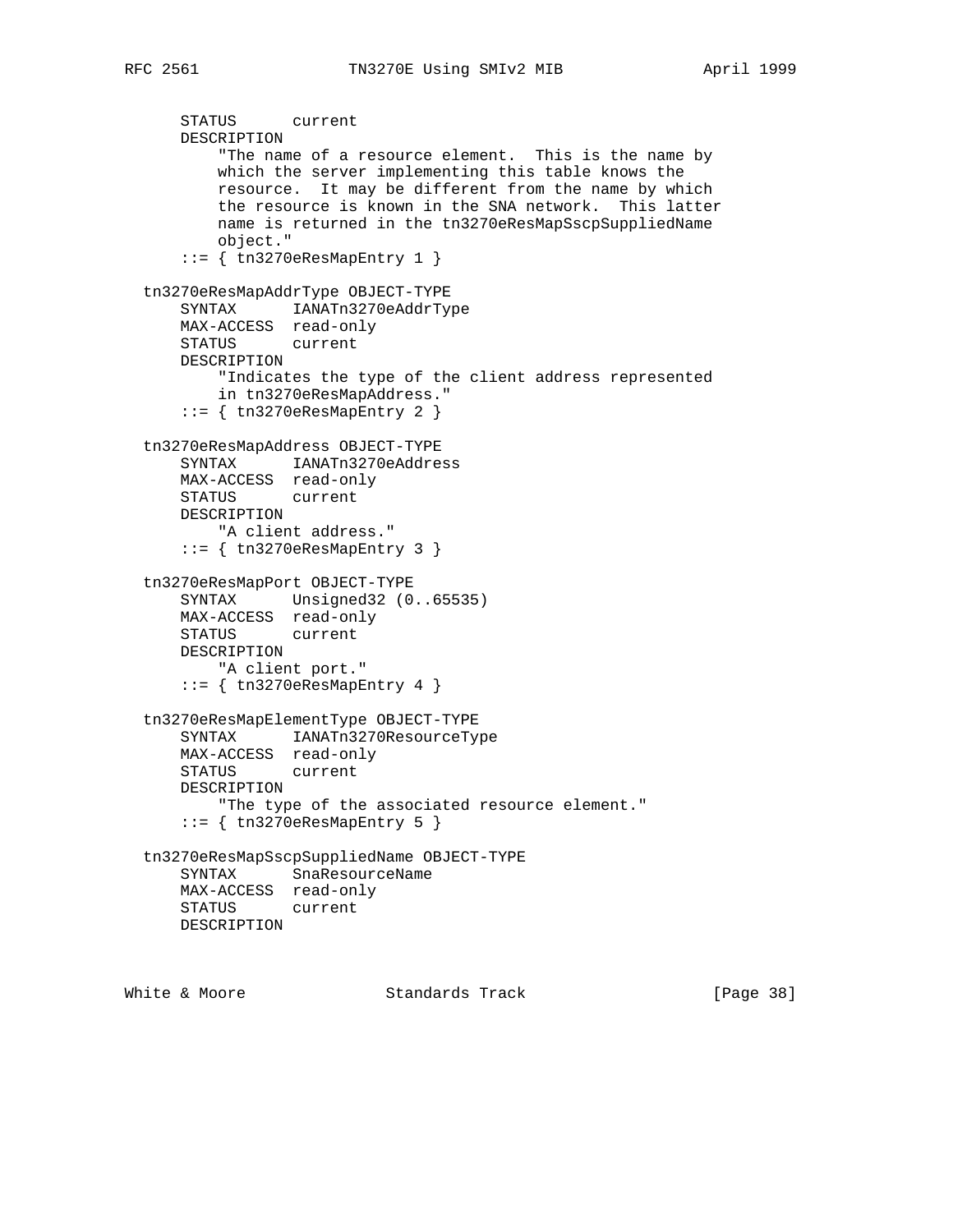```
      STATUS      current
      DESCRIPTION
          "The name of a resource element.  This is the name by
          which the server implementing this table knows the
          resource.  It may be different from the name by which
          the resource is known in the SNA network.  This latter
          name is returned in the tn3270eResMapSscpSuppliedName
          object."
      ::= { tn3270eResMapEntry 1 }

  tn3270eResMapAddrType OBJECT-TYPE
      SYNTAX      IANATn3270eAddrType
      MAX-ACCESS  read-only
      STATUS      current
      DESCRIPTION
          "Indicates the type of the client address represented
          in tn3270eResMapAddress."
      ::= { tn3270eResMapEntry 2 }

  tn3270eResMapAddress OBJECT-TYPE
      SYNTAX      IANATn3270eAddress
      MAX-ACCESS  read-only
      STATUS      current
      DESCRIPTION
          "A client address."
      ::= { tn3270eResMapEntry 3 }

  tn3270eResMapPort OBJECT-TYPE
      SYNTAX      Unsigned32 (0..65535)
      MAX-ACCESS  read-only
      STATUS      current
      DESCRIPTION
          "A client port."
      ::= { tn3270eResMapEntry 4 }

  tn3270eResMapElementType OBJECT-TYPE
      SYNTAX      IANATn3270ResourceType
      MAX-ACCESS  read-only
      STATUS      current
      DESCRIPTION
          "The type of the associated resource element."
      ::= { tn3270eResMapEntry 5 }

  tn3270eResMapSscpSuppliedName OBJECT-TYPE
      SYNTAX      SnaResourceName
      MAX-ACCESS  read-only
      STATUS      current
      DESCRIPTION
```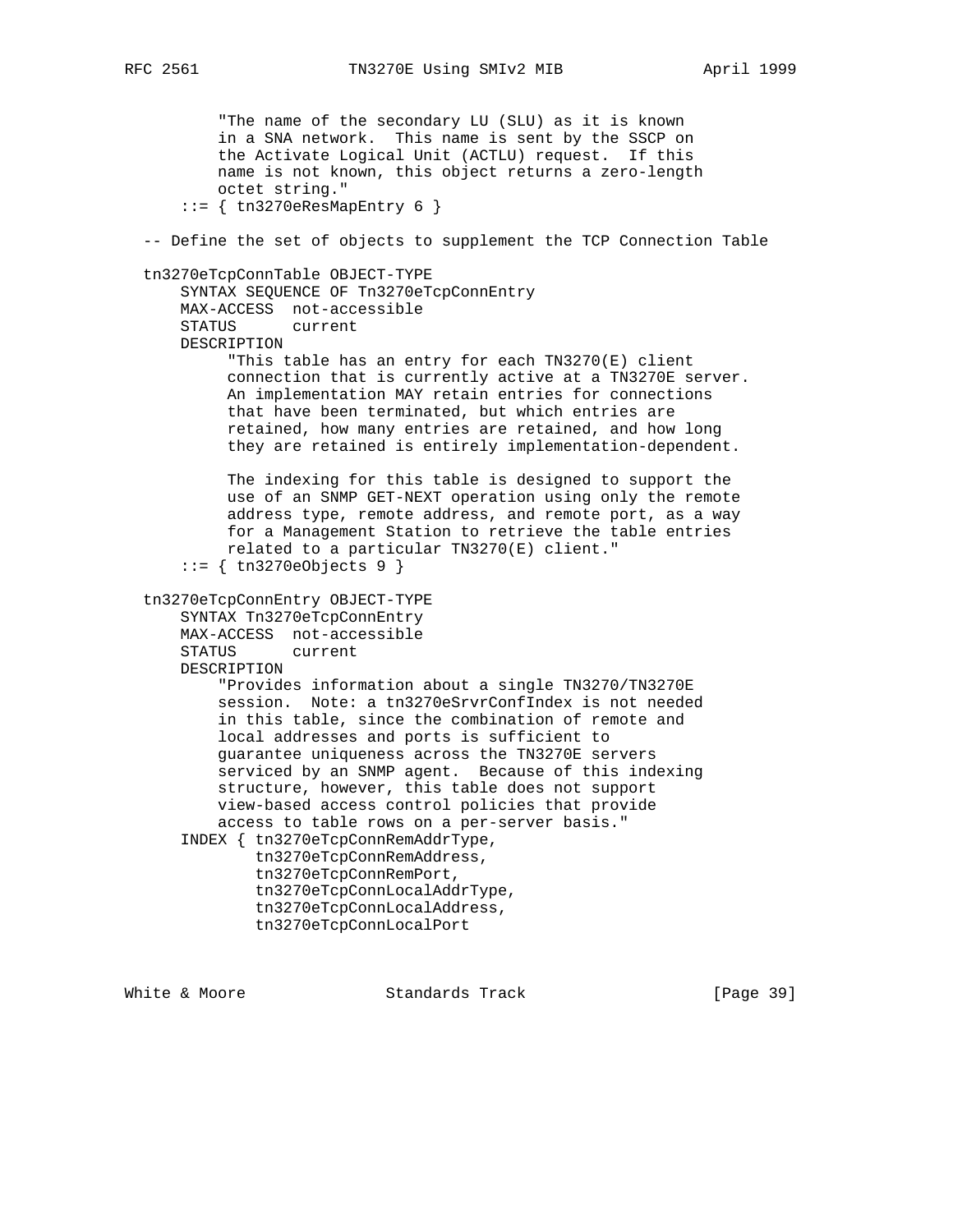```
         "The name of the secondary LU (SLU) as it is known
         in a SNA network.  This name is sent by the SSCP on
         the Activate Logical Unit (ACTLU) request.  If this
         name is not known, this object returns a zero-length
         octet string."
     ::= { tn3270eResMapEntry 6 }

 -- Define the set of objects to supplement the TCP Connection Table

 tn3270eTcpConnTable OBJECT-TYPE
     SYNTAX SEQUENCE OF Tn3270eTcpConnEntry
     MAX-ACCESS  not-accessible
     STATUS      current
     DESCRIPTION
          "This table has an entry for each TN3270(E) client
          connection that is currently active at a TN3270E server.
          An implementation MAY retain entries for connections
          that have been terminated, but which entries are
          retained, how many entries are retained, and how long
          they are retained is entirely implementation-dependent.

          The indexing for this table is designed to support the
          use of an SNMP GET-NEXT operation using only the remote
          address type, remote address, and remote port, as a way
          for a Management Station to retrieve the table entries
          related to a particular TN3270(E) client."
     ::= { tn3270eObjects 9 }

 tn3270eTcpConnEntry OBJECT-TYPE
     SYNTAX Tn3270eTcpConnEntry
     MAX-ACCESS  not-accessible
     STATUS      current
     DESCRIPTION
         "Provides information about a single TN3270/TN3270E
         session.  Note: a tn3270eSrvrConfIndex is not needed
         in this table, since the combination of remote and
         local addresses and ports is sufficient to
         guarantee uniqueness across the TN3270E servers
         serviced by an SNMP agent.  Because of this indexing
         structure, however, this table does not support
         view-based access control policies that provide
         access to table rows on a per-server basis."
     INDEX { tn3270eTcpConnRemAddrType,
             tn3270eTcpConnRemAddress,
             tn3270eTcpConnRemPort,
             tn3270eTcpConnLocalAddrType,
             tn3270eTcpConnLocalAddress,
             tn3270eTcpConnLocalPort
```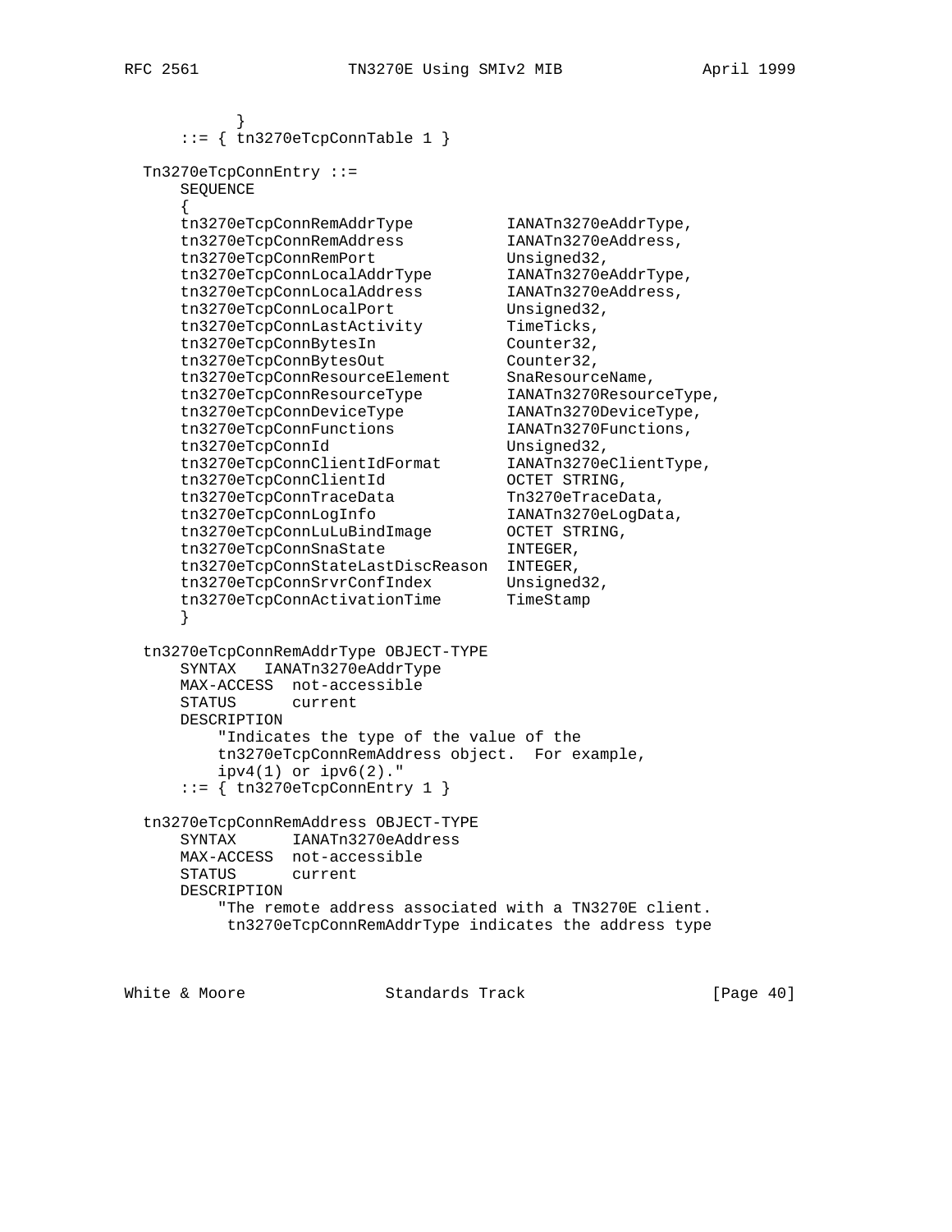```
          }
      ::= { tn3270eTcpConnTable 1 }

  Tn3270eTcpConnEntry ::=
      SEQUENCE
      {
      tn3270eTcpConnRemAddrType          IANATn3270eAddrType,
      tn3270eTcpConnRemAddress           IANATn3270eAddress,
      tn3270eTcpConnRemPort              Unsigned32,
      tn3270eTcpConnLocalAddrType        IANATn3270eAddrType,
      tn3270eTcpConnLocalAddress         IANATn3270eAddress,
      tn3270eTcpConnLocalPort            Unsigned32,
      tn3270eTcpConnLastActivity         TimeTicks,
      tn3270eTcpConnBytesIn              Counter32,
      tn3270eTcpConnBytesOut             Counter32,
      tn3270eTcpConnResourceElement      SnaResourceName,
      tn3270eTcpConnResourceType         IANATn3270ResourceType,
      tn3270eTcpConnDeviceType           IANATn3270DeviceType,
      tn3270eTcpConnFunctions            IANATn3270Functions,
      tn3270eTcpConnId                   Unsigned32,
      tn3270eTcpConnClientIdFormat       IANATn3270eClientType,
      tn3270eTcpConnClientId             OCTET STRING,
      tn3270eTcpConnTraceData            Tn3270eTraceData,
      tn3270eTcpConnLogInfo              IANATn3270eLogData,
      tn3270eTcpConnLuLuBindImage        OCTET STRING,
      tn3270eTcpConnSnaState             INTEGER,
      tn3270eTcpConnStateLastDiscReason  INTEGER,
      tn3270eTcpConnSrvrConfIndex        Unsigned32,
      tn3270eTcpConnActivationTime       TimeStamp
      }

  tn3270eTcpConnRemAddrType OBJECT-TYPE
      SYNTAX   IANATn3270eAddrType
      MAX-ACCESS  not-accessible
      STATUS      current
      DESCRIPTION
          "Indicates the type of the value of the
          tn3270eTcpConnRemAddress object.  For example,
          ipv4(1) or ipv6(2)."
      ::= { tn3270eTcpConnEntry 1 }

  tn3270eTcpConnRemAddress OBJECT-TYPE
      SYNTAX      IANATn3270eAddress
      MAX-ACCESS  not-accessible
      STATUS      current
      DESCRIPTION
          "The remote address associated with a TN3270E client.
           tn3270eTcpConnRemAddrType indicates the address type
```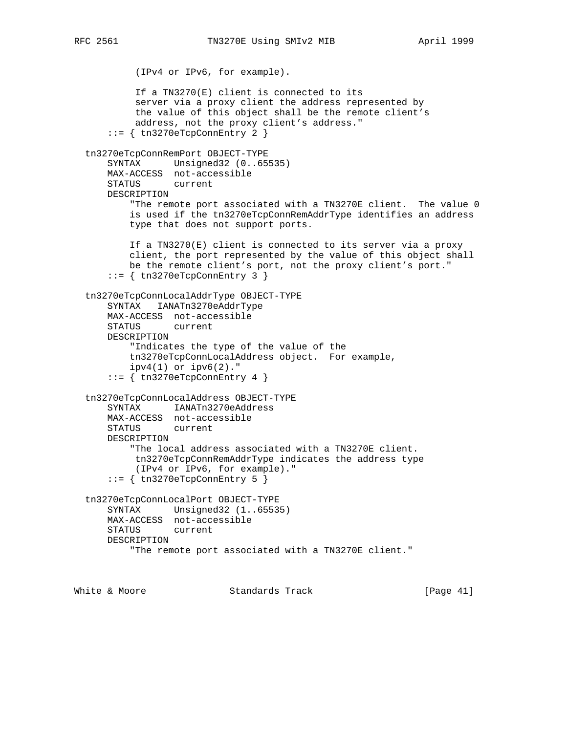```
           (IPv4 or IPv6, for example).

           If a TN3270(E) client is connected to its
           server via a proxy client the address represented by
           the value of this object shall be the remote client's
           address, not the proxy client's address."
       ::= { tn3270eTcpConnEntry 2 }

   tn3270eTcpConnRemPort OBJECT-TYPE
       SYNTAX      Unsigned32 (0..65535)
       MAX-ACCESS  not-accessible
       STATUS      current
       DESCRIPTION
           "The remote port associated with a TN3270E client.  The value 0
           is used if the tn3270eTcpConnRemAddrType identifies an address
           type that does not support ports.

           If a TN3270(E) client is connected to its server via a proxy
           client, the port represented by the value of this object shall
           be the remote client's port, not the proxy client's port."
       ::= { tn3270eTcpConnEntry 3 }

   tn3270eTcpConnLocalAddrType OBJECT-TYPE
       SYNTAX   IANATn3270eAddrType
       MAX-ACCESS  not-accessible
       STATUS      current
       DESCRIPTION
           "Indicates the type of the value of the
           tn3270eTcpConnLocalAddress object.  For example,
           ipv4(1) or ipv6(2)."
       ::= { tn3270eTcpConnEntry 4 }

   tn3270eTcpConnLocalAddress OBJECT-TYPE
       SYNTAX      IANATn3270eAddress
       MAX-ACCESS  not-accessible
       STATUS      current
       DESCRIPTION
           "The local address associated with a TN3270E client.
            tn3270eTcpConnRemAddrType indicates the address type
            (IPv4 or IPv6, for example)."
       ::= { tn3270eTcpConnEntry 5 }

   tn3270eTcpConnLocalPort OBJECT-TYPE
       SYNTAX      Unsigned32 (1..65535)
       MAX-ACCESS  not-accessible
       STATUS      current
       DESCRIPTION
           "The remote port associated with a TN3270E client."
```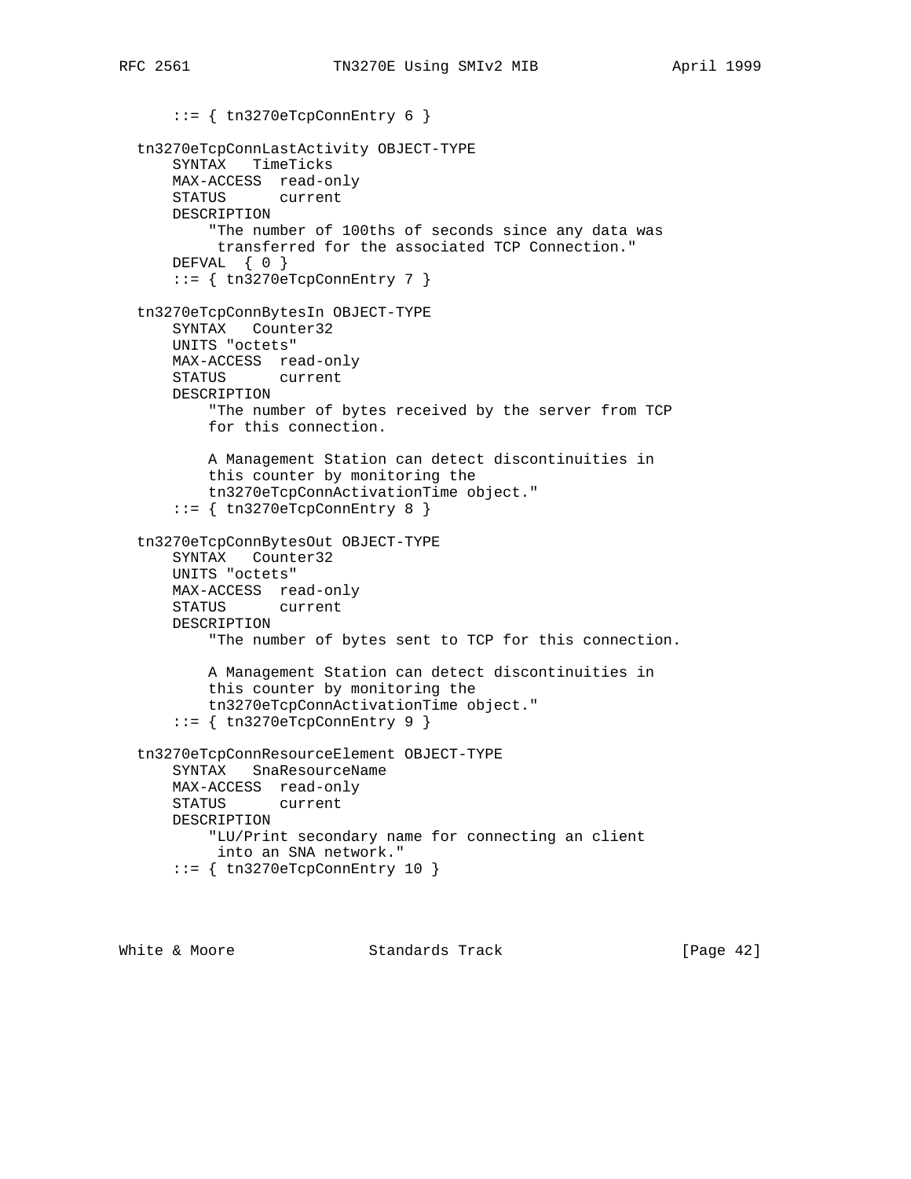```
      ::= { tn3270eTcpConnEntry 6 }

  tn3270eTcpConnLastActivity OBJECT-TYPE
      SYNTAX   TimeTicks
      MAX-ACCESS  read-only
      STATUS      current
      DESCRIPTION
          "The number of 100ths of seconds since any data was
           transferred for the associated TCP Connection."
      DEFVAL  { 0 }
      ::= { tn3270eTcpConnEntry 7 }

  tn3270eTcpConnBytesIn OBJECT-TYPE
      SYNTAX   Counter32
      UNITS "octets"
      MAX-ACCESS  read-only
      STATUS      current
      DESCRIPTION
          "The number of bytes received by the server from TCP
          for this connection.

          A Management Station can detect discontinuities in
          this counter by monitoring the
          tn3270eTcpConnActivationTime object."
      ::= { tn3270eTcpConnEntry 8 }

  tn3270eTcpConnBytesOut OBJECT-TYPE
      SYNTAX   Counter32
      UNITS "octets"
      MAX-ACCESS  read-only
      STATUS      current
      DESCRIPTION
          "The number of bytes sent to TCP for this connection.

          A Management Station can detect discontinuities in
          this counter by monitoring the
          tn3270eTcpConnActivationTime object."
      ::= { tn3270eTcpConnEntry 9 }

  tn3270eTcpConnResourceElement OBJECT-TYPE
      SYNTAX   SnaResourceName
      MAX-ACCESS  read-only
      STATUS      current
      DESCRIPTION
          "LU/Print secondary name for connecting an client
           into an SNA network."
      ::= { tn3270eTcpConnEntry 10 }
```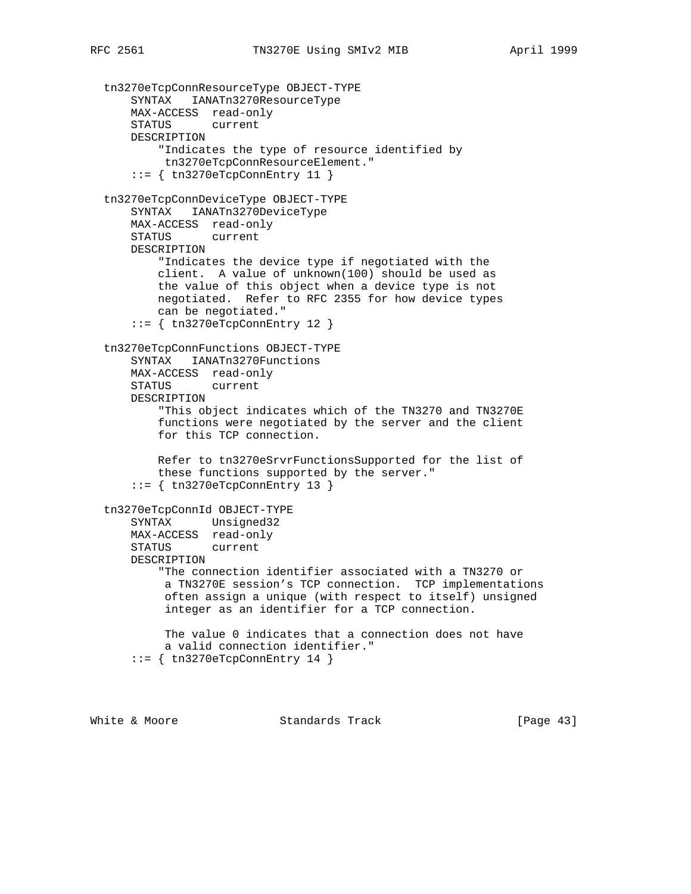```
   tn3270eTcpConnResourceType OBJECT-TYPE
       SYNTAX   IANATn3270ResourceType
       MAX-ACCESS  read-only
       STATUS      current
       DESCRIPTION
           "Indicates the type of resource identified by
            tn3270eTcpConnResourceElement."
       ::= { tn3270eTcpConnEntry 11 }

   tn3270eTcpConnDeviceType OBJECT-TYPE
       SYNTAX   IANATn3270DeviceType
       MAX-ACCESS  read-only
       STATUS      current
       DESCRIPTION
           "Indicates the device type if negotiated with the
           client.  A value of unknown(100) should be used as
           the value of this object when a device type is not
           negotiated.  Refer to RFC 2355 for how device types
           can be negotiated."
       ::= { tn3270eTcpConnEntry 12 }

   tn3270eTcpConnFunctions OBJECT-TYPE
       SYNTAX   IANATn3270Functions
       MAX-ACCESS  read-only
       STATUS      current
       DESCRIPTION
           "This object indicates which of the TN3270 and TN3270E
           functions were negotiated by the server and the client
           for this TCP connection.

           Refer to tn3270eSrvrFunctionsSupported for the list of
           these functions supported by the server."
       ::= { tn3270eTcpConnEntry 13 }

   tn3270eTcpConnId OBJECT-TYPE
       SYNTAX      Unsigned32
       MAX-ACCESS  read-only
       STATUS      current
       DESCRIPTION
           "The connection identifier associated with a TN3270 or
            a TN3270E session's TCP connection.  TCP implementations
            often assign a unique (with respect to itself) unsigned
            integer as an identifier for a TCP connection.

            The value 0 indicates that a connection does not have
            a valid connection identifier."
       ::= { tn3270eTcpConnEntry 14 }
```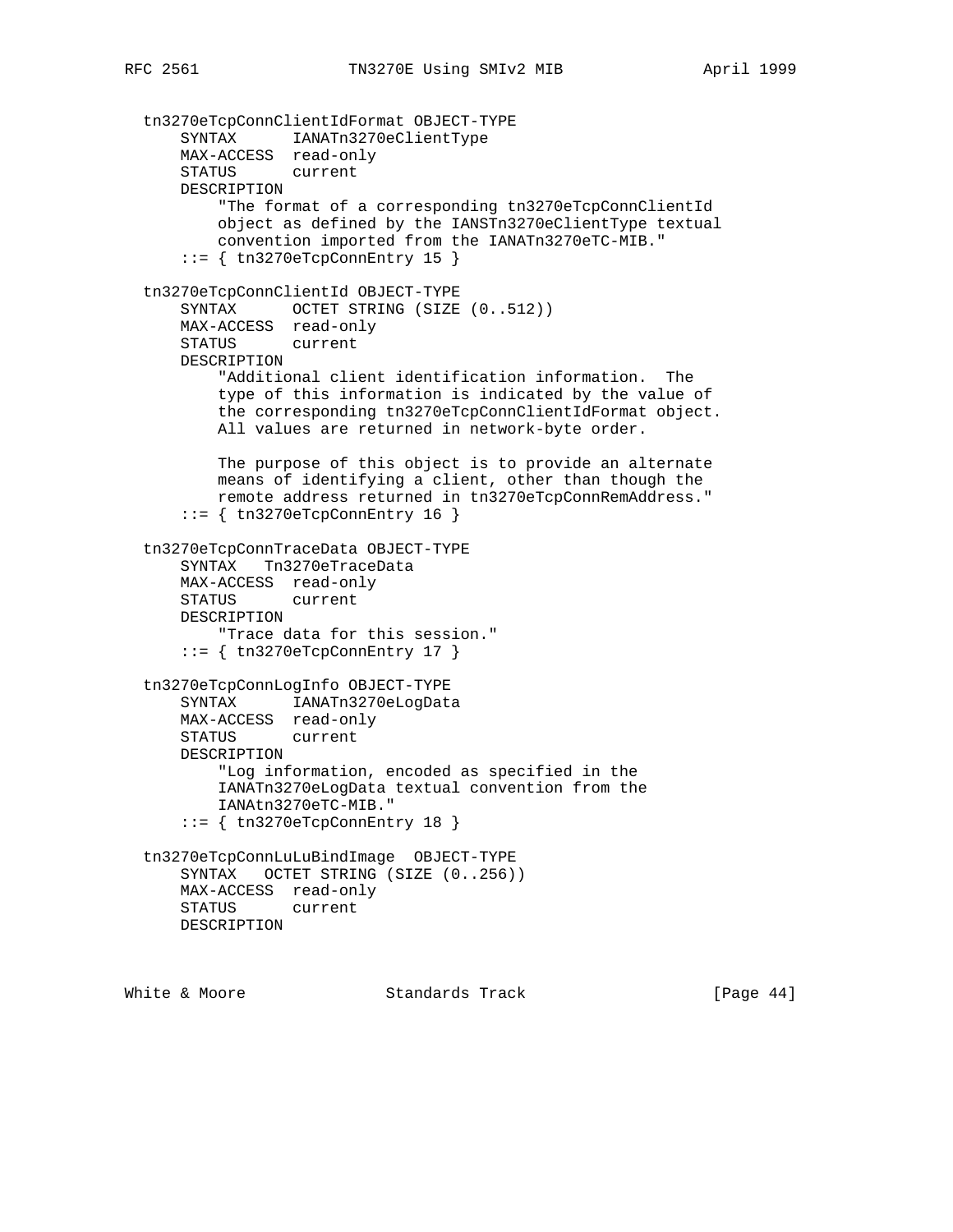```
   tn3270eTcpConnClientIdFormat OBJECT-TYPE
       SYNTAX      IANATn3270eClientType
       MAX-ACCESS  read-only
       STATUS      current
       DESCRIPTION
           "The format of a corresponding tn3270eTcpConnClientId
           object as defined by the IANSTn3270eClientType textual
           convention imported from the IANATn3270eTC-MIB."
       ::= { tn3270eTcpConnEntry 15 }

   tn3270eTcpConnClientId OBJECT-TYPE
       SYNTAX      OCTET STRING (SIZE (0..512))
       MAX-ACCESS  read-only
       STATUS      current
       DESCRIPTION
           "Additional client identification information.  The
           type of this information is indicated by the value of
           the corresponding tn3270eTcpConnClientIdFormat object.
           All values are returned in network-byte order.

           The purpose of this object is to provide an alternate
           means of identifying a client, other than though the
           remote address returned in tn3270eTcpConnRemAddress."
       ::= { tn3270eTcpConnEntry 16 }

   tn3270eTcpConnTraceData OBJECT-TYPE
       SYNTAX   Tn3270eTraceData
       MAX-ACCESS  read-only
       STATUS      current
       DESCRIPTION
           "Trace data for this session."
       ::= { tn3270eTcpConnEntry 17 }

   tn3270eTcpConnLogInfo OBJECT-TYPE
       SYNTAX      IANATn3270eLogData
       MAX-ACCESS  read-only
       STATUS      current
       DESCRIPTION
           "Log information, encoded as specified in the
           IANATn3270eLogData textual convention from the
           IANAtn3270eTC-MIB."
       ::= { tn3270eTcpConnEntry 18 }

   tn3270eTcpConnLuLuBindImage  OBJECT-TYPE
       SYNTAX   OCTET STRING (SIZE (0..256))
       MAX-ACCESS  read-only
       STATUS      current
       DESCRIPTION
```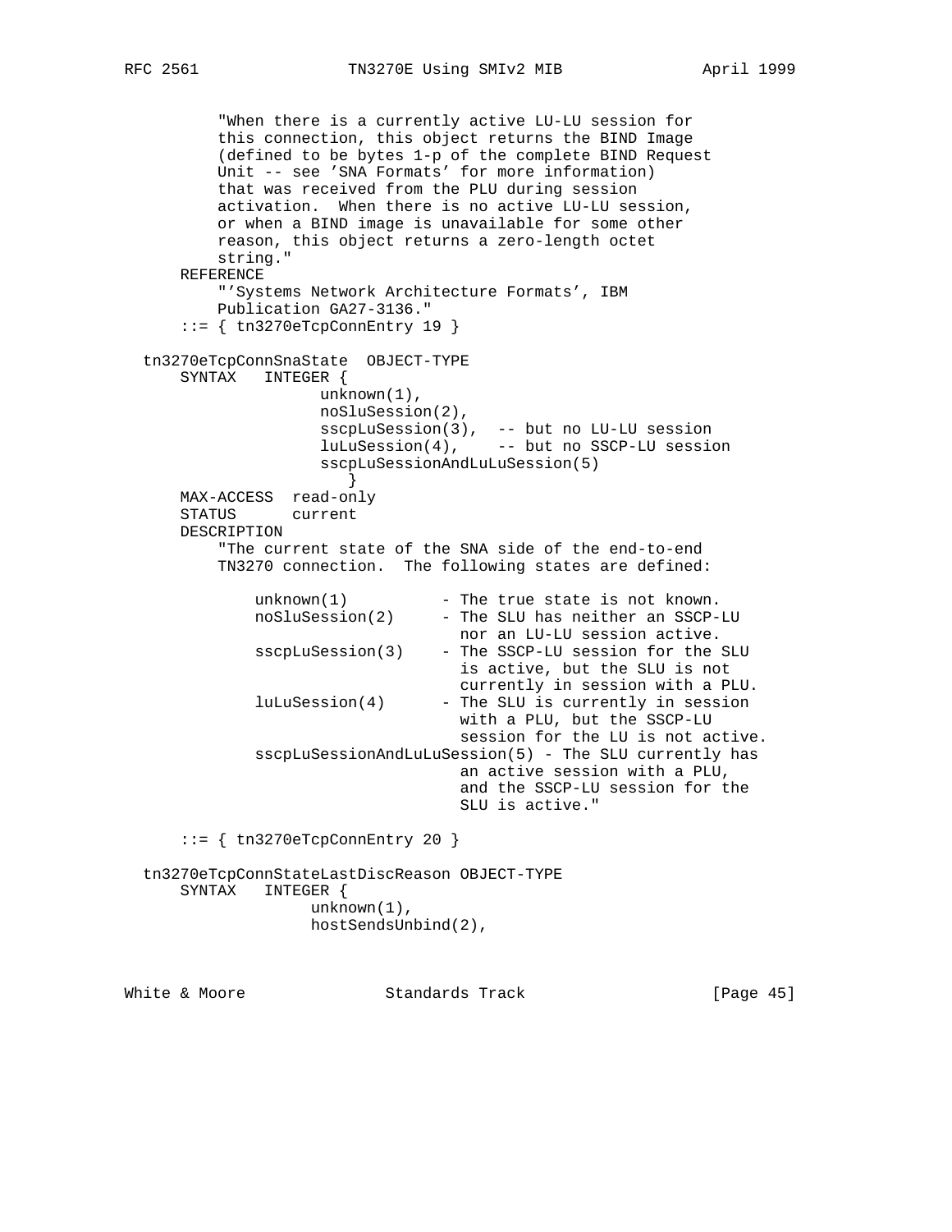```
          "When there is a currently active LU-LU session for
          this connection, this object returns the BIND Image
          (defined to be bytes 1-p of the complete BIND Request
          Unit -- see 'SNA Formats' for more information)
          that was received from the PLU during session
          activation.  When there is no active LU-LU session,
          or when a BIND image is unavailable for some other
          reason, this object returns a zero-length octet
          string."
      REFERENCE
          "'Systems Network Architecture Formats', IBM
          Publication GA27-3136."
      ::= { tn3270eTcpConnEntry 19 }

  tn3270eTcpConnSnaState  OBJECT-TYPE
      SYNTAX   INTEGER {
                   unknown(1),
                   noSluSession(2),
                   sscpLuSession(3),  -- but no LU-LU session
                   luLuSession(4),    -- but no SSCP-LU session
                   sscpLuSessionAndLuLuSession(5)
                      }
      MAX-ACCESS  read-only
      STATUS      current
      DESCRIPTION
          "The current state of the SNA side of the end-to-end
          TN3270 connection.  The following states are defined:

              unknown(1)          - The true state is not known.
              noSluSession(2)     - The SLU has neither an SSCP-LU
                                    nor an LU-LU session active.
              sscpLuSession(3)    - The SSCP-LU session for the SLU
                                    is active, but the SLU is not
                                    currently in session with a PLU.
              luLuSession(4)      - The SLU is currently in session
                                    with a PLU, but the SSCP-LU
                                    session for the LU is not active.
              sscpLuSessionAndLuLuSession(5) - The SLU currently has
                                    an active session with a PLU,
                                    and the SSCP-LU session for the
                                    SLU is active."

      ::= { tn3270eTcpConnEntry 20 }

  tn3270eTcpConnStateLastDiscReason OBJECT-TYPE
      SYNTAX   INTEGER {
                  unknown(1),
                  hostSendsUnbind(2),
```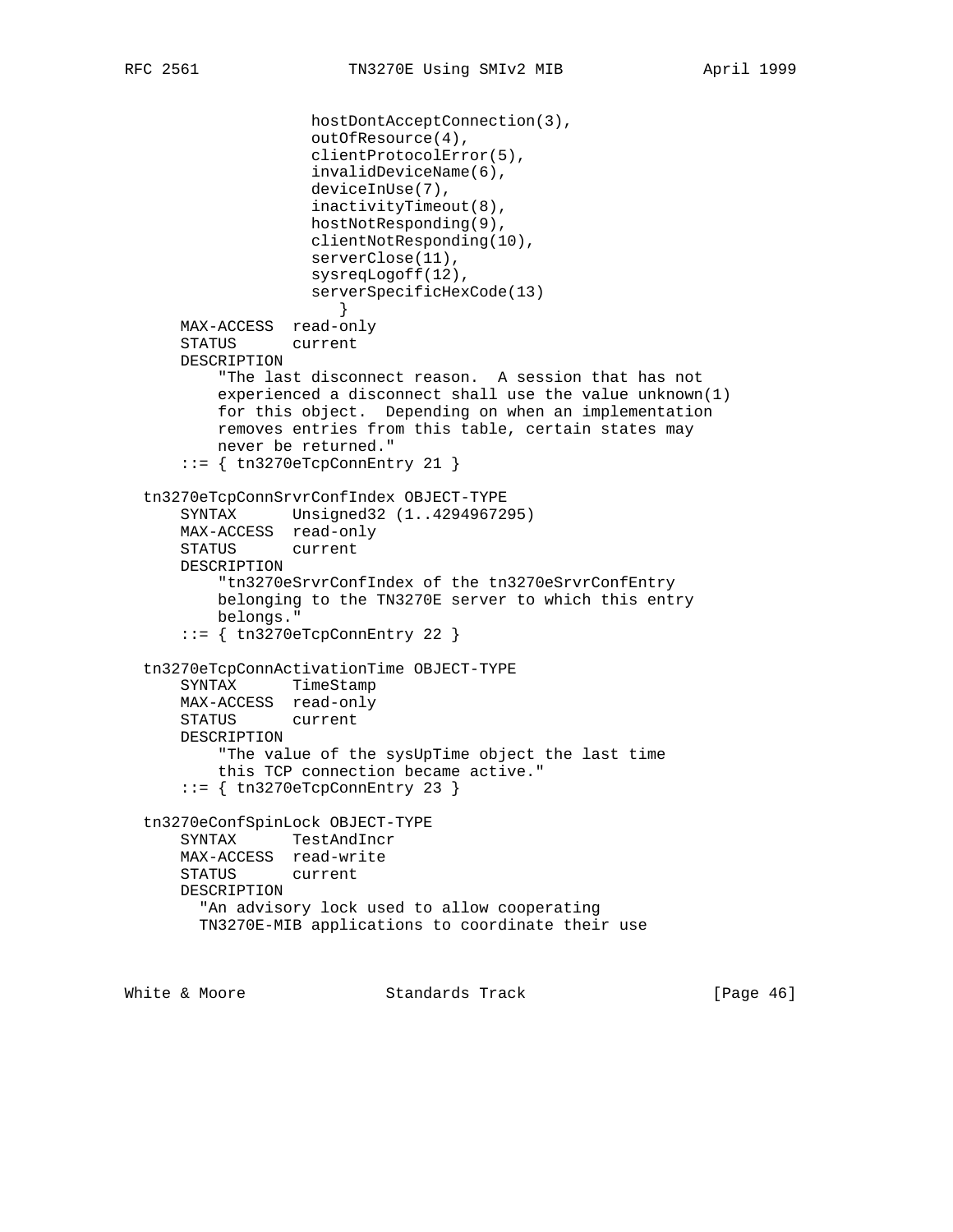```
                   hostDontAcceptConnection(3),
                   outOfResource(4),
                   clientProtocolError(5),
                   invalidDeviceName(6),
                   deviceInUse(7),
                   inactivityTimeout(8),
                   hostNotResponding(9),
                   clientNotResponding(10),
                   serverClose(11),
                   sysreqLogoff(12),
                   serverSpecificHexCode(13)
                      }
       MAX-ACCESS  read-only
       STATUS      current
       DESCRIPTION
           "The last disconnect reason.  A session that has not
           experienced a disconnect shall use the value unknown(1)
           for this object.  Depending on when an implementation
           removes entries from this table, certain states may
           never be returned."
       ::= { tn3270eTcpConnEntry 21 }

   tn3270eTcpConnSrvrConfIndex OBJECT-TYPE
       SYNTAX      Unsigned32 (1..4294967295)
       MAX-ACCESS  read-only
       STATUS      current
       DESCRIPTION
           "tn3270eSrvrConfIndex of the tn3270eSrvrConfEntry
           belonging to the TN3270E server to which this entry
           belongs."
       ::= { tn3270eTcpConnEntry 22 }

   tn3270eTcpConnActivationTime OBJECT-TYPE
       SYNTAX      TimeStamp
       MAX-ACCESS  read-only
       STATUS      current
       DESCRIPTION
           "The value of the sysUpTime object the last time
           this TCP connection became active."
       ::= { tn3270eTcpConnEntry 23 }

   tn3270eConfSpinLock OBJECT-TYPE
       SYNTAX      TestAndIncr
       MAX-ACCESS  read-write
       STATUS      current
       DESCRIPTION
         "An advisory lock used to allow cooperating
         TN3270E-MIB applications to coordinate their use
```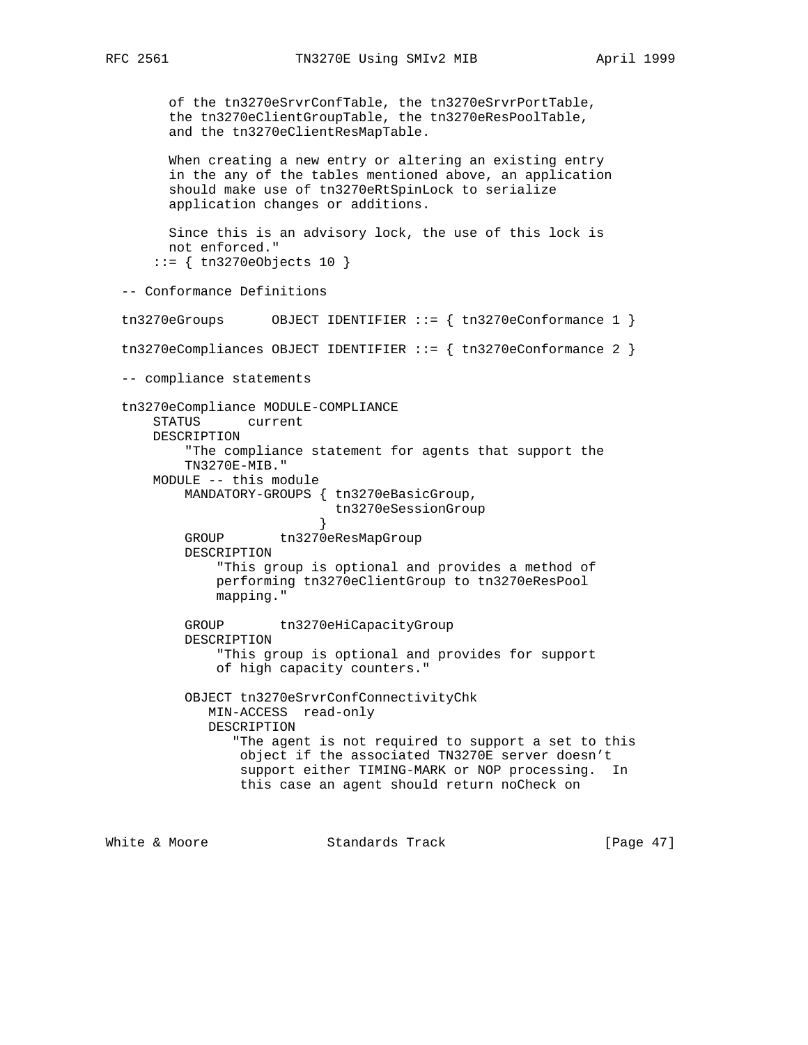```
        of the tn3270eSrvrConfTable, the tn3270eSrvrPortTable,
        the tn3270eClientGroupTable, the tn3270eResPoolTable,
        and the tn3270eClientResMapTable.

        When creating a new entry or altering an existing entry
        in the any of the tables mentioned above, an application
        should make use of tn3270eRtSpinLock to serialize
        application changes or additions.

        Since this is an advisory lock, the use of this lock is
        not enforced."
      ::= { tn3270eObjects 10 }

  -- Conformance Definitions

  tn3270eGroups      OBJECT IDENTIFIER ::= { tn3270eConformance 1 }

  tn3270eCompliances OBJECT IDENTIFIER ::= { tn3270eConformance 2 }

  -- compliance statements

  tn3270eCompliance MODULE-COMPLIANCE
      STATUS      current
      DESCRIPTION
          "The compliance statement for agents that support the
          TN3270E-MIB."
      MODULE -- this module
          MANDATORY-GROUPS { tn3270eBasicGroup,
                             tn3270eSessionGroup
                           }
          GROUP       tn3270eResMapGroup
          DESCRIPTION
              "This group is optional and provides a method of
              performing tn3270eClientGroup to tn3270eResPool
              mapping."

          GROUP       tn3270eHiCapacityGroup
          DESCRIPTION
              "This group is optional and provides for support
              of high capacity counters."

          OBJECT tn3270eSrvrConfConnectivityChk
             MIN-ACCESS  read-only
             DESCRIPTION
                "The agent is not required to support a set to this
                 object if the associated TN3270E server doesn't
                 support either TIMING-MARK or NOP processing.  In
                 this case an agent should return noCheck on
```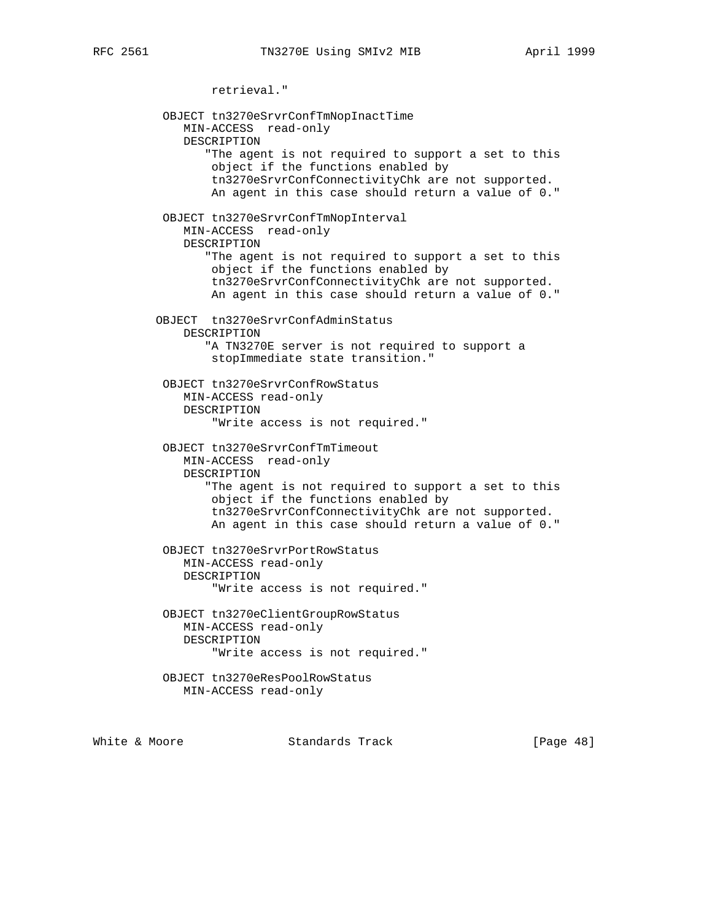```
                 retrieval."

           OBJECT tn3270eSrvrConfTmNopInactTime
              MIN-ACCESS  read-only
              DESCRIPTION
                 "The agent is not required to support a set to this
                  object if the functions enabled by
                  tn3270eSrvrConfConnectivityChk are not supported.
                  An agent in this case should return a value of 0."

           OBJECT tn3270eSrvrConfTmNopInterval
              MIN-ACCESS  read-only
              DESCRIPTION
                 "The agent is not required to support a set to this
                  object if the functions enabled by
                  tn3270eSrvrConfConnectivityChk are not supported.
                  An agent in this case should return a value of 0."

          OBJECT  tn3270eSrvrConfAdminStatus
              DESCRIPTION
                 "A TN3270E server is not required to support a
                  stopImmediate state transition."

           OBJECT tn3270eSrvrConfRowStatus
              MIN-ACCESS read-only
              DESCRIPTION
                  "Write access is not required."

           OBJECT tn3270eSrvrConfTmTimeout
              MIN-ACCESS  read-only
              DESCRIPTION
                 "The agent is not required to support a set to this
                  object if the functions enabled by
                  tn3270eSrvrConfConnectivityChk are not supported.
                  An agent in this case should return a value of 0."

           OBJECT tn3270eSrvrPortRowStatus
              MIN-ACCESS read-only
              DESCRIPTION
                  "Write access is not required."

           OBJECT tn3270eClientGroupRowStatus
              MIN-ACCESS read-only
              DESCRIPTION
                  "Write access is not required."

           OBJECT tn3270eResPoolRowStatus
              MIN-ACCESS read-only
```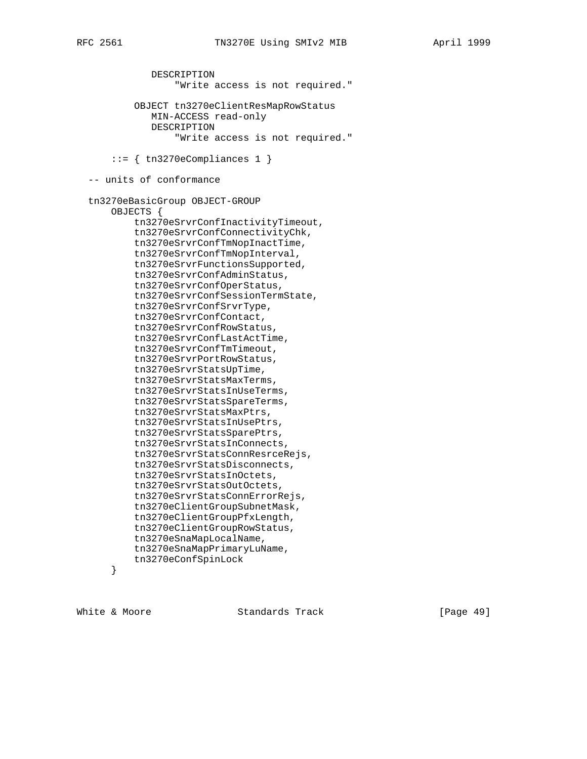```
            DESCRIPTION
                "Write access is not required."

          OBJECT tn3270eClientResMapRowStatus
            MIN-ACCESS read-only
            DESCRIPTION
                "Write access is not required."

      ::= { tn3270eCompliances 1 }

  -- units of conformance

  tn3270eBasicGroup OBJECT-GROUP
      OBJECTS {
          tn3270eSrvrConfInactivityTimeout,
          tn3270eSrvrConfConnectivityChk,
          tn3270eSrvrConfTmNopInactTime,
          tn3270eSrvrConfTmNopInterval,
          tn3270eSrvrFunctionsSupported,
          tn3270eSrvrConfAdminStatus,
          tn3270eSrvrConfOperStatus,
          tn3270eSrvrConfSessionTermState,
          tn3270eSrvrConfSrvrType,
          tn3270eSrvrConfContact,
          tn3270eSrvrConfRowStatus,
          tn3270eSrvrConfLastActTime,
          tn3270eSrvrConfTmTimeout,
          tn3270eSrvrPortRowStatus,
          tn3270eSrvrStatsUpTime,
          tn3270eSrvrStatsMaxTerms,
          tn3270eSrvrStatsInUseTerms,
          tn3270eSrvrStatsSpareTerms,
          tn3270eSrvrStatsMaxPtrs,
          tn3270eSrvrStatsInUsePtrs,
          tn3270eSrvrStatsSparePtrs,
          tn3270eSrvrStatsInConnects,
          tn3270eSrvrStatsConnResrceRejs,
          tn3270eSrvrStatsDisconnects,
          tn3270eSrvrStatsInOctets,
          tn3270eSrvrStatsOutOctets,
          tn3270eSrvrStatsConnErrorRejs,
          tn3270eClientGroupSubnetMask,
          tn3270eClientGroupPfxLength,
          tn3270eClientGroupRowStatus,
          tn3270eSnaMapLocalName,
          tn3270eSnaMapPrimaryLuName,
          tn3270eConfSpinLock
      }
```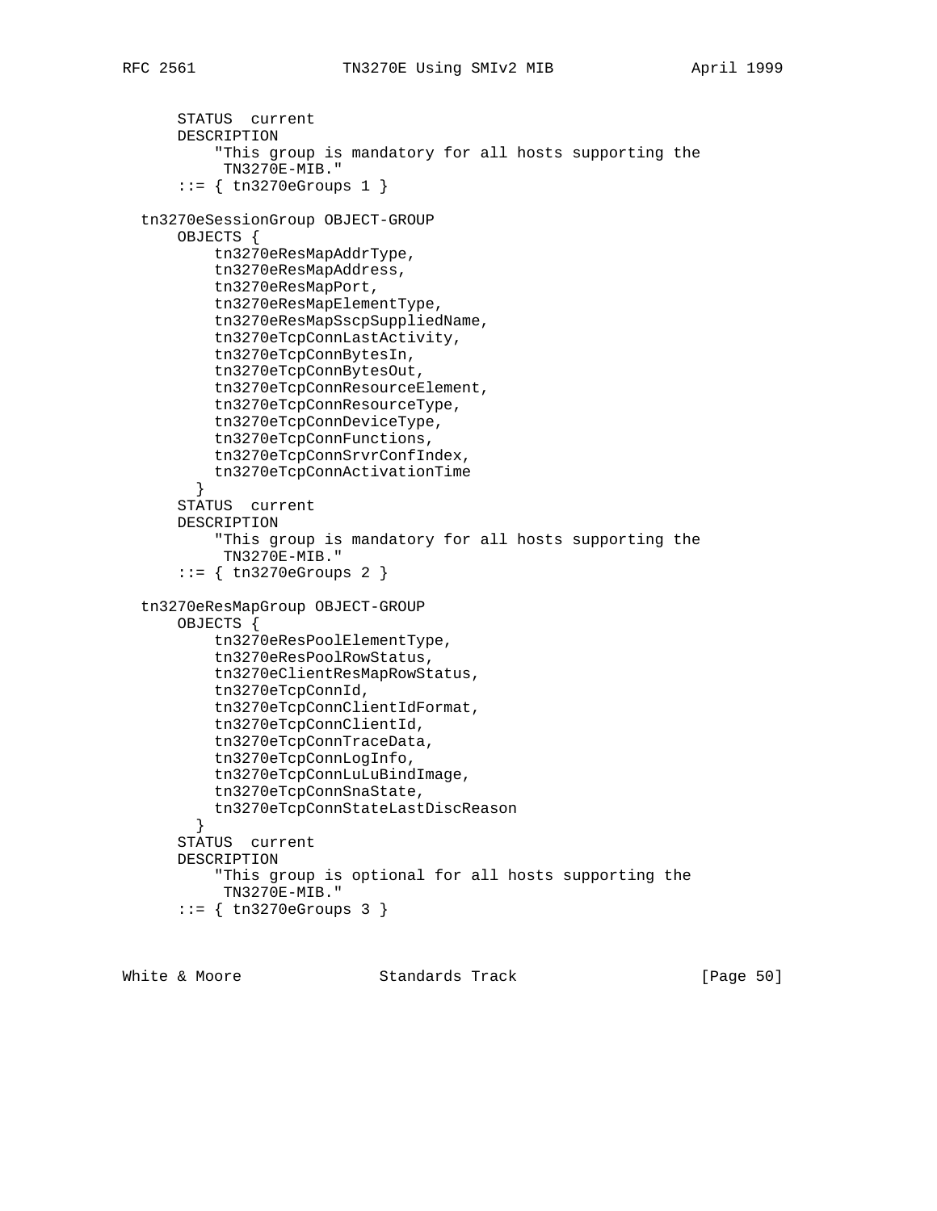```
      STATUS  current
      DESCRIPTION
          "This group is mandatory for all hosts supporting the
           TN3270E-MIB."
      ::= { tn3270eGroups 1 }

  tn3270eSessionGroup OBJECT-GROUP
      OBJECTS {
          tn3270eResMapAddrType,
          tn3270eResMapAddress,
          tn3270eResMapPort,
          tn3270eResMapElementType,
          tn3270eResMapSscpSuppliedName,
          tn3270eTcpConnLastActivity,
          tn3270eTcpConnBytesIn,
          tn3270eTcpConnBytesOut,
          tn3270eTcpConnResourceElement,
          tn3270eTcpConnResourceType,
          tn3270eTcpConnDeviceType,
          tn3270eTcpConnFunctions,
          tn3270eTcpConnSrvrConfIndex,
          tn3270eTcpConnActivationTime
        }
      STATUS  current
      DESCRIPTION
          "This group is mandatory for all hosts supporting the
           TN3270E-MIB."
      ::= { tn3270eGroups 2 }

  tn3270eResMapGroup OBJECT-GROUP
      OBJECTS {
          tn3270eResPoolElementType,
          tn3270eResPoolRowStatus,
          tn3270eClientResMapRowStatus,
          tn3270eTcpConnId,
          tn3270eTcpConnClientIdFormat,
          tn3270eTcpConnClientId,
          tn3270eTcpConnTraceData,
          tn3270eTcpConnLogInfo,
          tn3270eTcpConnLuLuBindImage,
          tn3270eTcpConnSnaState,
          tn3270eTcpConnStateLastDiscReason
        }
      STATUS  current
      DESCRIPTION
          "This group is optional for all hosts supporting the
           TN3270E-MIB."
      ::= { tn3270eGroups 3 }
```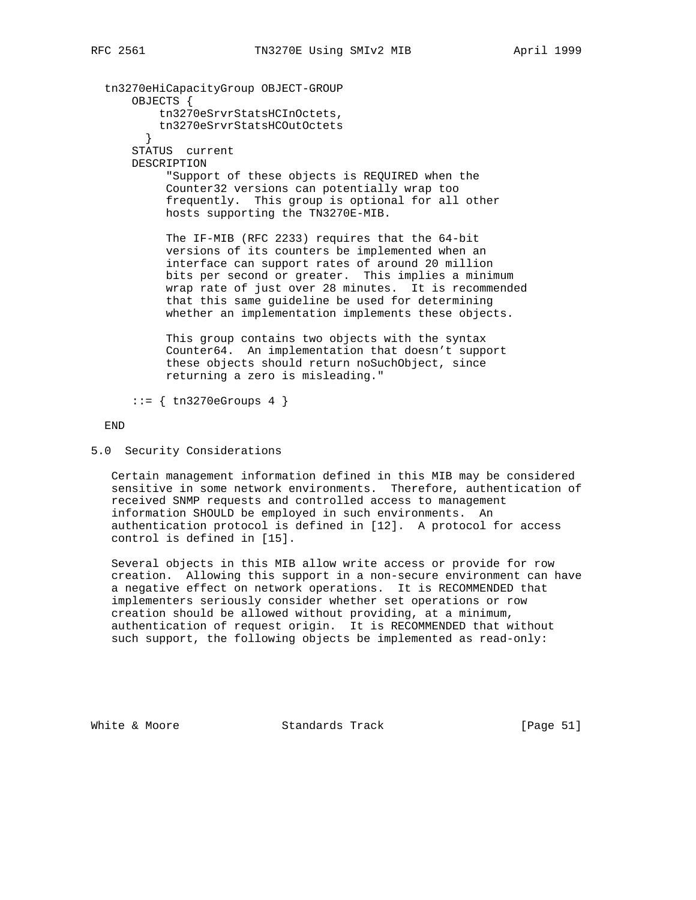```
   tn3270eHiCapacityGroup OBJECT-GROUP
       OBJECTS {
           tn3270eSrvrStatsHCInOctets,
           tn3270eSrvrStatsHCOutOctets
         }
       STATUS  current
       DESCRIPTION
            "Support of these objects is REQUIRED when the
            Counter32 versions can potentially wrap too
            frequently.  This group is optional for all other
            hosts supporting the TN3270E-MIB.

            The IF-MIB (RFC 2233) requires that the 64-bit
            versions of its counters be implemented when an
            interface can support rates of around 20 million
            bits per second or greater.  This implies a minimum
            wrap rate of just over 28 minutes.  It is recommended
            that this same guideline be used for determining
            whether an implementation implements these objects.

            This group contains two objects with the syntax
            Counter64.  An implementation that doesn't support
            these objects should return noSuchObject, since
            returning a zero is misleading."

       ::= { tn3270eGroups 4 }

   END
```

## 5.0 Security Considerations

Certain management information defined in this MIB may be considered sensitive in some network environments. Therefore, authentication of received SNMP requests and controlled access to management information SHOULD be employed in such environments. An authentication protocol is defined in [12]. A protocol for access control is defined in [15].

Several objects in this MIB allow write access or provide for row creation. Allowing this support in a non-secure environment can have a negative effect on network operations. It is RECOMMENDED that implementers seriously consider whether set operations or row creation should be allowed without providing, at a minimum, authentication of request origin. It is RECOMMENDED that without such support, the following objects be implemented as read-only: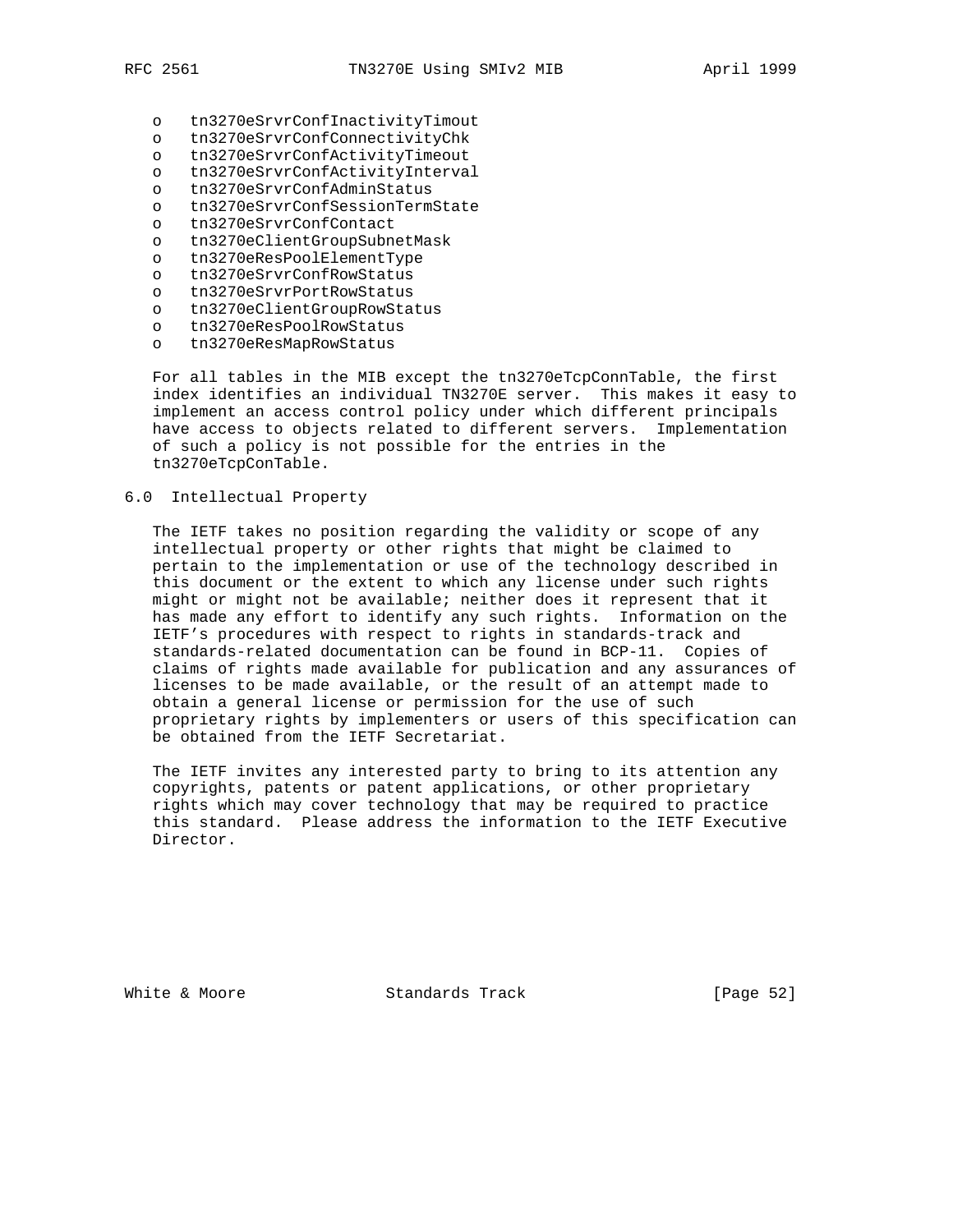- tn3270eSrvrConfInactivityTimout
- tn3270eSrvrConfConnectivityChk
- tn3270eSrvrConfActivityTimeout
- tn3270eSrvrConfActivityInterval
- tn3270eSrvrConfAdminStatus
- tn3270eSrvrConfSessionTermState
- tn3270eSrvrConfContact
- tn3270eClientGroupSubnetMask
- tn3270eResPoolElementType
- tn3270eSrvrConfRowStatus
- tn3270eSrvrPortRowStatus
- tn3270eClientGroupRowStatus
- tn3270eResPoolRowStatus
- tn3270eResMapRowStatus

For all tables in the MIB except the tn3270eTcpConnTable, the first index identifies an individual TN3270E server. This makes it easy to implement an access control policy under which different principals have access to objects related to different servers. Implementation of such a policy is not possible for the entries in the tn3270eTcpConTable.

## 6.0 Intellectual Property

The IETF takes no position regarding the validity or scope of any intellectual property or other rights that might be claimed to pertain to the implementation or use of the technology described in this document or the extent to which any license under such rights might or might not be available; neither does it represent that it has made any effort to identify any such rights. Information on the IETF's procedures with respect to rights in standards-track and standards-related documentation can be found in BCP-11. Copies of claims of rights made available for publication and any assurances of licenses to be made available, or the result of an attempt made to obtain a general license or permission for the use of such proprietary rights by implementers or users of this specification can be obtained from the IETF Secretariat.

The IETF invites any interested party to bring to its attention any copyrights, patents or patent applications, or other proprietary rights which may cover technology that may be required to practice this standard. Please address the information to the IETF Executive Director.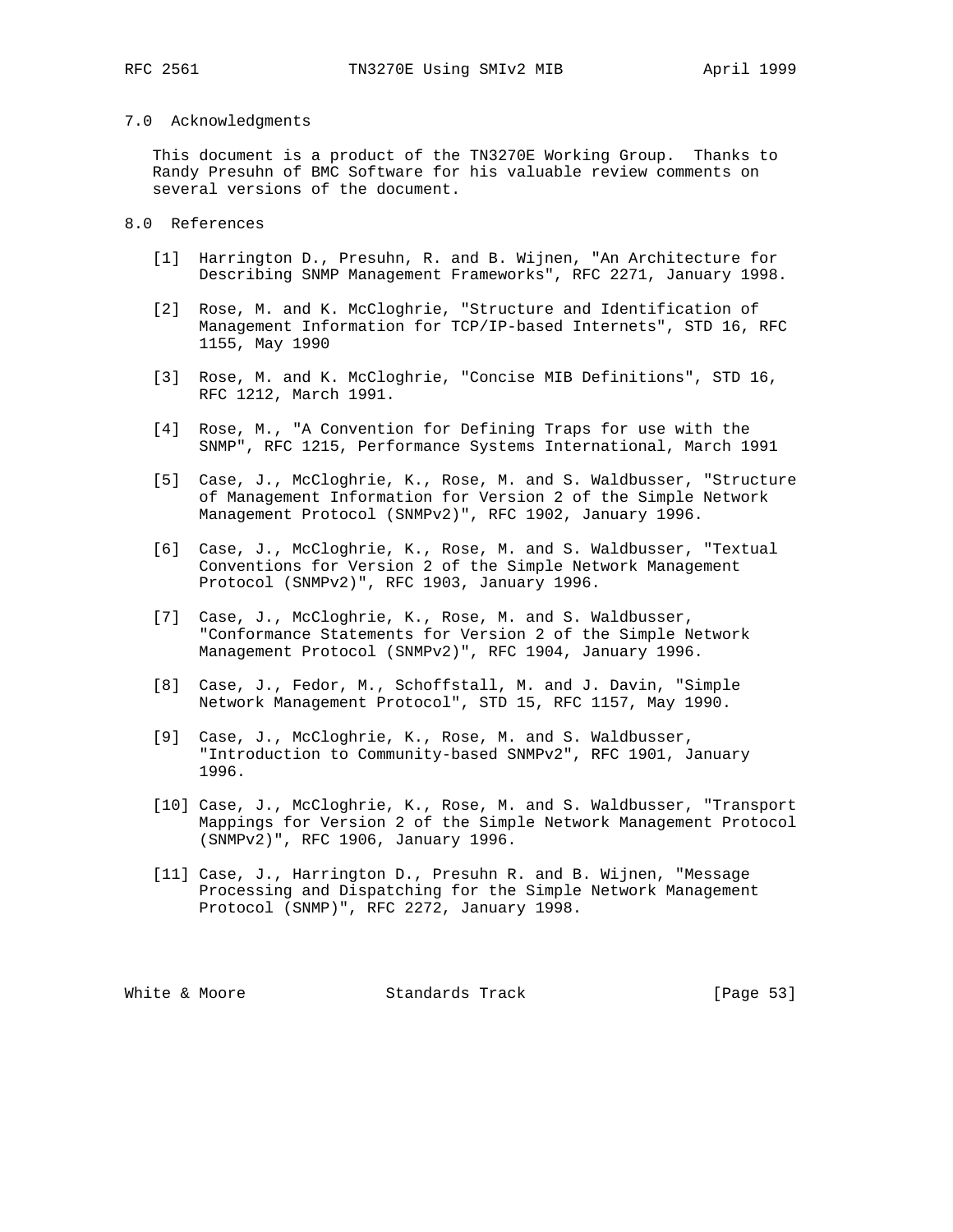## 7.0 Acknowledgments

This document is a product of the TN3270E Working Group. Thanks to Randy Presuhn of BMC Software for his valuable review comments on several versions of the document.

## 8.0 References

[1] Harrington D., Presuhn, R. and B. Wijnen, "An Architecture for Describing SNMP Management Frameworks", RFC 2271, January 1998.

[2] Rose, M. and K. McCloghrie, "Structure and Identification of Management Information for TCP/IP-based Internets", STD 16, RFC 1155, May 1990

[3] Rose, M. and K. McCloghrie, "Concise MIB Definitions", STD 16, RFC 1212, March 1991.

[4] Rose, M., "A Convention for Defining Traps for use with the SNMP", RFC 1215, Performance Systems International, March 1991

[5] Case, J., McCloghrie, K., Rose, M. and S. Waldbusser, "Structure of Management Information for Version 2 of the Simple Network Management Protocol (SNMPv2)", RFC 1902, January 1996.

[6] Case, J., McCloghrie, K., Rose, M. and S. Waldbusser, "Textual Conventions for Version 2 of the Simple Network Management Protocol (SNMPv2)", RFC 1903, January 1996.

[7] Case, J., McCloghrie, K., Rose, M. and S. Waldbusser, "Conformance Statements for Version 2 of the Simple Network Management Protocol (SNMPv2)", RFC 1904, January 1996.

[8] Case, J., Fedor, M., Schoffstall, M. and J. Davin, "Simple Network Management Protocol", STD 15, RFC 1157, May 1990.

[9] Case, J., McCloghrie, K., Rose, M. and S. Waldbusser, "Introduction to Community-based SNMPv2", RFC 1901, January 1996.

[10] Case, J., McCloghrie, K., Rose, M. and S. Waldbusser, "Transport Mappings for Version 2 of the Simple Network Management Protocol (SNMPv2)", RFC 1906, January 1996.

[11] Case, J., Harrington D., Presuhn R. and B. Wijnen, "Message Processing and Dispatching for the Simple Network Management Protocol (SNMP)", RFC 2272, January 1998.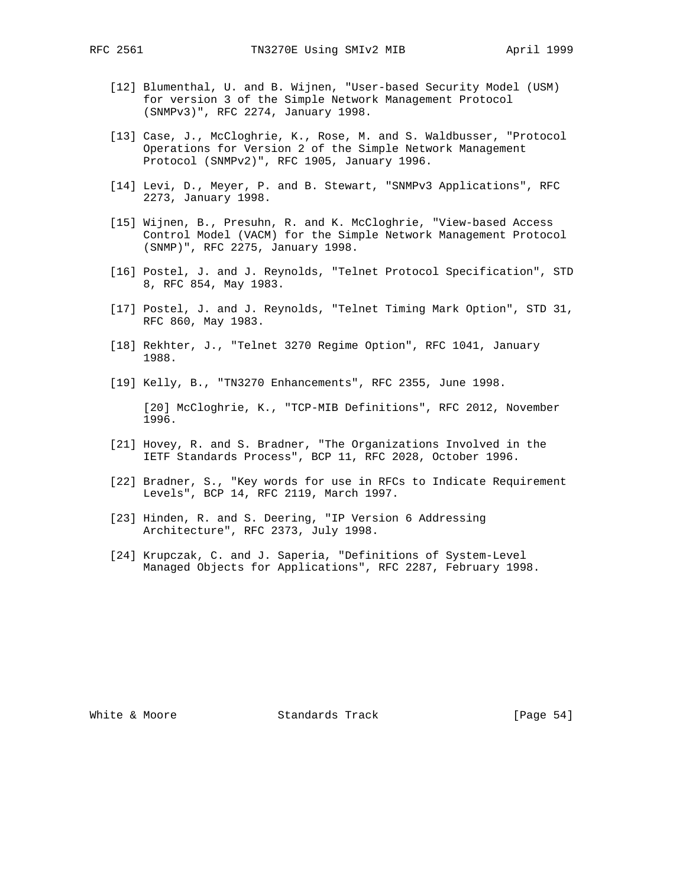[12] Blumenthal, U. and B. Wijnen, "User-based Security Model (USM) for version 3 of the Simple Network Management Protocol (SNMPv3)", RFC 2274, January 1998.

[13] Case, J., McCloghrie, K., Rose, M. and S. Waldbusser, "Protocol Operations for Version 2 of the Simple Network Management Protocol (SNMPv2)", RFC 1905, January 1996.

[14] Levi, D., Meyer, P. and B. Stewart, "SNMPv3 Applications", RFC 2273, January 1998.

[15] Wijnen, B., Presuhn, R. and K. McCloghrie, "View-based Access Control Model (VACM) for the Simple Network Management Protocol (SNMP)", RFC 2275, January 1998.

[16] Postel, J. and J. Reynolds, "Telnet Protocol Specification", STD 8, RFC 854, May 1983.

[17] Postel, J. and J. Reynolds, "Telnet Timing Mark Option", STD 31, RFC 860, May 1983.

[18] Rekhter, J., "Telnet 3270 Regime Option", RFC 1041, January 1988.

[19] Kelly, B., "TN3270 Enhancements", RFC 2355, June 1998.

[20] McCloghrie, K., "TCP-MIB Definitions", RFC 2012, November 1996.

[21] Hovey, R. and S. Bradner, "The Organizations Involved in the IETF Standards Process", BCP 11, RFC 2028, October 1996.

[22] Bradner, S., "Key words for use in RFCs to Indicate Requirement Levels", BCP 14, RFC 2119, March 1997.

[23] Hinden, R. and S. Deering, "IP Version 6 Addressing Architecture", RFC 2373, July 1998.

[24] Krupczak, C. and J. Saperia, "Definitions of System-Level Managed Objects for Applications", RFC 2287, February 1998.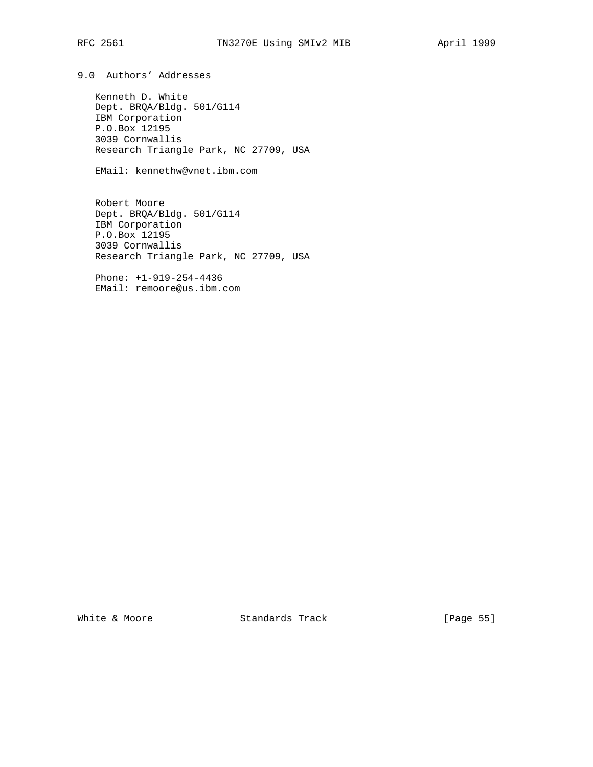## 9.0 Authors' Addresses

Kenneth D. White
Dept. BRQA/Bldg. 501/G114
IBM Corporation
P.O.Box 12195
3039 Cornwallis
Research Triangle Park, NC 27709, USA

EMail: kennethw@vnet.ibm.com

Robert Moore
Dept. BRQA/Bldg. 501/G114
IBM Corporation
P.O.Box 12195
3039 Cornwallis
Research Triangle Park, NC 27709, USA

Phone: +1-919-254-4436
EMail: remoore@us.ibm.com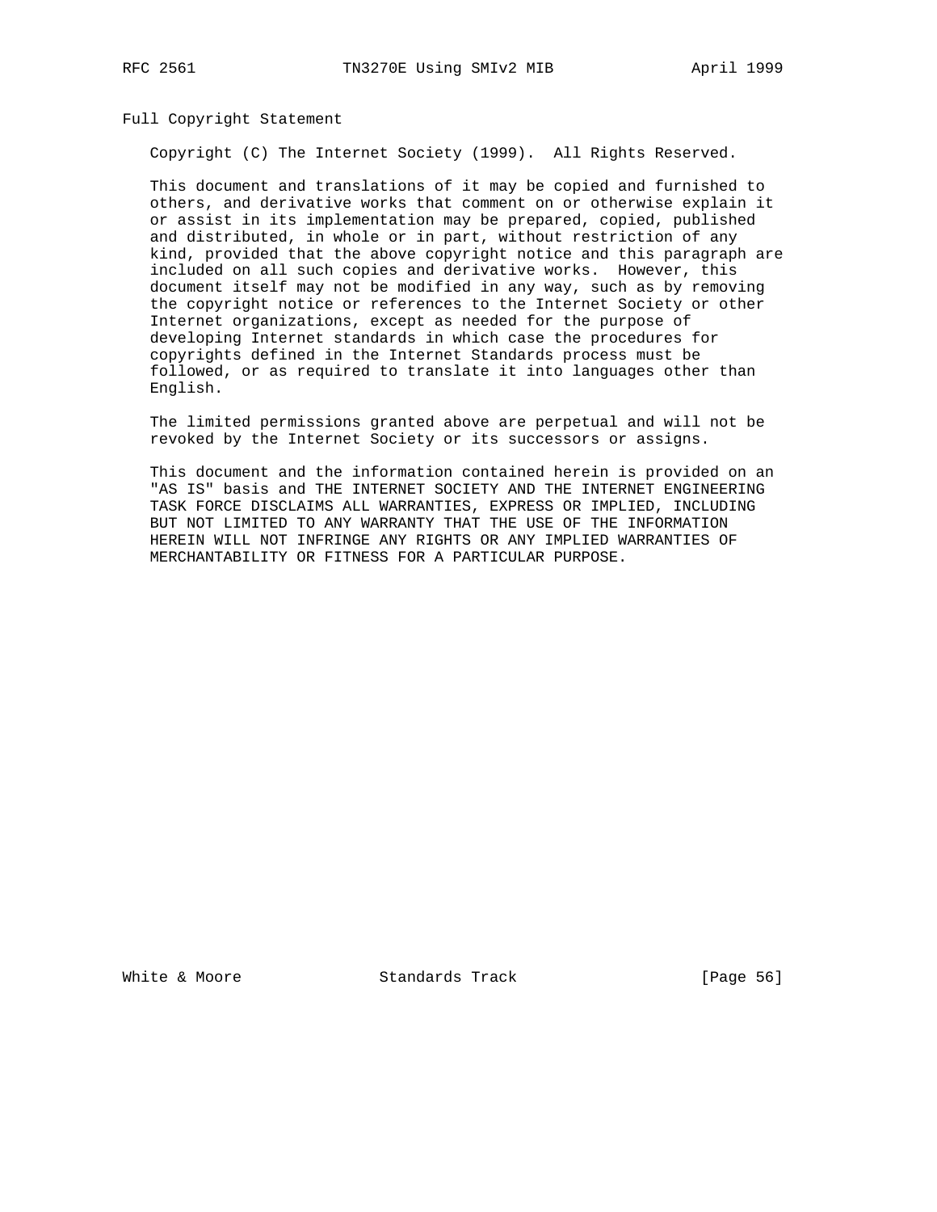## Full Copyright Statement

Copyright (C) The Internet Society (1999). All Rights Reserved.

This document and translations of it may be copied and furnished to others, and derivative works that comment on or otherwise explain it or assist in its implementation may be prepared, copied, published and distributed, in whole or in part, without restriction of any kind, provided that the above copyright notice and this paragraph are included on all such copies and derivative works. However, this document itself may not be modified in any way, such as by removing the copyright notice or references to the Internet Society or other Internet organizations, except as needed for the purpose of developing Internet standards in which case the procedures for copyrights defined in the Internet Standards process must be followed, or as required to translate it into languages other than English.

The limited permissions granted above are perpetual and will not be revoked by the Internet Society or its successors or assigns.

This document and the information contained herein is provided on an "AS IS" basis and THE INTERNET SOCIETY AND THE INTERNET ENGINEERING TASK FORCE DISCLAIMS ALL WARRANTIES, EXPRESS OR IMPLIED, INCLUDING BUT NOT LIMITED TO ANY WARRANTY THAT THE USE OF THE INFORMATION HEREIN WILL NOT INFRINGE ANY RIGHTS OR ANY IMPLIED WARRANTIES OF MERCHANTABILITY OR FITNESS FOR A PARTICULAR PURPOSE.